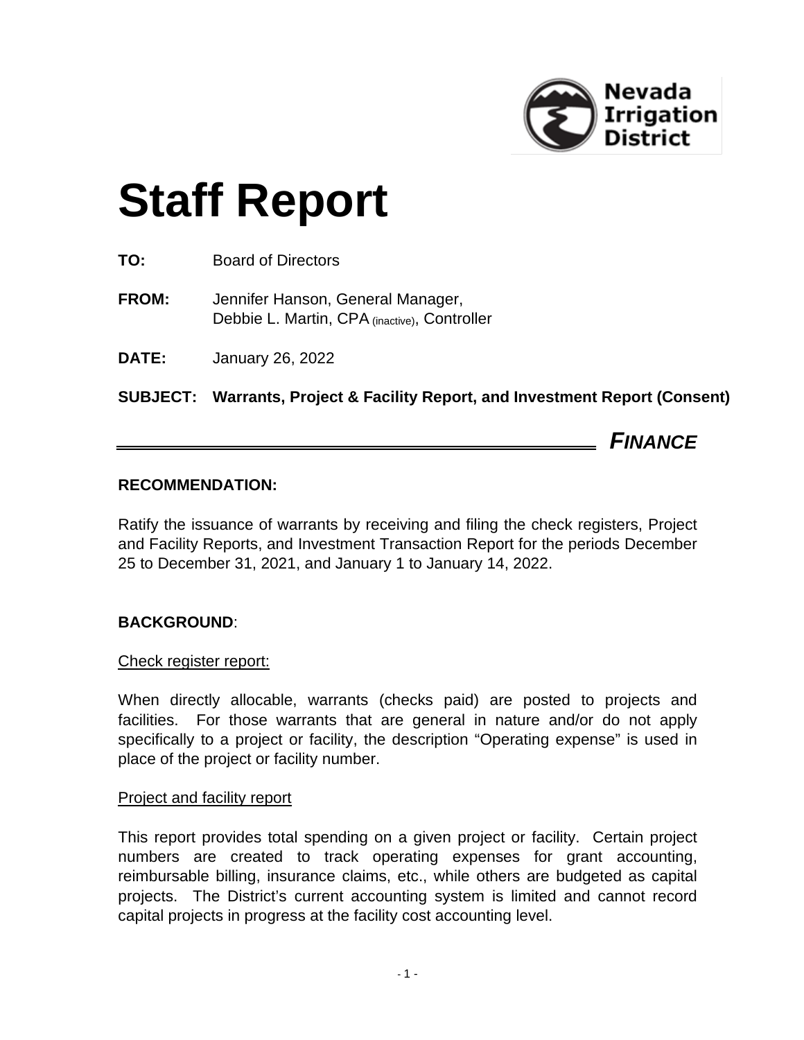Nevada Irrigation District

# Staff Report

**TO:** Board of Directors

**FROM:** Jennifer Hanson, General Manager,
Debbie L. Martin, CPA (inactive), Controller

**DATE:** January 26, 2022

**SUBJECT: Warrants, Project & Facility Report, and Investment Report (Consent)**

***FINANCE***

### RECOMMENDATION:

Ratify the issuance of warrants by receiving and filing the check registers, Project and Facility Reports, and Investment Transaction Report for the periods December 25 to December 31, 2021, and January 1 to January 14, 2022.

### BACKGROUND:

Check register report:

When directly allocable, warrants (checks paid) are posted to projects and facilities. For those warrants that are general in nature and/or do not apply specifically to a project or facility, the description "Operating expense" is used in place of the project or facility number.

Project and facility report

This report provides total spending on a given project or facility. Certain project numbers are created to track operating expenses for grant accounting, reimbursable billing, insurance claims, etc., while others are budgeted as capital projects. The District's current accounting system is limited and cannot record capital projects in progress at the facility cost accounting level.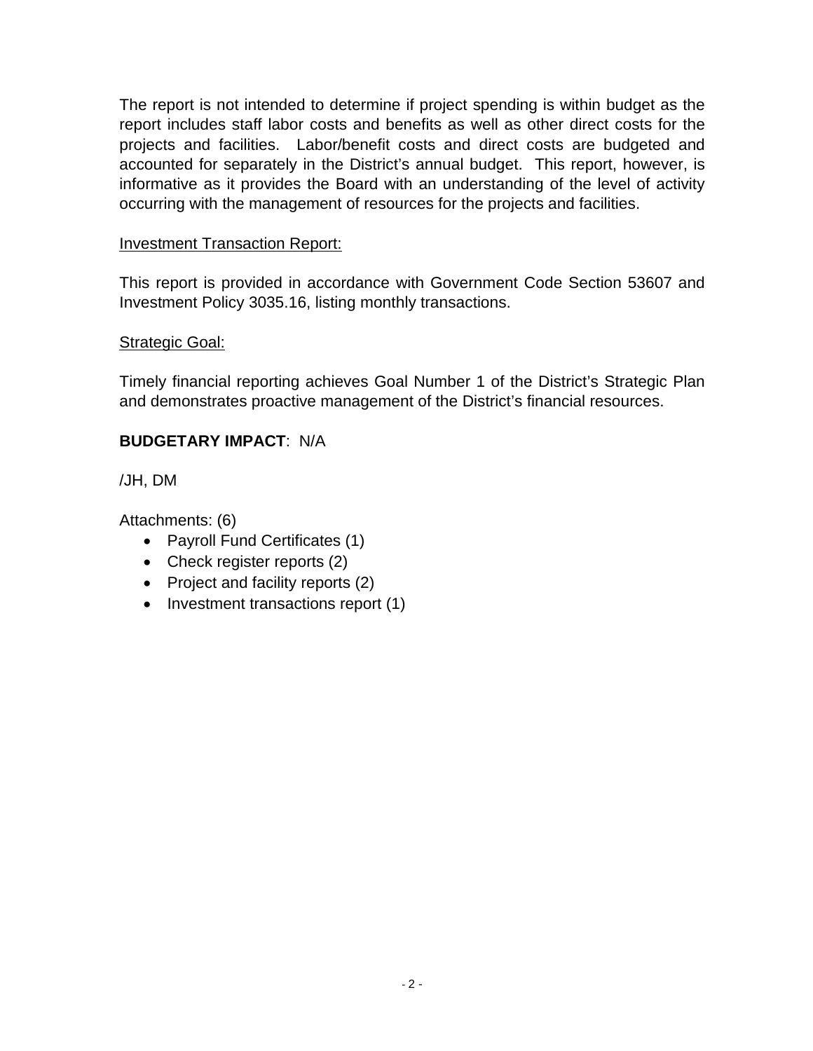The report is not intended to determine if project spending is within budget as the report includes staff labor costs and benefits as well as other direct costs for the projects and facilities. Labor/benefit costs and direct costs are budgeted and accounted for separately in the District's annual budget. This report, however, is informative as it provides the Board with an understanding of the level of activity occurring with the management of resources for the projects and facilities.

Investment Transaction Report:

This report is provided in accordance with Government Code Section 53607 and Investment Policy 3035.16, listing monthly transactions.

Strategic Goal:

Timely financial reporting achieves Goal Number 1 of the District's Strategic Plan and demonstrates proactive management of the District's financial resources.

**BUDGETARY IMPACT**: N/A

/JH, DM

Attachments: (6)

- Payroll Fund Certificates (1)
- Check register reports (2)
- Project and facility reports (2)
- Investment transactions report (1)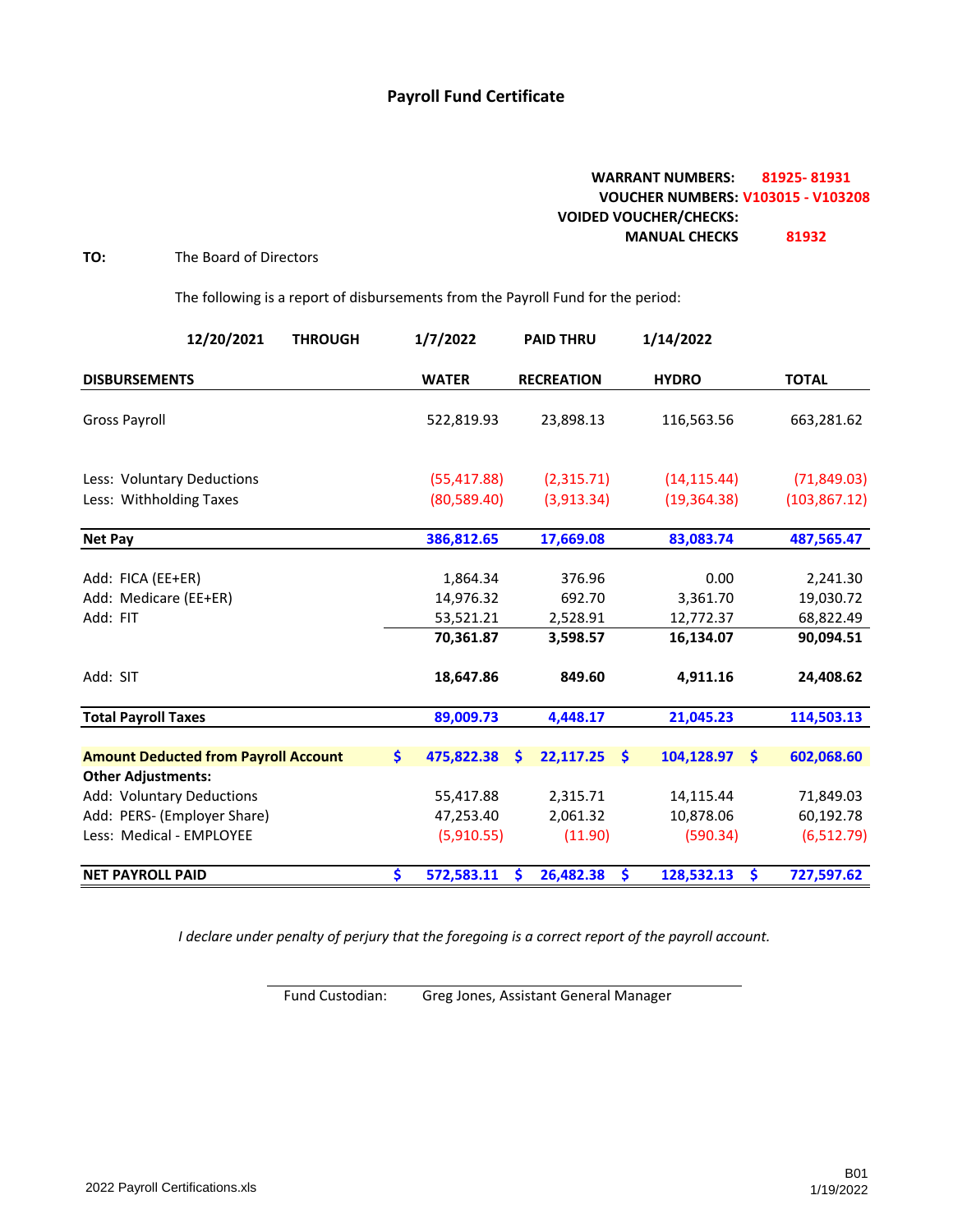# Payroll Fund Certificate

**WARRANT NUMBERS:** 81925- 81931
**VOUCHER NUMBERS:** V103015 - V103208
**VOIDED VOUCHER/CHECKS:**
**MANUAL CHECKS** 81932

**TO:** The Board of Directors

The following is a report of disbursements from the Payroll Fund for the period:

**12/20/2021 THROUGH 1/7/2022 PAID THRU 1/14/2022**

| DISBURSEMENTS | WATER | RECREATION | HYDRO | TOTAL |
|---|---|---|---|---|
| Gross Payroll | 522,819.93 | 23,898.13 | 116,563.56 | 663,281.62 |
| Less: Voluntary Deductions | (55,417.88) | (2,315.71) | (14,115.44) | (71,849.03) |
| Less: Withholding Taxes | (80,589.40) | (3,913.34) | (19,364.38) | (103,867.12) |
| **Net Pay** | **386,812.65** | **17,669.08** | **83,083.74** | **487,565.47** |
| Add: FICA (EE+ER) | 1,864.34 | 376.96 | 0.00 | 2,241.30 |
| Add: Medicare (EE+ER) | 14,976.32 | 692.70 | 3,361.70 | 19,030.72 |
| Add: FIT | 53,521.21 | 2,528.91 | 12,772.37 | 68,822.49 |
| | **70,361.87** | **3,598.57** | **16,134.07** | **90,094.51** |
| Add: SIT | **18,647.86** | **849.60** | **4,911.16** | **24,408.62** |
| **Total Payroll Taxes** | **89,009.73** | **4,448.17** | **21,045.23** | **114,503.13** |
| **Amount Deducted from Payroll Account** | **$ 475,822.38** | **$ 22,117.25** | **$ 104,128.97** | **$ 602,068.60** |
| **Other Adjustments:** | | | | |
| Add: Voluntary Deductions | 55,417.88 | 2,315.71 | 14,115.44 | 71,849.03 |
| Add: PERS- (Employer Share) | 47,253.40 | 2,061.32 | 10,878.06 | 60,192.78 |
| Less: Medical - EMPLOYEE | (5,910.55) | (11.90) | (590.34) | (6,512.79) |
| **NET PAYROLL PAID** | **$ 572,583.11** | **$ 26,482.38** | **$ 128,532.13** | **$ 727,597.62** |

*I declare under penalty of perjury that the foregoing is a correct report of the payroll account.*

Fund Custodian: Greg Jones, Assistant General Manager

2022 Payroll Certifications.xls

B01
1/19/2022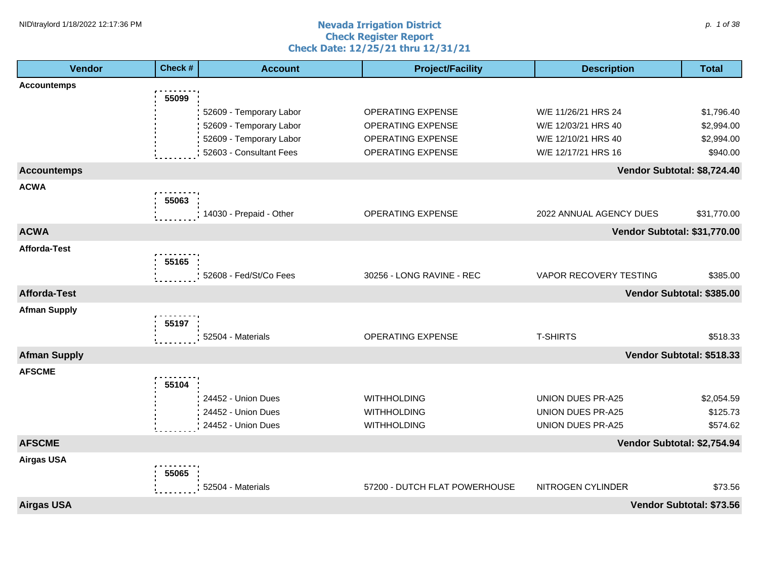# Nevada Irrigation District
## Check Register Report
### Check Date: 12/25/21 thru 12/31/21

| Vendor | Check # | Account | Project/Facility | Description | Total |
|---|---|---|---|---|---|
| **Accountemps** | | | | | |
| | **55099** | | | | |
| | | 52609 - Temporary Labor | OPERATING EXPENSE | W/E 11/26/21 HRS 24 | $1,796.40 |
| | | 52609 - Temporary Labor | OPERATING EXPENSE | W/E 12/03/21 HRS 40 | $2,994.00 |
| | | 52609 - Temporary Labor | OPERATING EXPENSE | W/E 12/10/21 HRS 40 | $2,994.00 |
| | | 52603 - Consultant Fees | OPERATING EXPENSE | W/E 12/17/21 HRS 16 | $940.00 |
| **Accountemps** | | | | | **Vendor Subtotal: $8,724.40** |
| **ACWA** | | | | | |
| | **55063** | | | | |
| | | 14030 - Prepaid - Other | OPERATING EXPENSE | 2022 ANNUAL AGENCY DUES | $31,770.00 |
| **ACWA** | | | | | **Vendor Subtotal: $31,770.00** |
| **Afforda-Test** | | | | | |
| | **55165** | | | | |
| | | 52608 - Fed/St/Co Fees | 30256 - LONG RAVINE - REC | VAPOR RECOVERY TESTING | $385.00 |
| **Afforda-Test** | | | | | **Vendor Subtotal: $385.00** |
| **Afman Supply** | | | | | |
| | **55197** | | | | |
| | | 52504 - Materials | OPERATING EXPENSE | T-SHIRTS | $518.33 |
| **Afman Supply** | | | | | **Vendor Subtotal: $518.33** |
| **AFSCME** | | | | | |
| | **55104** | | | | |
| | | 24452 - Union Dues | WITHHOLDING | UNION DUES PR-A25 | $2,054.59 |
| | | 24452 - Union Dues | WITHHOLDING | UNION DUES PR-A25 | $125.73 |
| | | 24452 - Union Dues | WITHHOLDING | UNION DUES PR-A25 | $574.62 |
| **AFSCME** | | | | | **Vendor Subtotal: $2,754.94** |
| **Airgas USA** | | | | | |
| | **55065** | | | | |
| | | 52504 - Materials | 57200 - DUTCH FLAT POWERHOUSE | NITROGEN CYLINDER | $73.56 |
| **Airgas USA** | | | | | **Vendor Subtotal: $73.56** |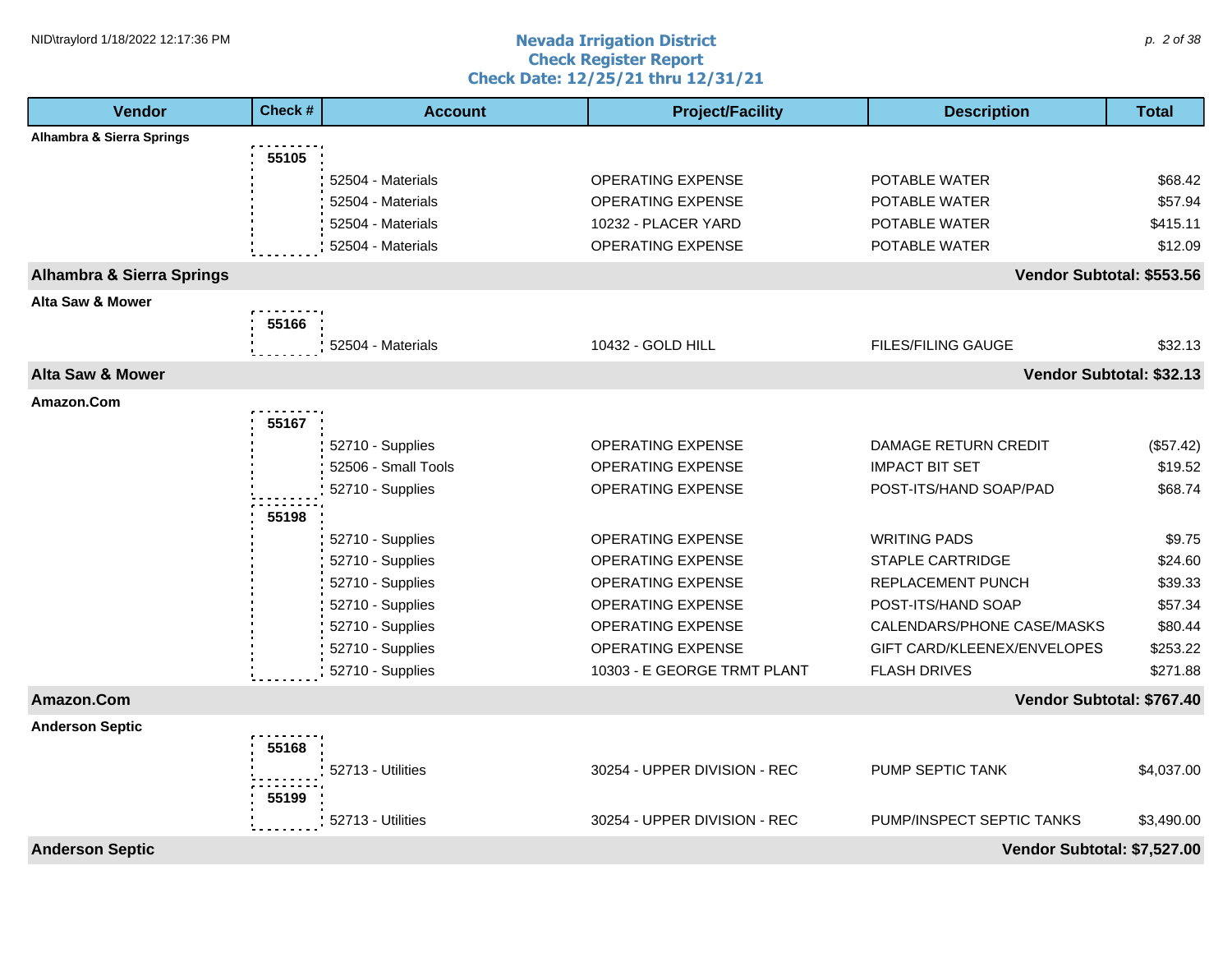# Nevada Irrigation District
## Check Register Report
### Check Date: 12/25/21 thru 12/31/21

| Vendor | Check # | Account | Project/Facility | Description | Total |
|---|---|---|---|---|---|
| **Alhambra & Sierra Springs** | | | | | |
| | 55105 | | | | |
| | | 52504 - Materials | OPERATING EXPENSE | POTABLE WATER | $68.42 |
| | | 52504 - Materials | OPERATING EXPENSE | POTABLE WATER | $57.94 |
| | | 52504 - Materials | 10232 - PLACER YARD | POTABLE WATER | $415.11 |
| | | 52504 - Materials | OPERATING EXPENSE | POTABLE WATER | $12.09 |
| **Alhambra & Sierra Springs** | | | | | **Vendor Subtotal: $553.56** |
| **Alta Saw & Mower** | | | | | |
| | 55166 | | | | |
| | | 52504 - Materials | 10432 - GOLD HILL | FILES/FILING GAUGE | $32.13 |
| **Alta Saw & Mower** | | | | | **Vendor Subtotal: $32.13** |
| **Amazon.Com** | | | | | |
| | 55167 | | | | |
| | | 52710 - Supplies | OPERATING EXPENSE | DAMAGE RETURN CREDIT | ($57.42) |
| | | 52506 - Small Tools | OPERATING EXPENSE | IMPACT BIT SET | $19.52 |
| | | 52710 - Supplies | OPERATING EXPENSE | POST-ITS/HAND SOAP/PAD | $68.74 |
| | 55198 | | | | |
| | | 52710 - Supplies | OPERATING EXPENSE | WRITING PADS | $9.75 |
| | | 52710 - Supplies | OPERATING EXPENSE | STAPLE CARTRIDGE | $24.60 |
| | | 52710 - Supplies | OPERATING EXPENSE | REPLACEMENT PUNCH | $39.33 |
| | | 52710 - Supplies | OPERATING EXPENSE | POST-ITS/HAND SOAP | $57.34 |
| | | 52710 - Supplies | OPERATING EXPENSE | CALENDARS/PHONE CASE/MASKS | $80.44 |
| | | 52710 - Supplies | OPERATING EXPENSE | GIFT CARD/KLEENEX/ENVELOPES | $253.22 |
| | | 52710 - Supplies | 10303 - E GEORGE TRMT PLANT | FLASH DRIVES | $271.88 |
| **Amazon.Com** | | | | | **Vendor Subtotal: $767.40** |
| **Anderson Septic** | | | | | |
| | 55168 | | | | |
| | | 52713 - Utilities | 30254 - UPPER DIVISION - REC | PUMP SEPTIC TANK | $4,037.00 |
| | 55199 | | | | |
| | | 52713 - Utilities | 30254 - UPPER DIVISION - REC | PUMP/INSPECT SEPTIC TANKS | $3,490.00 |
| **Anderson Septic** | | | | | **Vendor Subtotal: $7,527.00** |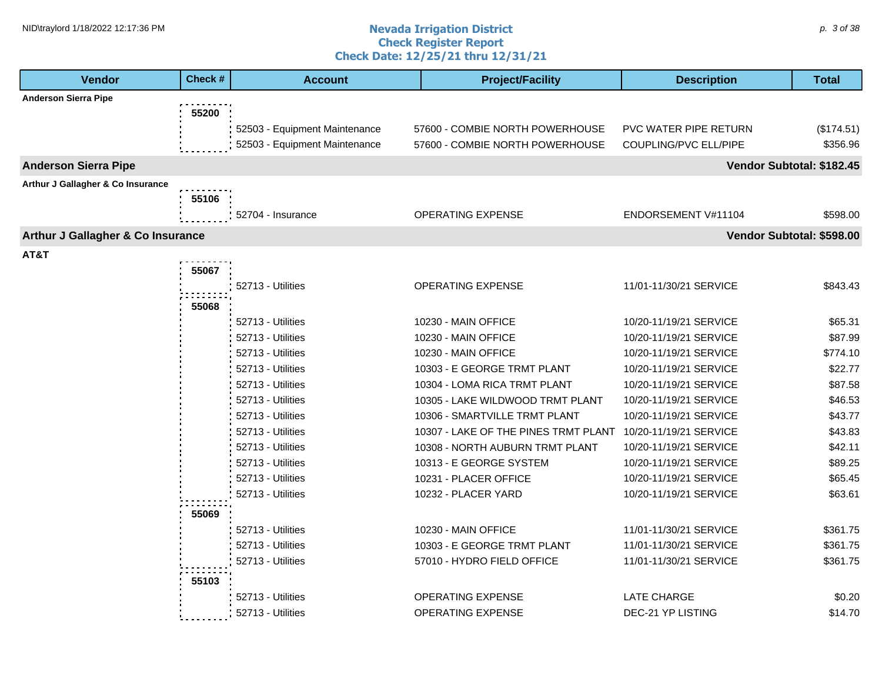**Nevada Irrigation District**
**Check Register Report**
**Check Date: 12/25/21 thru 12/31/21**

| Vendor | Check # | Account | Project/Facility | Description | Total |
|---|---|---|---|---|---|
| **Anderson Sierra Pipe** | | | | | |
| | 55200 | | | | |
| | | 52503 - Equipment Maintenance | 57600 - COMBIE NORTH POWERHOUSE | PVC WATER PIPE RETURN | ($174.51) |
| | | 52503 - Equipment Maintenance | 57600 - COMBIE NORTH POWERHOUSE | COUPLING/PVC ELL/PIPE | $356.96 |
| **Anderson Sierra Pipe** | | | | | **Vendor Subtotal: $182.45** |
| **Arthur J Gallagher & Co Insurance** | | | | | |
| | 55106 | | | | |
| | | 52704 - Insurance | OPERATING EXPENSE | ENDORSEMENT V#11104 | $598.00 |
| **Arthur J Gallagher & Co Insurance** | | | | | **Vendor Subtotal: $598.00** |
| **AT&T** | | | | | |
| | 55067 | | | | |
| | | 52713 - Utilities | OPERATING EXPENSE | 11/01-11/30/21 SERVICE | $843.43 |
| | 55068 | | | | |
| | | 52713 - Utilities | 10230 - MAIN OFFICE | 10/20-11/19/21 SERVICE | $65.31 |
| | | 52713 - Utilities | 10230 - MAIN OFFICE | 10/20-11/19/21 SERVICE | $87.99 |
| | | 52713 - Utilities | 10230 - MAIN OFFICE | 10/20-11/19/21 SERVICE | $774.10 |
| | | 52713 - Utilities | 10303 - E GEORGE TRMT PLANT | 10/20-11/19/21 SERVICE | $22.77 |
| | | 52713 - Utilities | 10304 - LOMA RICA TRMT PLANT | 10/20-11/19/21 SERVICE | $87.58 |
| | | 52713 - Utilities | 10305 - LAKE WILDWOOD TRMT PLANT | 10/20-11/19/21 SERVICE | $46.53 |
| | | 52713 - Utilities | 10306 - SMARTVILLE TRMT PLANT | 10/20-11/19/21 SERVICE | $43.77 |
| | | 52713 - Utilities | 10307 - LAKE OF THE PINES TRMT PLANT | 10/20-11/19/21 SERVICE | $43.83 |
| | | 52713 - Utilities | 10308 - NORTH AUBURN TRMT PLANT | 10/20-11/19/21 SERVICE | $42.11 |
| | | 52713 - Utilities | 10313 - E GEORGE SYSTEM | 10/20-11/19/21 SERVICE | $89.25 |
| | | 52713 - Utilities | 10231 - PLACER OFFICE | 10/20-11/19/21 SERVICE | $65.45 |
| | | 52713 - Utilities | 10232 - PLACER YARD | 10/20-11/19/21 SERVICE | $63.61 |
| | 55069 | | | | |
| | | 52713 - Utilities | 10230 - MAIN OFFICE | 11/01-11/30/21 SERVICE | $361.75 |
| | | 52713 - Utilities | 10303 - E GEORGE TRMT PLANT | 11/01-11/30/21 SERVICE | $361.75 |
| | | 52713 - Utilities | 57010 - HYDRO FIELD OFFICE | 11/01-11/30/21 SERVICE | $361.75 |
| | 55103 | | | | |
| | | 52713 - Utilities | OPERATING EXPENSE | LATE CHARGE | $0.20 |
| | | 52713 - Utilities | OPERATING EXPENSE | DEC-21 YP LISTING | $14.70 |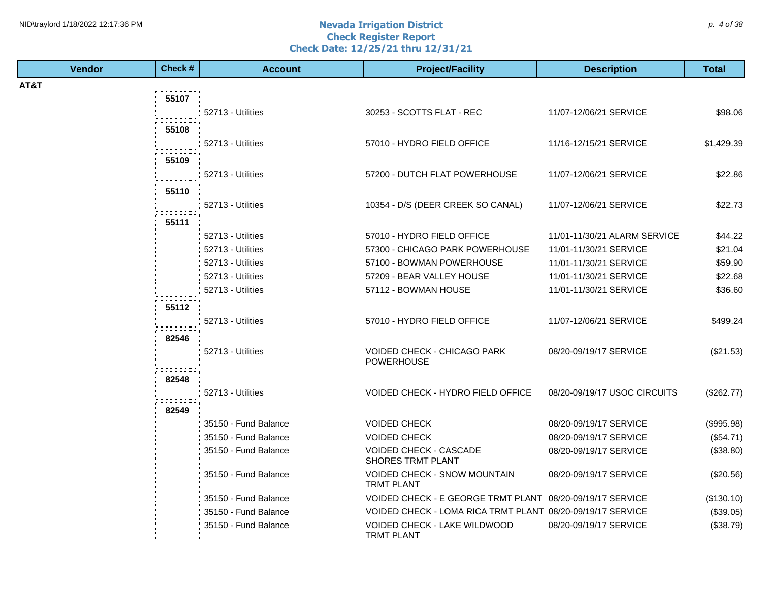# Nevada Irrigation District
## Check Register Report
### Check Date: 12/25/21 thru 12/31/21

| Vendor | Check # | Account | Project/Facility | Description | Total |
|---|---|---|---|---|---|
| **AT&T** | | | | | |
| | **55107** | 52713 - Utilities | 30253 - SCOTTS FLAT - REC | 11/07-12/06/21 SERVICE | $98.06 |
| | **55108** | 52713 - Utilities | 57010 - HYDRO FIELD OFFICE | 11/16-12/15/21 SERVICE | $1,429.39 |
| | **55109** | 52713 - Utilities | 57200 - DUTCH FLAT POWERHOUSE | 11/07-12/06/21 SERVICE | $22.86 |
| | **55110** | 52713 - Utilities | 10354 - D/S (DEER CREEK SO CANAL) | 11/07-12/06/21 SERVICE | $22.73 |
| | **55111** | 52713 - Utilities | 57010 - HYDRO FIELD OFFICE | 11/01-11/30/21 ALARM SERVICE | $44.22 |
| | | 52713 - Utilities | 57300 - CHICAGO PARK POWERHOUSE | 11/01-11/30/21 SERVICE | $21.04 |
| | | 52713 - Utilities | 57100 - BOWMAN POWERHOUSE | 11/01-11/30/21 SERVICE | $59.90 |
| | | 52713 - Utilities | 57209 - BEAR VALLEY HOUSE | 11/01-11/30/21 SERVICE | $22.68 |
| | | 52713 - Utilities | 57112 - BOWMAN HOUSE | 11/01-11/30/21 SERVICE | $36.60 |
| | **55112** | 52713 - Utilities | 57010 - HYDRO FIELD OFFICE | 11/07-12/06/21 SERVICE | $499.24 |
| | **82546** | 52713 - Utilities | VOIDED CHECK - CHICAGO PARK POWERHOUSE | 08/20-09/19/17 SERVICE | ($21.53) |
| | **82548** | 52713 - Utilities | VOIDED CHECK - HYDRO FIELD OFFICE | 08/20-09/19/17 USOC CIRCUITS | ($262.77) |
| | **82549** | 35150 - Fund Balance | VOIDED CHECK | 08/20-09/19/17 SERVICE | ($995.98) |
| | | 35150 - Fund Balance | VOIDED CHECK | 08/20-09/19/17 SERVICE | ($54.71) |
| | | 35150 - Fund Balance | VOIDED CHECK - CASCADE SHORES TRMT PLANT | 08/20-09/19/17 SERVICE | ($38.80) |
| | | 35150 - Fund Balance | VOIDED CHECK - SNOW MOUNTAIN TRMT PLANT | 08/20-09/19/17 SERVICE | ($20.56) |
| | | 35150 - Fund Balance | VOIDED CHECK - E GEORGE TRMT PLANT | 08/20-09/19/17 SERVICE | ($130.10) |
| | | 35150 - Fund Balance | VOIDED CHECK - LOMA RICA TRMT PLANT | 08/20-09/19/17 SERVICE | ($39.05) |
| | | 35150 - Fund Balance | VOIDED CHECK - LAKE WILDWOOD TRMT PLANT | 08/20-09/19/17 SERVICE | ($38.79) |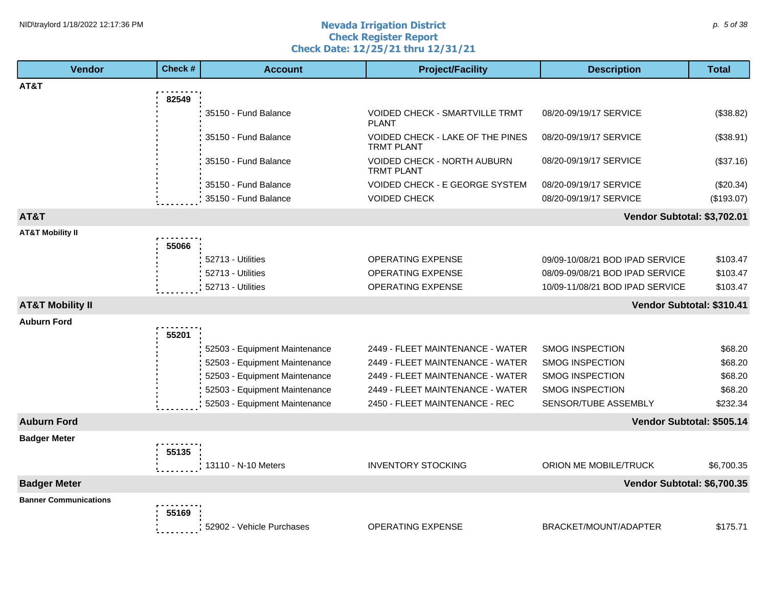# Nevada Irrigation District
## Check Register Report
### Check Date: 12/25/21 thru 12/31/21

| Vendor | Check # | Account | Project/Facility | Description | Total |
|---|---|---|---|---|---|
| AT&T | | | | | |
| | 82549 | | | | |
| | | 35150 - Fund Balance | VOIDED CHECK - SMARTVILLE TRMT PLANT | 08/20-09/19/17 SERVICE | ($38.82) |
| | | 35150 - Fund Balance | VOIDED CHECK - LAKE OF THE PINES TRMT PLANT | 08/20-09/19/17 SERVICE | ($38.91) |
| | | 35150 - Fund Balance | VOIDED CHECK - NORTH AUBURN TRMT PLANT | 08/20-09/19/17 SERVICE | ($37.16) |
| | | 35150 - Fund Balance | VOIDED CHECK - E GEORGE SYSTEM | 08/20-09/19/17 SERVICE | ($20.34) |
| | | 35150 - Fund Balance | VOIDED CHECK | 08/20-09/19/17 SERVICE | ($193.07) |
| **AT&T** | | | | | **Vendor Subtotal: $3,702.01** |
| AT&T Mobility II | | | | | |
| | 55066 | | | | |
| | | 52713 - Utilities | OPERATING EXPENSE | 09/09-10/08/21 BOD IPAD SERVICE | $103.47 |
| | | 52713 - Utilities | OPERATING EXPENSE | 08/09-09/08/21 BOD IPAD SERVICE | $103.47 |
| | | 52713 - Utilities | OPERATING EXPENSE | 10/09-11/08/21 BOD IPAD SERVICE | $103.47 |
| **AT&T Mobility II** | | | | | **Vendor Subtotal: $310.41** |
| Auburn Ford | | | | | |
| | 55201 | | | | |
| | | 52503 - Equipment Maintenance | 2449 - FLEET MAINTENANCE - WATER | SMOG INSPECTION | $68.20 |
| | | 52503 - Equipment Maintenance | 2449 - FLEET MAINTENANCE - WATER | SMOG INSPECTION | $68.20 |
| | | 52503 - Equipment Maintenance | 2449 - FLEET MAINTENANCE - WATER | SMOG INSPECTION | $68.20 |
| | | 52503 - Equipment Maintenance | 2449 - FLEET MAINTENANCE - WATER | SMOG INSPECTION | $68.20 |
| | | 52503 - Equipment Maintenance | 2450 - FLEET MAINTENANCE - REC | SENSOR/TUBE ASSEMBLY | $232.34 |
| **Auburn Ford** | | | | | **Vendor Subtotal: $505.14** |
| Badger Meter | | | | | |
| | 55135 | | | | |
| | | 13110 - N-10 Meters | INVENTORY STOCKING | ORION ME MOBILE/TRUCK | $6,700.35 |
| **Badger Meter** | | | | | **Vendor Subtotal: $6,700.35** |
| Banner Communications | | | | | |
| | 55169 | | | | |
| | | 52902 - Vehicle Purchases | OPERATING EXPENSE | BRACKET/MOUNT/ADAPTER | $175.71 |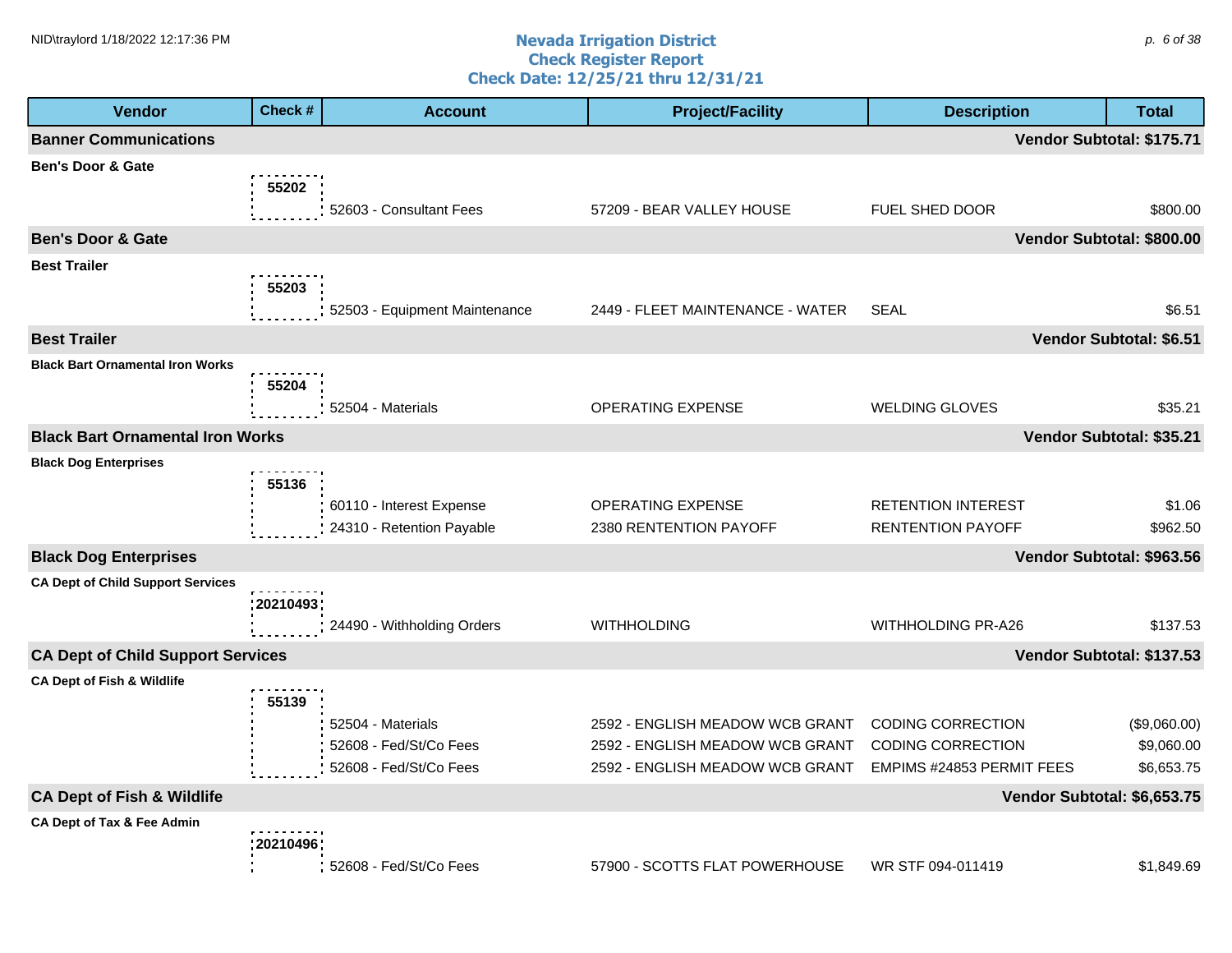# Nevada Irrigation District
## Check Register Report
### Check Date: 12/25/21 thru 12/31/21

| Vendor | Check # | Account | Project/Facility | Description | Total |
|---|---|---|---|---|---|
| **Banner Communications** | | | | | **Vendor Subtotal: $175.71** |
| **Ben's Door & Gate** | 55202 | 52603 - Consultant Fees | 57209 - BEAR VALLEY HOUSE | FUEL SHED DOOR | $800.00 |
| **Ben's Door & Gate** | | | | | **Vendor Subtotal: $800.00** |
| **Best Trailer** | 55203 | 52503 - Equipment Maintenance | 2449 - FLEET MAINTENANCE - WATER | SEAL | $6.51 |
| **Best Trailer** | | | | | **Vendor Subtotal: $6.51** |
| **Black Bart Ornamental Iron Works** | 55204 | 52504 - Materials | OPERATING EXPENSE | WELDING GLOVES | $35.21 |
| **Black Bart Ornamental Iron Works** | | | | | **Vendor Subtotal: $35.21** |
| **Black Dog Enterprises** | 55136 | 60110 - Interest Expense | OPERATING EXPENSE | RETENTION INTEREST | $1.06 |
| | | 24310 - Retention Payable | 2380 RENTENTION PAYOFF | RENTENTION PAYOFF | $962.50 |
| **Black Dog Enterprises** | | | | | **Vendor Subtotal: $963.56** |
| **CA Dept of Child Support Services** | 20210493 | 24490 - Withholding Orders | WITHHOLDING | WITHHOLDING PR-A26 | $137.53 |
| **CA Dept of Child Support Services** | | | | | **Vendor Subtotal: $137.53** |
| **CA Dept of Fish & Wildlife** | 55139 | 52504 - Materials | 2592 - ENGLISH MEADOW WCB GRANT | CODING CORRECTION | ($9,060.00) |
| | | 52608 - Fed/St/Co Fees | 2592 - ENGLISH MEADOW WCB GRANT | CODING CORRECTION | $9,060.00 |
| | | 52608 - Fed/St/Co Fees | 2592 - ENGLISH MEADOW WCB GRANT | EMPIMS #24853 PERMIT FEES | $6,653.75 |
| **CA Dept of Fish & Wildlife** | | | | | **Vendor Subtotal: $6,653.75** |
| **CA Dept of Tax & Fee Admin** | 20210496 | 52608 - Fed/St/Co Fees | 57900 - SCOTTS FLAT POWERHOUSE | WR STF 094-011419 | $1,849.69 |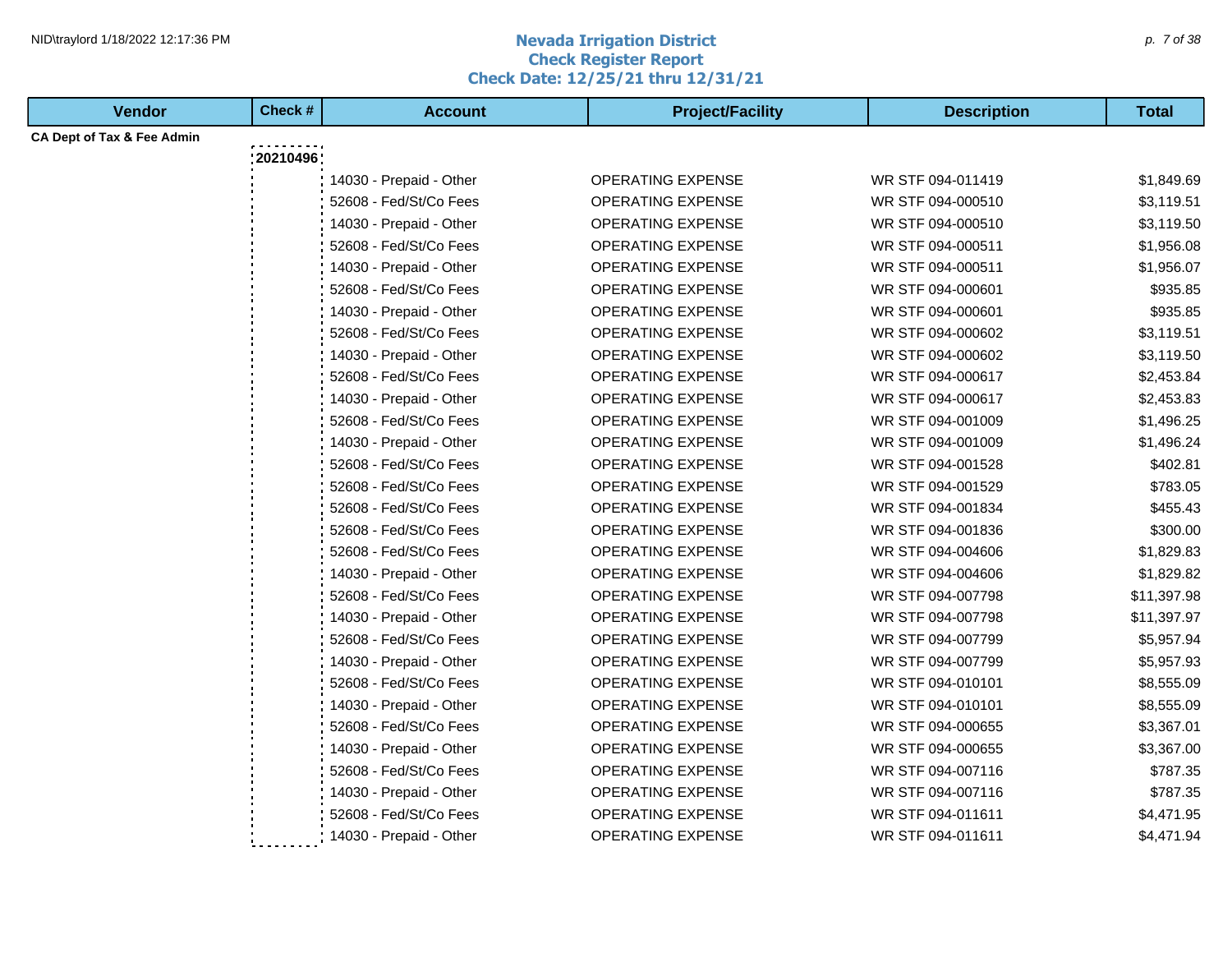# Nevada Irrigation District
## Check Register Report
### Check Date: 12/25/21 thru 12/31/21

| Vendor | Check # | Account | Project/Facility | Description | Total |
|---|---|---|---|---|---|
| CA Dept of Tax & Fee Admin | | | | | |
| | 20210496 | | | | |
| | | 14030 - Prepaid - Other | OPERATING EXPENSE | WR STF 094-011419 | $1,849.69 |
| | | 52608 - Fed/St/Co Fees | OPERATING EXPENSE | WR STF 094-000510 | $3,119.51 |
| | | 14030 - Prepaid - Other | OPERATING EXPENSE | WR STF 094-000510 | $3,119.50 |
| | | 52608 - Fed/St/Co Fees | OPERATING EXPENSE | WR STF 094-000511 | $1,956.08 |
| | | 14030 - Prepaid - Other | OPERATING EXPENSE | WR STF 094-000511 | $1,956.07 |
| | | 52608 - Fed/St/Co Fees | OPERATING EXPENSE | WR STF 094-000601 | $935.85 |
| | | 14030 - Prepaid - Other | OPERATING EXPENSE | WR STF 094-000601 | $935.85 |
| | | 52608 - Fed/St/Co Fees | OPERATING EXPENSE | WR STF 094-000602 | $3,119.51 |
| | | 14030 - Prepaid - Other | OPERATING EXPENSE | WR STF 094-000602 | $3,119.50 |
| | | 52608 - Fed/St/Co Fees | OPERATING EXPENSE | WR STF 094-000617 | $2,453.84 |
| | | 14030 - Prepaid - Other | OPERATING EXPENSE | WR STF 094-000617 | $2,453.83 |
| | | 52608 - Fed/St/Co Fees | OPERATING EXPENSE | WR STF 094-001009 | $1,496.25 |
| | | 14030 - Prepaid - Other | OPERATING EXPENSE | WR STF 094-001009 | $1,496.24 |
| | | 52608 - Fed/St/Co Fees | OPERATING EXPENSE | WR STF 094-001528 | $402.81 |
| | | 52608 - Fed/St/Co Fees | OPERATING EXPENSE | WR STF 094-001529 | $783.05 |
| | | 52608 - Fed/St/Co Fees | OPERATING EXPENSE | WR STF 094-001834 | $455.43 |
| | | 52608 - Fed/St/Co Fees | OPERATING EXPENSE | WR STF 094-001836 | $300.00 |
| | | 52608 - Fed/St/Co Fees | OPERATING EXPENSE | WR STF 094-004606 | $1,829.83 |
| | | 14030 - Prepaid - Other | OPERATING EXPENSE | WR STF 094-004606 | $1,829.82 |
| | | 52608 - Fed/St/Co Fees | OPERATING EXPENSE | WR STF 094-007798 | $11,397.98 |
| | | 14030 - Prepaid - Other | OPERATING EXPENSE | WR STF 094-007798 | $11,397.97 |
| | | 52608 - Fed/St/Co Fees | OPERATING EXPENSE | WR STF 094-007799 | $5,957.94 |
| | | 14030 - Prepaid - Other | OPERATING EXPENSE | WR STF 094-007799 | $5,957.93 |
| | | 52608 - Fed/St/Co Fees | OPERATING EXPENSE | WR STF 094-010101 | $8,555.09 |
| | | 14030 - Prepaid - Other | OPERATING EXPENSE | WR STF 094-010101 | $8,555.09 |
| | | 52608 - Fed/St/Co Fees | OPERATING EXPENSE | WR STF 094-000655 | $3,367.01 |
| | | 14030 - Prepaid - Other | OPERATING EXPENSE | WR STF 094-000655 | $3,367.00 |
| | | 52608 - Fed/St/Co Fees | OPERATING EXPENSE | WR STF 094-007116 | $787.35 |
| | | 14030 - Prepaid - Other | OPERATING EXPENSE | WR STF 094-007116 | $787.35 |
| | | 52608 - Fed/St/Co Fees | OPERATING EXPENSE | WR STF 094-011611 | $4,471.95 |
| | | 14030 - Prepaid - Other | OPERATING EXPENSE | WR STF 094-011611 | $4,471.94 |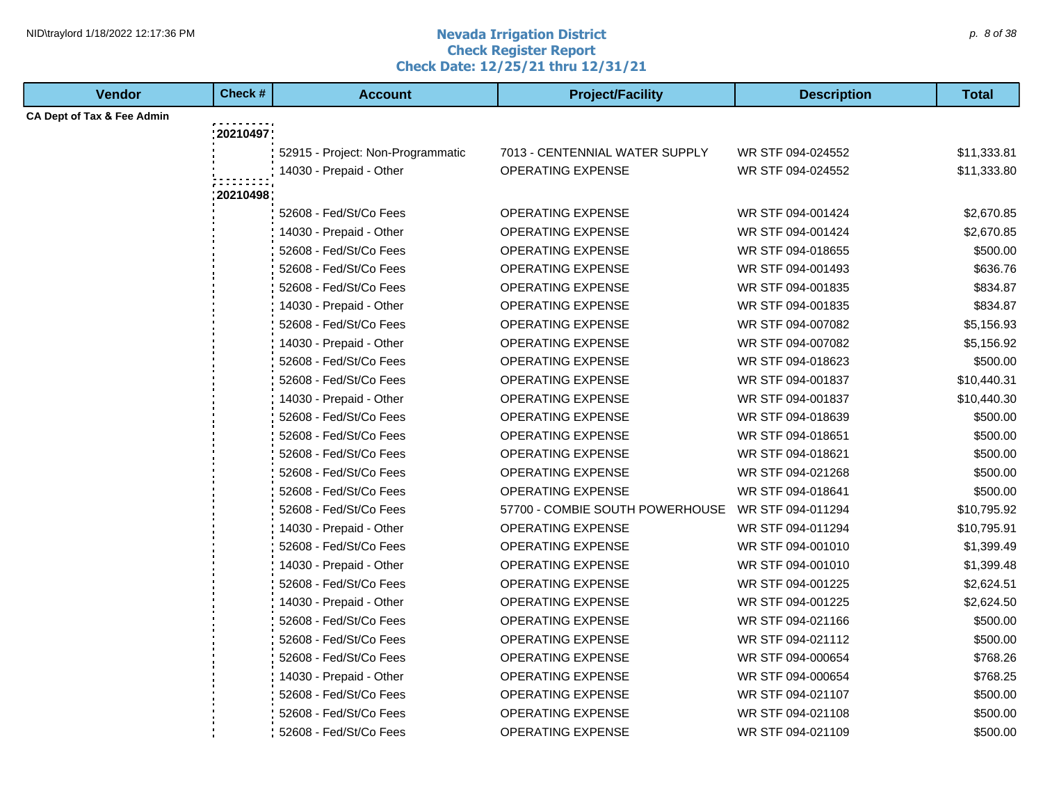# Nevada Irrigation District

## Check Register Report

### Check Date: 12/25/21 thru 12/31/21

| Vendor | Check # | Account | Project/Facility | Description | Total |
|---|---|---|---|---|---|
| CA Dept of Tax & Fee Admin | | | | | |
| | 20210497 | | | | |
| | | 52915 - Project: Non-Programmatic | 7013 - CENTENNIAL WATER SUPPLY | WR STF 094-024552 | $11,333.81 |
| | | 14030 - Prepaid - Other | OPERATING EXPENSE | WR STF 094-024552 | $11,333.80 |
| | 20210498 | | | | |
| | | 52608 - Fed/St/Co Fees | OPERATING EXPENSE | WR STF 094-001424 | $2,670.85 |
| | | 14030 - Prepaid - Other | OPERATING EXPENSE | WR STF 094-001424 | $2,670.85 |
| | | 52608 - Fed/St/Co Fees | OPERATING EXPENSE | WR STF 094-018655 | $500.00 |
| | | 52608 - Fed/St/Co Fees | OPERATING EXPENSE | WR STF 094-001493 | $636.76 |
| | | 52608 - Fed/St/Co Fees | OPERATING EXPENSE | WR STF 094-001835 | $834.87 |
| | | 14030 - Prepaid - Other | OPERATING EXPENSE | WR STF 094-001835 | $834.87 |
| | | 52608 - Fed/St/Co Fees | OPERATING EXPENSE | WR STF 094-007082 | $5,156.93 |
| | | 14030 - Prepaid - Other | OPERATING EXPENSE | WR STF 094-007082 | $5,156.92 |
| | | 52608 - Fed/St/Co Fees | OPERATING EXPENSE | WR STF 094-018623 | $500.00 |
| | | 52608 - Fed/St/Co Fees | OPERATING EXPENSE | WR STF 094-001837 | $10,440.31 |
| | | 14030 - Prepaid - Other | OPERATING EXPENSE | WR STF 094-001837 | $10,440.30 |
| | | 52608 - Fed/St/Co Fees | OPERATING EXPENSE | WR STF 094-018639 | $500.00 |
| | | 52608 - Fed/St/Co Fees | OPERATING EXPENSE | WR STF 094-018651 | $500.00 |
| | | 52608 - Fed/St/Co Fees | OPERATING EXPENSE | WR STF 094-018621 | $500.00 |
| | | 52608 - Fed/St/Co Fees | OPERATING EXPENSE | WR STF 094-021268 | $500.00 |
| | | 52608 - Fed/St/Co Fees | OPERATING EXPENSE | WR STF 094-018641 | $500.00 |
| | | 52608 - Fed/St/Co Fees | 57700 - COMBIE SOUTH POWERHOUSE | WR STF 094-011294 | $10,795.92 |
| | | 14030 - Prepaid - Other | OPERATING EXPENSE | WR STF 094-011294 | $10,795.91 |
| | | 52608 - Fed/St/Co Fees | OPERATING EXPENSE | WR STF 094-001010 | $1,399.49 |
| | | 14030 - Prepaid - Other | OPERATING EXPENSE | WR STF 094-001010 | $1,399.48 |
| | | 52608 - Fed/St/Co Fees | OPERATING EXPENSE | WR STF 094-001225 | $2,624.51 |
| | | 14030 - Prepaid - Other | OPERATING EXPENSE | WR STF 094-001225 | $2,624.50 |
| | | 52608 - Fed/St/Co Fees | OPERATING EXPENSE | WR STF 094-021166 | $500.00 |
| | | 52608 - Fed/St/Co Fees | OPERATING EXPENSE | WR STF 094-021112 | $500.00 |
| | | 52608 - Fed/St/Co Fees | OPERATING EXPENSE | WR STF 094-000654 | $768.26 |
| | | 14030 - Prepaid - Other | OPERATING EXPENSE | WR STF 094-000654 | $768.25 |
| | | 52608 - Fed/St/Co Fees | OPERATING EXPENSE | WR STF 094-021107 | $500.00 |
| | | 52608 - Fed/St/Co Fees | OPERATING EXPENSE | WR STF 094-021108 | $500.00 |
| | | 52608 - Fed/St/Co Fees | OPERATING EXPENSE | WR STF 094-021109 | $500.00 |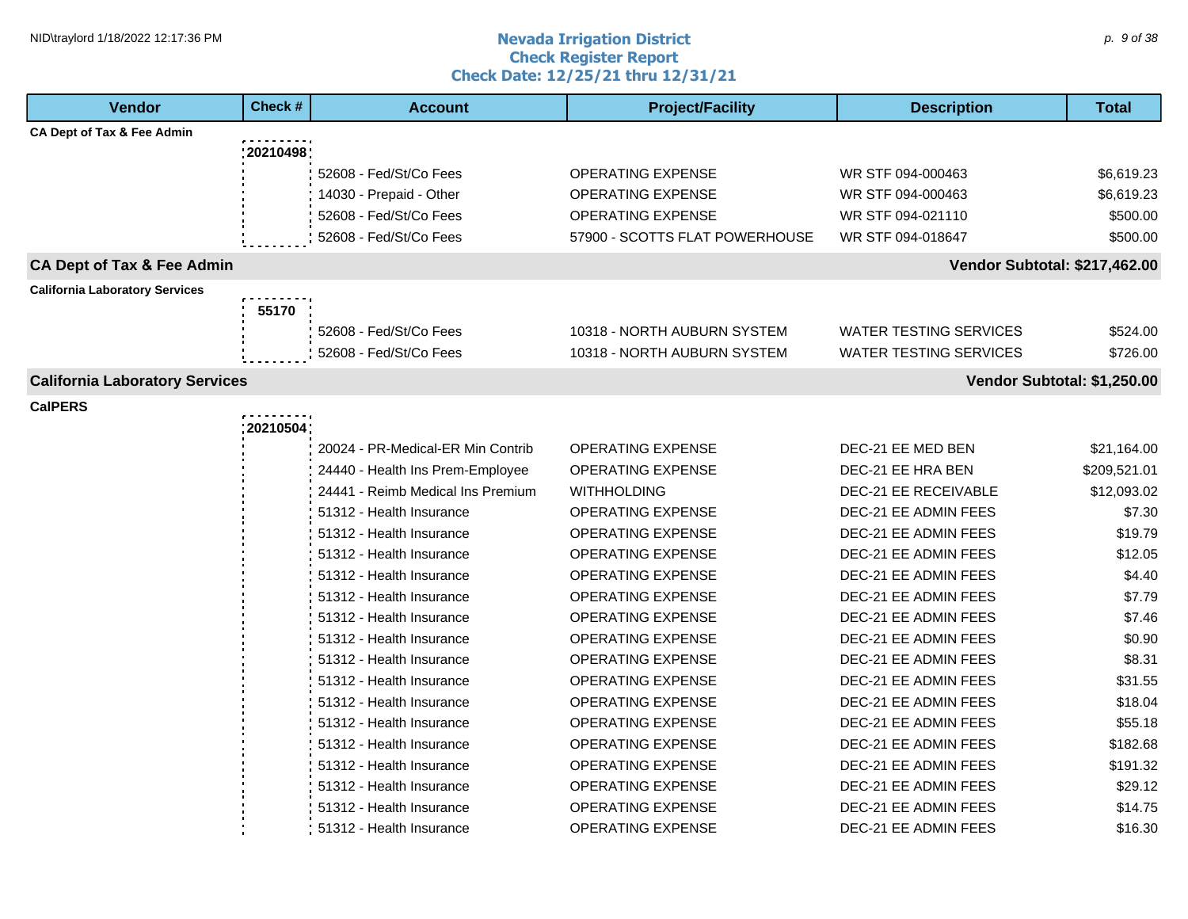# Nevada Irrigation District
## Check Register Report
### Check Date: 12/25/21 thru 12/31/21

| Vendor | Check # | Account | Project/Facility | Description | Total |
|---|---|---|---|---|---|
| **CA Dept of Tax & Fee Admin** | | | | | |
| | 20210498 | | | | |
| | | 52608 - Fed/St/Co Fees | OPERATING EXPENSE | WR STF 094-000463 | $6,619.23 |
| | | 14030 - Prepaid - Other | OPERATING EXPENSE | WR STF 094-000463 | $6,619.23 |
| | | 52608 - Fed/St/Co Fees | OPERATING EXPENSE | WR STF 094-021110 | $500.00 |
| | | 52608 - Fed/St/Co Fees | 57900 - SCOTTS FLAT POWERHOUSE | WR STF 094-018647 | $500.00 |
| **CA Dept of Tax & Fee Admin** | | | | | **Vendor Subtotal: $217,462.00** |
| **California Laboratory Services** | | | | | |
| | 55170 | | | | |
| | | 52608 - Fed/St/Co Fees | 10318 - NORTH AUBURN SYSTEM | WATER TESTING SERVICES | $524.00 |
| | | 52608 - Fed/St/Co Fees | 10318 - NORTH AUBURN SYSTEM | WATER TESTING SERVICES | $726.00 |
| **California Laboratory Services** | | | | | **Vendor Subtotal: $1,250.00** |
| **CalPERS** | | | | | |
| | 20210504 | | | | |
| | | 20024 - PR-Medical-ER Min Contrib | OPERATING EXPENSE | DEC-21 EE MED BEN | $21,164.00 |
| | | 24440 - Health Ins Prem-Employee | OPERATING EXPENSE | DEC-21 EE HRA BEN | $209,521.01 |
| | | 24441 - Reimb Medical Ins Premium | WITHHOLDING | DEC-21 EE RECEIVABLE | $12,093.02 |
| | | 51312 - Health Insurance | OPERATING EXPENSE | DEC-21 EE ADMIN FEES | $7.30 |
| | | 51312 - Health Insurance | OPERATING EXPENSE | DEC-21 EE ADMIN FEES | $19.79 |
| | | 51312 - Health Insurance | OPERATING EXPENSE | DEC-21 EE ADMIN FEES | $12.05 |
| | | 51312 - Health Insurance | OPERATING EXPENSE | DEC-21 EE ADMIN FEES | $4.40 |
| | | 51312 - Health Insurance | OPERATING EXPENSE | DEC-21 EE ADMIN FEES | $7.79 |
| | | 51312 - Health Insurance | OPERATING EXPENSE | DEC-21 EE ADMIN FEES | $7.46 |
| | | 51312 - Health Insurance | OPERATING EXPENSE | DEC-21 EE ADMIN FEES | $0.90 |
| | | 51312 - Health Insurance | OPERATING EXPENSE | DEC-21 EE ADMIN FEES | $8.31 |
| | | 51312 - Health Insurance | OPERATING EXPENSE | DEC-21 EE ADMIN FEES | $31.55 |
| | | 51312 - Health Insurance | OPERATING EXPENSE | DEC-21 EE ADMIN FEES | $18.04 |
| | | 51312 - Health Insurance | OPERATING EXPENSE | DEC-21 EE ADMIN FEES | $55.18 |
| | | 51312 - Health Insurance | OPERATING EXPENSE | DEC-21 EE ADMIN FEES | $182.68 |
| | | 51312 - Health Insurance | OPERATING EXPENSE | DEC-21 EE ADMIN FEES | $191.32 |
| | | 51312 - Health Insurance | OPERATING EXPENSE | DEC-21 EE ADMIN FEES | $29.12 |
| | | 51312 - Health Insurance | OPERATING EXPENSE | DEC-21 EE ADMIN FEES | $14.75 |
| | | 51312 - Health Insurance | OPERATING EXPENSE | DEC-21 EE ADMIN FEES | $16.30 |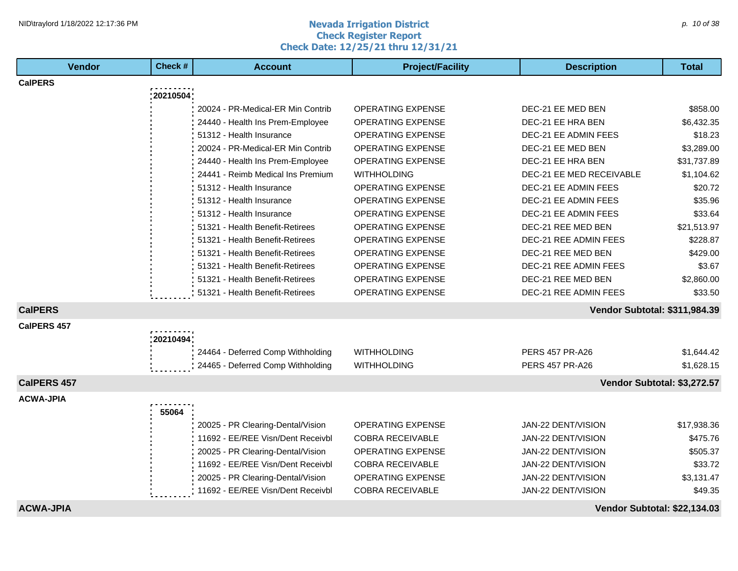# Nevada Irrigation District
## Check Register Report
### Check Date: 12/25/21 thru 12/31/21

| Vendor | Check # | Account | Project/Facility | Description | Total |
|---|---|---|---|---|---|
| **CalPERS** | | | | | |
| | **20210504** | | | | |
| | | 20024 - PR-Medical-ER Min Contrib | OPERATING EXPENSE | DEC-21 EE MED BEN | $858.00 |
| | | 24440 - Health Ins Prem-Employee | OPERATING EXPENSE | DEC-21 EE HRA BEN | $6,432.35 |
| | | 51312 - Health Insurance | OPERATING EXPENSE | DEC-21 EE ADMIN FEES | $18.23 |
| | | 20024 - PR-Medical-ER Min Contrib | OPERATING EXPENSE | DEC-21 EE MED BEN | $3,289.00 |
| | | 24440 - Health Ins Prem-Employee | OPERATING EXPENSE | DEC-21 EE HRA BEN | $31,737.89 |
| | | 24441 - Reimb Medical Ins Premium | WITHHOLDING | DEC-21 EE MED RECEIVABLE | $1,104.62 |
| | | 51312 - Health Insurance | OPERATING EXPENSE | DEC-21 EE ADMIN FEES | $20.72 |
| | | 51312 - Health Insurance | OPERATING EXPENSE | DEC-21 EE ADMIN FEES | $35.96 |
| | | 51312 - Health Insurance | OPERATING EXPENSE | DEC-21 EE ADMIN FEES | $33.64 |
| | | 51321 - Health Benefit-Retirees | OPERATING EXPENSE | DEC-21 REE MED BEN | $21,513.97 |
| | | 51321 - Health Benefit-Retirees | OPERATING EXPENSE | DEC-21 REE ADMIN FEES | $228.87 |
| | | 51321 - Health Benefit-Retirees | OPERATING EXPENSE | DEC-21 REE MED BEN | $429.00 |
| | | 51321 - Health Benefit-Retirees | OPERATING EXPENSE | DEC-21 REE ADMIN FEES | $3.67 |
| | | 51321 - Health Benefit-Retirees | OPERATING EXPENSE | DEC-21 REE MED BEN | $2,860.00 |
| | | 51321 - Health Benefit-Retirees | OPERATING EXPENSE | DEC-21 REE ADMIN FEES | $33.50 |
| **CalPERS** | | | | | **Vendor Subtotal: $311,984.39** |
| **CalPERS 457** | | | | | |
| | **20210494** | | | | |
| | | 24464 - Deferred Comp Withholding | WITHHOLDING | PERS 457 PR-A26 | $1,644.42 |
| | | 24465 - Deferred Comp Withholding | WITHHOLDING | PERS 457 PR-A26 | $1,628.15 |
| **CalPERS 457** | | | | | **Vendor Subtotal: $3,272.57** |
| **ACWA-JPIA** | | | | | |
| | **55064** | | | | |
| | | 20025 - PR Clearing-Dental/Vision | OPERATING EXPENSE | JAN-22 DENT/VISION | $17,938.36 |
| | | 11692 - EE/REE Visn/Dent Receivbl | COBRA RECEIVABLE | JAN-22 DENT/VISION | $475.76 |
| | | 20025 - PR Clearing-Dental/Vision | OPERATING EXPENSE | JAN-22 DENT/VISION | $505.37 |
| | | 11692 - EE/REE Visn/Dent Receivbl | COBRA RECEIVABLE | JAN-22 DENT/VISION | $33.72 |
| | | 20025 - PR Clearing-Dental/Vision | OPERATING EXPENSE | JAN-22 DENT/VISION | $3,131.47 |
| | | 11692 - EE/REE Visn/Dent Receivbl | COBRA RECEIVABLE | JAN-22 DENT/VISION | $49.35 |
| **ACWA-JPIA** | | | | | **Vendor Subtotal: $22,134.03** |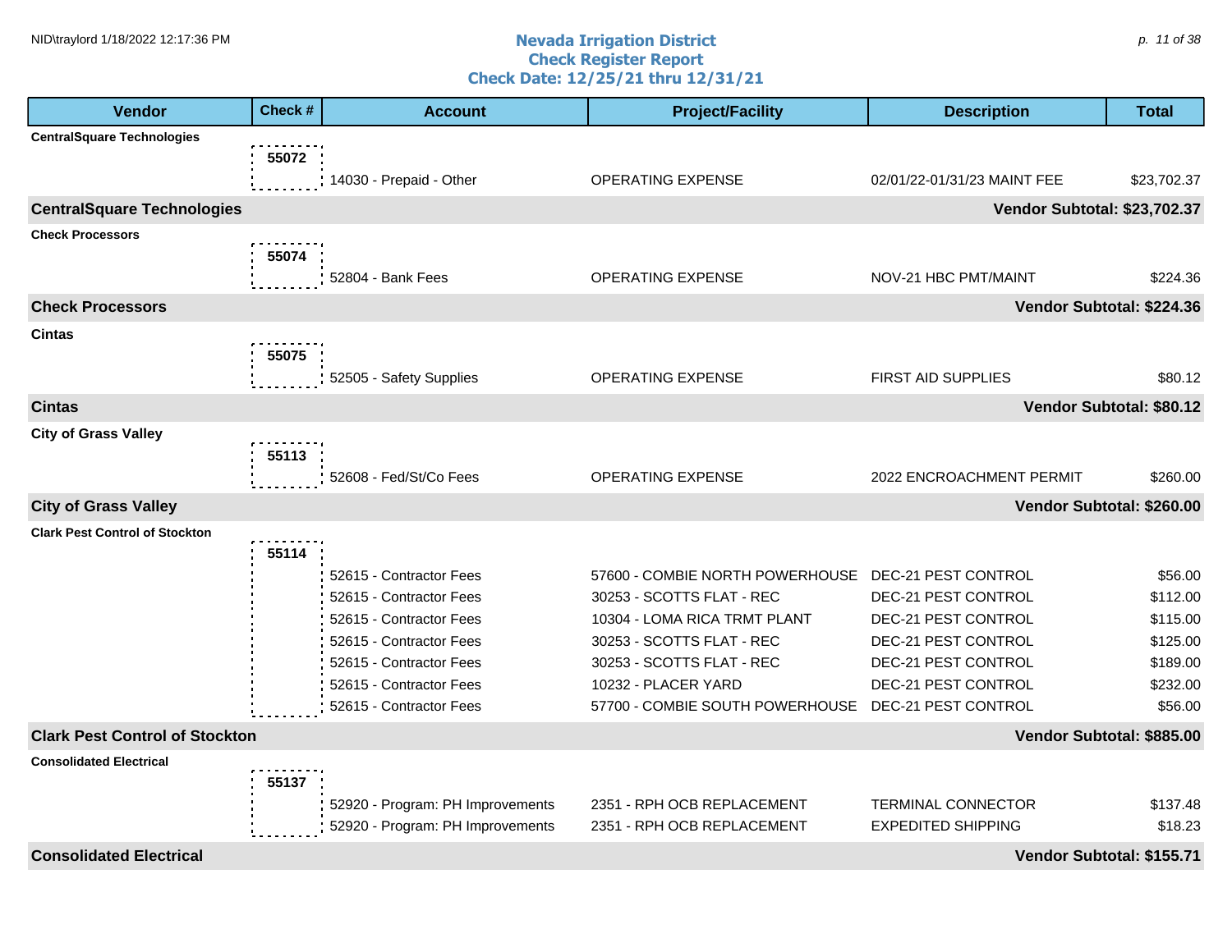# Nevada Irrigation District
## Check Register Report
### Check Date: 12/25/21 thru 12/31/21

| Vendor | Check # | Account | Project/Facility | Description | Total |
|---|---|---|---|---|---|
| **CentralSquare Technologies** | | | | | |
| | 55072 | 14030 - Prepaid - Other | OPERATING EXPENSE | 02/01/22-01/31/23 MAINT FEE | $23,702.37 |
| **CentralSquare Technologies** | | | | | **Vendor Subtotal: $23,702.37** |
| **Check Processors** | | | | | |
| | 55074 | 52804 - Bank Fees | OPERATING EXPENSE | NOV-21 HBC PMT/MAINT | $224.36 |
| **Check Processors** | | | | | **Vendor Subtotal: $224.36** |
| **Cintas** | | | | | |
| | 55075 | 52505 - Safety Supplies | OPERATING EXPENSE | FIRST AID SUPPLIES | $80.12 |
| **Cintas** | | | | | **Vendor Subtotal: $80.12** |
| **City of Grass Valley** | | | | | |
| | 55113 | 52608 - Fed/St/Co Fees | OPERATING EXPENSE | 2022 ENCROACHMENT PERMIT | $260.00 |
| **City of Grass Valley** | | | | | **Vendor Subtotal: $260.00** |
| **Clark Pest Control of Stockton** | | | | | |
| | 55114 | 52615 - Contractor Fees | 57600 - COMBIE NORTH POWERHOUSE | DEC-21 PEST CONTROL | $56.00 |
| | | 52615 - Contractor Fees | 30253 - SCOTTS FLAT - REC | DEC-21 PEST CONTROL | $112.00 |
| | | 52615 - Contractor Fees | 10304 - LOMA RICA TRMT PLANT | DEC-21 PEST CONTROL | $115.00 |
| | | 52615 - Contractor Fees | 30253 - SCOTTS FLAT - REC | DEC-21 PEST CONTROL | $125.00 |
| | | 52615 - Contractor Fees | 30253 - SCOTTS FLAT - REC | DEC-21 PEST CONTROL | $189.00 |
| | | 52615 - Contractor Fees | 10232 - PLACER YARD | DEC-21 PEST CONTROL | $232.00 |
| | | 52615 - Contractor Fees | 57700 - COMBIE SOUTH POWERHOUSE | DEC-21 PEST CONTROL | $56.00 |
| **Clark Pest Control of Stockton** | | | | | **Vendor Subtotal: $885.00** |
| **Consolidated Electrical** | | | | | |
| | 55137 | 52920 - Program: PH Improvements | 2351 - RPH OCB REPLACEMENT | TERMINAL CONNECTOR | $137.48 |
| | | 52920 - Program: PH Improvements | 2351 - RPH OCB REPLACEMENT | EXPEDITED SHIPPING | $18.23 |
| **Consolidated Electrical** | | | | | **Vendor Subtotal: $155.71** |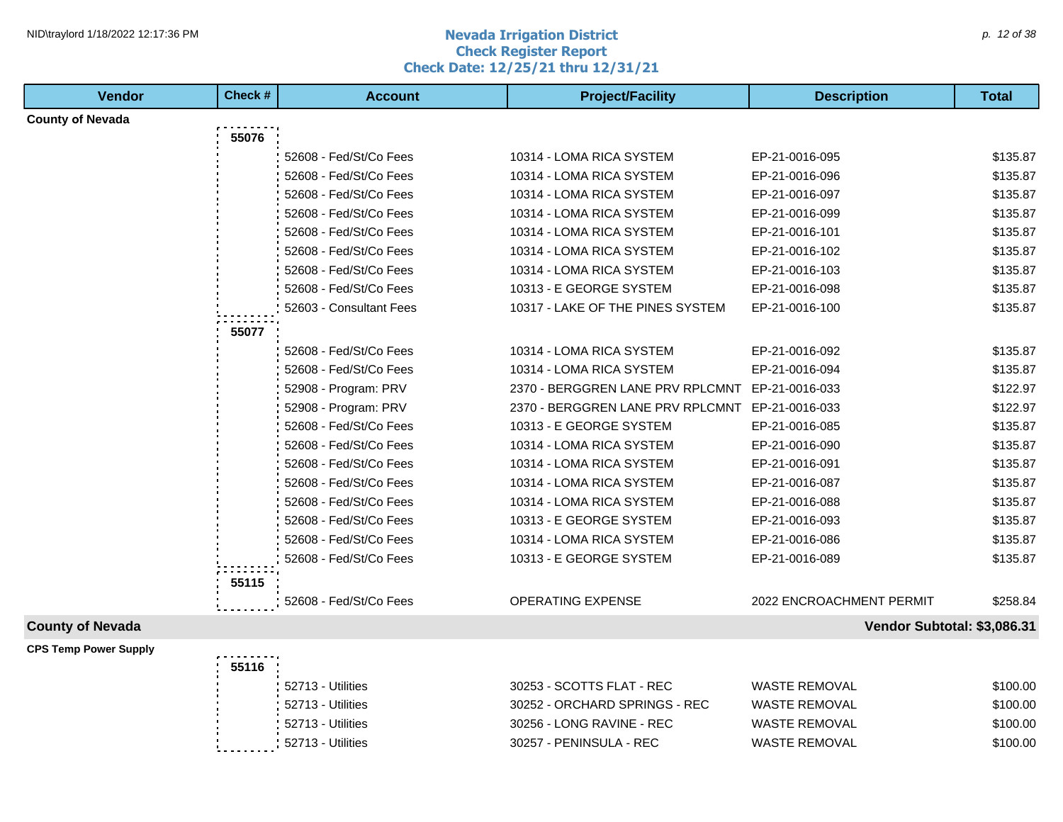# Nevada Irrigation District
## Check Register Report
### Check Date: 12/25/21 thru 12/31/21

| Vendor | Check # | Account | Project/Facility | Description | Total |
|---|---|---|---|---|---|
| **County of Nevada** | | | | | |
| | **55076** | | | | |
| | | 52608 - Fed/St/Co Fees | 10314 - LOMA RICA SYSTEM | EP-21-0016-095 | $135.87 |
| | | 52608 - Fed/St/Co Fees | 10314 - LOMA RICA SYSTEM | EP-21-0016-096 | $135.87 |
| | | 52608 - Fed/St/Co Fees | 10314 - LOMA RICA SYSTEM | EP-21-0016-097 | $135.87 |
| | | 52608 - Fed/St/Co Fees | 10314 - LOMA RICA SYSTEM | EP-21-0016-099 | $135.87 |
| | | 52608 - Fed/St/Co Fees | 10314 - LOMA RICA SYSTEM | EP-21-0016-101 | $135.87 |
| | | 52608 - Fed/St/Co Fees | 10314 - LOMA RICA SYSTEM | EP-21-0016-102 | $135.87 |
| | | 52608 - Fed/St/Co Fees | 10314 - LOMA RICA SYSTEM | EP-21-0016-103 | $135.87 |
| | | 52608 - Fed/St/Co Fees | 10313 - E GEORGE SYSTEM | EP-21-0016-098 | $135.87 |
| | | 52603 - Consultant Fees | 10317 - LAKE OF THE PINES SYSTEM | EP-21-0016-100 | $135.87 |
| | **55077** | | | | |
| | | 52608 - Fed/St/Co Fees | 10314 - LOMA RICA SYSTEM | EP-21-0016-092 | $135.87 |
| | | 52608 - Fed/St/Co Fees | 10314 - LOMA RICA SYSTEM | EP-21-0016-094 | $135.87 |
| | | 52908 - Program: PRV | 2370 - BERGGREN LANE PRV RPLCMNT | EP-21-0016-033 | $122.97 |
| | | 52908 - Program: PRV | 2370 - BERGGREN LANE PRV RPLCMNT | EP-21-0016-033 | $122.97 |
| | | 52608 - Fed/St/Co Fees | 10313 - E GEORGE SYSTEM | EP-21-0016-085 | $135.87 |
| | | 52608 - Fed/St/Co Fees | 10314 - LOMA RICA SYSTEM | EP-21-0016-090 | $135.87 |
| | | 52608 - Fed/St/Co Fees | 10314 - LOMA RICA SYSTEM | EP-21-0016-091 | $135.87 |
| | | 52608 - Fed/St/Co Fees | 10314 - LOMA RICA SYSTEM | EP-21-0016-087 | $135.87 |
| | | 52608 - Fed/St/Co Fees | 10314 - LOMA RICA SYSTEM | EP-21-0016-088 | $135.87 |
| | | 52608 - Fed/St/Co Fees | 10313 - E GEORGE SYSTEM | EP-21-0016-093 | $135.87 |
| | | 52608 - Fed/St/Co Fees | 10314 - LOMA RICA SYSTEM | EP-21-0016-086 | $135.87 |
| | | 52608 - Fed/St/Co Fees | 10313 - E GEORGE SYSTEM | EP-21-0016-089 | $135.87 |
| | **55115** | | | | |
| | | 52608 - Fed/St/Co Fees | OPERATING EXPENSE | 2022 ENCROACHMENT PERMIT | $258.84 |
| **County of Nevada** | | | | | **Vendor Subtotal: $3,086.31** |
| **CPS Temp Power Supply** | | | | | |
| | **55116** | | | | |
| | | 52713 - Utilities | 30253 - SCOTTS FLAT - REC | WASTE REMOVAL | $100.00 |
| | | 52713 - Utilities | 30252 - ORCHARD SPRINGS - REC | WASTE REMOVAL | $100.00 |
| | | 52713 - Utilities | 30256 - LONG RAVINE - REC | WASTE REMOVAL | $100.00 |
| | | 52713 - Utilities | 30257 - PENINSULA - REC | WASTE REMOVAL | $100.00 |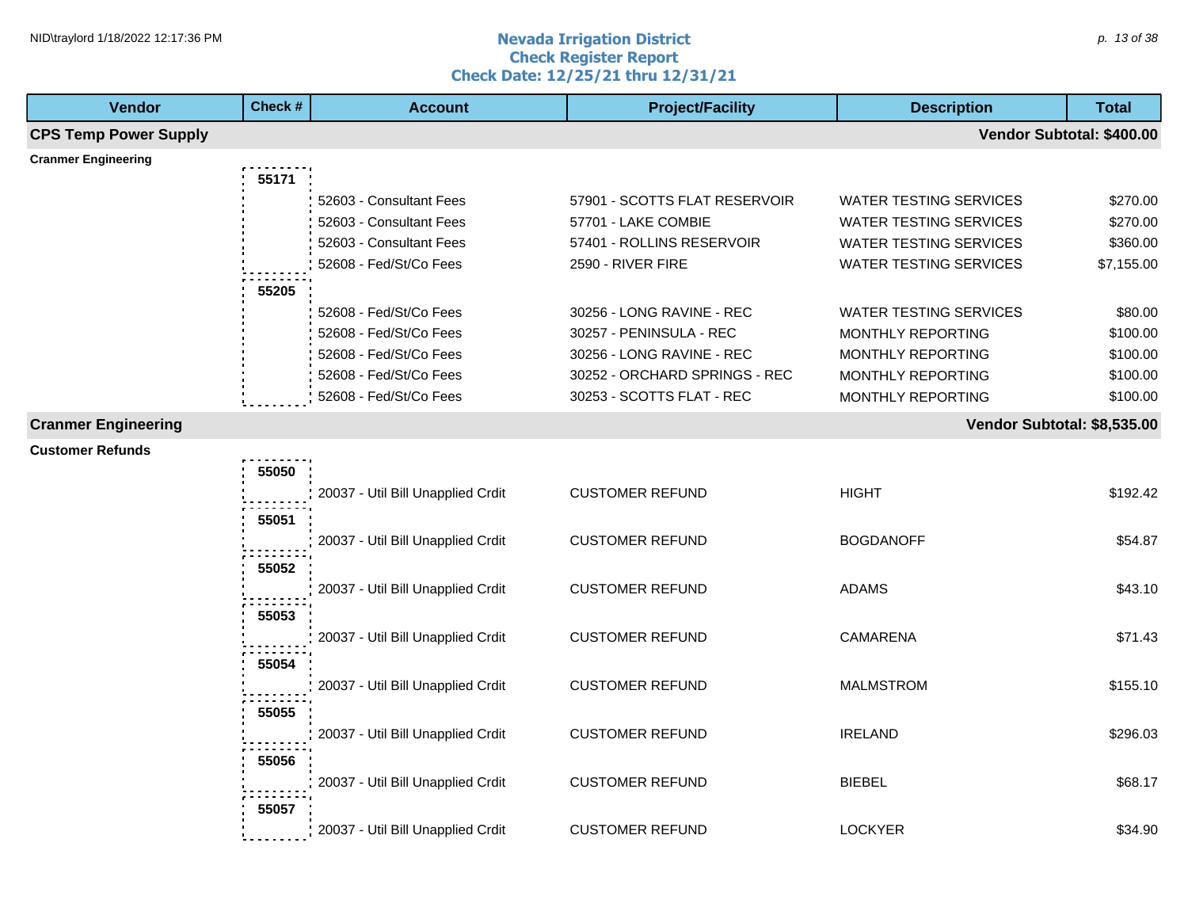# Nevada Irrigation District
## Check Register Report
### Check Date: 12/25/21 thru 12/31/21

| Vendor | Check # | Account | Project/Facility | Description | Total |
|---|---|---|---|---|---|
| **CPS Temp Power Supply** | | | | | **Vendor Subtotal: $400.00** |
| **Cranmer Engineering** | | | | | |
| | 55171 | | | | |
| | | 52603 - Consultant Fees | 57901 - SCOTTS FLAT RESERVOIR | WATER TESTING SERVICES | $270.00 |
| | | 52603 - Consultant Fees | 57701 - LAKE COMBIE | WATER TESTING SERVICES | $270.00 |
| | | 52603 - Consultant Fees | 57401 - ROLLINS RESERVOIR | WATER TESTING SERVICES | $360.00 |
| | | 52608 - Fed/St/Co Fees | 2590 - RIVER FIRE | WATER TESTING SERVICES | $7,155.00 |
| | 55205 | | | | |
| | | 52608 - Fed/St/Co Fees | 30256 - LONG RAVINE - REC | WATER TESTING SERVICES | $80.00 |
| | | 52608 - Fed/St/Co Fees | 30257 - PENINSULA - REC | MONTHLY REPORTING | $100.00 |
| | | 52608 - Fed/St/Co Fees | 30256 - LONG RAVINE - REC | MONTHLY REPORTING | $100.00 |
| | | 52608 - Fed/St/Co Fees | 30252 - ORCHARD SPRINGS - REC | MONTHLY REPORTING | $100.00 |
| | | 52608 - Fed/St/Co Fees | 30253 - SCOTTS FLAT - REC | MONTHLY REPORTING | $100.00 |
| **Cranmer Engineering** | | | | | **Vendor Subtotal: $8,535.00** |
| **Customer Refunds** | | | | | |
| | 55050 | | | | |
| | | 20037 - Util Bill Unapplied Crdit | CUSTOMER REFUND | HIGHT | $192.42 |
| | 55051 | | | | |
| | | 20037 - Util Bill Unapplied Crdit | CUSTOMER REFUND | BOGDANOFF | $54.87 |
| | 55052 | | | | |
| | | 20037 - Util Bill Unapplied Crdit | CUSTOMER REFUND | ADAMS | $43.10 |
| | 55053 | | | | |
| | | 20037 - Util Bill Unapplied Crdit | CUSTOMER REFUND | CAMARENA | $71.43 |
| | 55054 | | | | |
| | | 20037 - Util Bill Unapplied Crdit | CUSTOMER REFUND | MALMSTROM | $155.10 |
| | 55055 | | | | |
| | | 20037 - Util Bill Unapplied Crdit | CUSTOMER REFUND | IRELAND | $296.03 |
| | 55056 | | | | |
| | | 20037 - Util Bill Unapplied Crdit | CUSTOMER REFUND | BIEBEL | $68.17 |
| | 55057 | | | | |
| | | 20037 - Util Bill Unapplied Crdit | CUSTOMER REFUND | LOCKYER | $34.90 |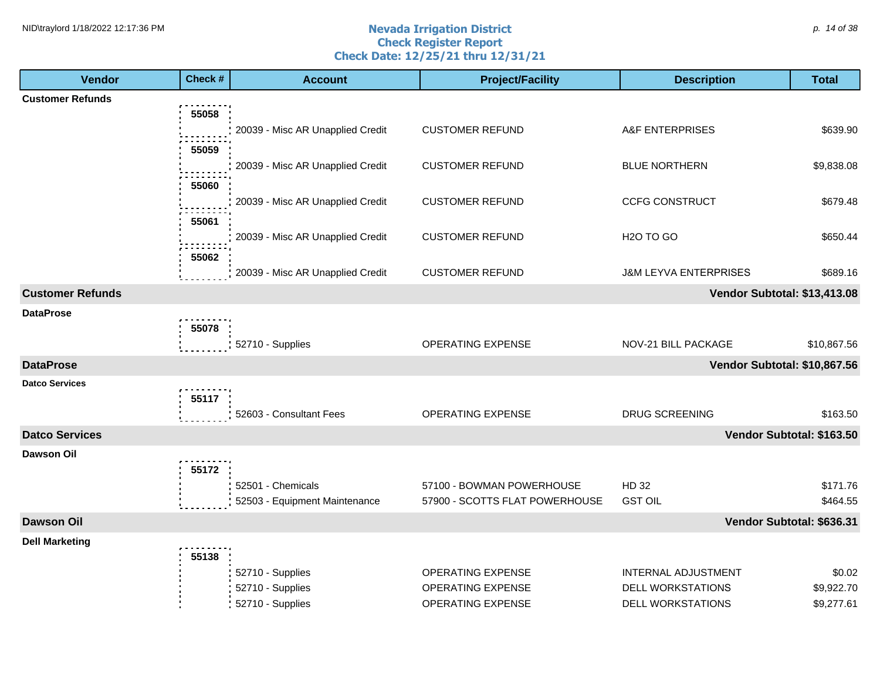# Nevada Irrigation District
## Check Register Report
## Check Date: 12/25/21 thru 12/31/21

| Vendor | Check # | Account | Project/Facility | Description | Total |
|---|---|---|---|---|---|
| **Customer Refunds** | | | | | |
| | 55058 | 20039 - Misc AR Unapplied Credit | CUSTOMER REFUND | A&F ENTERPRISES | $639.90 |
| | 55059 | 20039 - Misc AR Unapplied Credit | CUSTOMER REFUND | BLUE NORTHERN | $9,838.08 |
| | 55060 | 20039 - Misc AR Unapplied Credit | CUSTOMER REFUND | CCFG CONSTRUCT | $679.48 |
| | 55061 | 20039 - Misc AR Unapplied Credit | CUSTOMER REFUND | H2O TO GO | $650.44 |
| | 55062 | 20039 - Misc AR Unapplied Credit | CUSTOMER REFUND | J&M LEYVA ENTERPRISES | $689.16 |
| **Customer Refunds** | | | | | **Vendor Subtotal: $13,413.08** |
| **DataProse** | | | | | |
| | 55078 | 52710 - Supplies | OPERATING EXPENSE | NOV-21 BILL PACKAGE | $10,867.56 |
| **DataProse** | | | | | **Vendor Subtotal: $10,867.56** |
| **Datco Services** | | | | | |
| | 55117 | 52603 - Consultant Fees | OPERATING EXPENSE | DRUG SCREENING | $163.50 |
| **Datco Services** | | | | | **Vendor Subtotal: $163.50** |
| **Dawson Oil** | | | | | |
| | 55172 | 52501 - Chemicals | 57100 - BOWMAN POWERHOUSE | HD 32 | $171.76 |
| | | 52503 - Equipment Maintenance | 57900 - SCOTTS FLAT POWERHOUSE | GST OIL | $464.55 |
| **Dawson Oil** | | | | | **Vendor Subtotal: $636.31** |
| **Dell Marketing** | | | | | |
| | 55138 | 52710 - Supplies | OPERATING EXPENSE | INTERNAL ADJUSTMENT | $0.02 |
| | | 52710 - Supplies | OPERATING EXPENSE | DELL WORKSTATIONS | $9,922.70 |
| | | 52710 - Supplies | OPERATING EXPENSE | DELL WORKSTATIONS | $9,277.61 |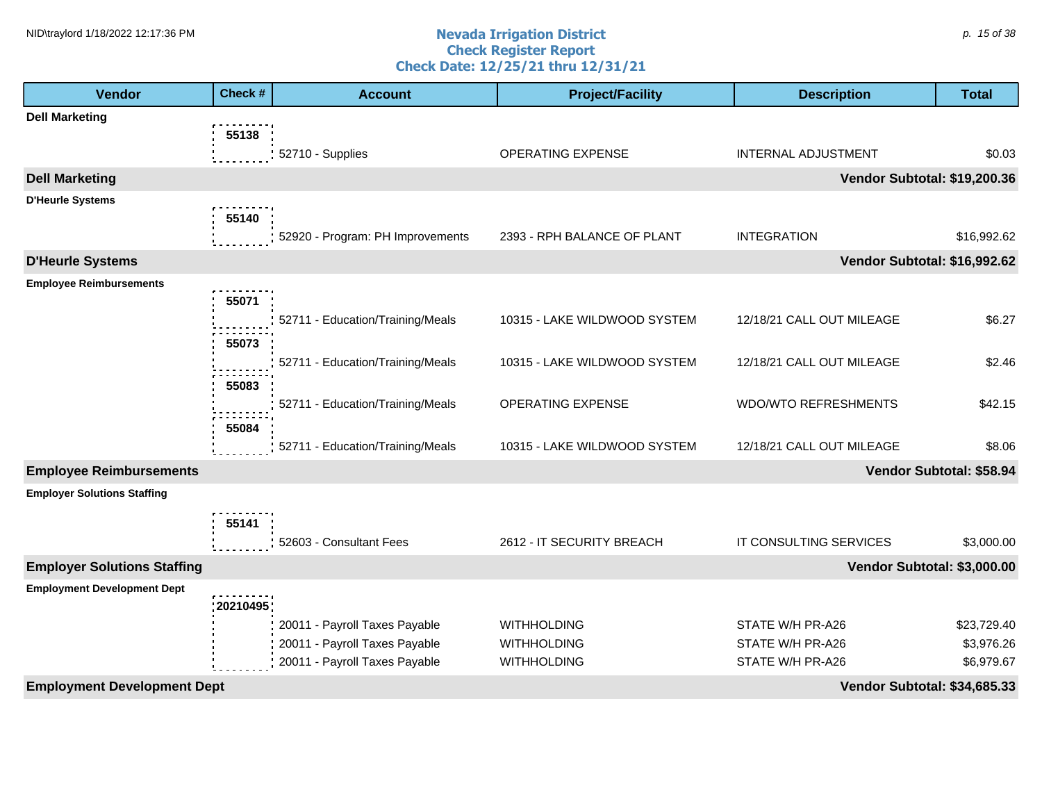# Nevada Irrigation District
## Check Register Report
## Check Date: 12/25/21 thru 12/31/21

| Vendor | Check # | Account | Project/Facility | Description | Total |
|---|---|---|---|---|---|
| **Dell Marketing** | | | | | |
| | 55138 | 52710 - Supplies | OPERATING EXPENSE | INTERNAL ADJUSTMENT | $0.03 |
| **Dell Marketing** | | | | | **Vendor Subtotal: $19,200.36** |
| **D'Heurle Systems** | | | | | |
| | 55140 | 52920 - Program: PH Improvements | 2393 - RPH BALANCE OF PLANT | INTEGRATION | $16,992.62 |
| **D'Heurle Systems** | | | | | **Vendor Subtotal: $16,992.62** |
| **Employee Reimbursements** | | | | | |
| | 55071 | 52711 - Education/Training/Meals | 10315 - LAKE WILDWOOD SYSTEM | 12/18/21 CALL OUT MILEAGE | $6.27 |
| | 55073 | 52711 - Education/Training/Meals | 10315 - LAKE WILDWOOD SYSTEM | 12/18/21 CALL OUT MILEAGE | $2.46 |
| | 55083 | 52711 - Education/Training/Meals | OPERATING EXPENSE | WDO/WTO REFRESHMENTS | $42.15 |
| | 55084 | 52711 - Education/Training/Meals | 10315 - LAKE WILDWOOD SYSTEM | 12/18/21 CALL OUT MILEAGE | $8.06 |
| **Employee Reimbursements** | | | | | **Vendor Subtotal: $58.94** |
| **Employer Solutions Staffing** | | | | | |
| | 55141 | 52603 - Consultant Fees | 2612 - IT SECURITY BREACH | IT CONSULTING SERVICES | $3,000.00 |
| **Employer Solutions Staffing** | | | | | **Vendor Subtotal: $3,000.00** |
| **Employment Development Dept** | | | | | |
| | 20210495 | 20011 - Payroll Taxes Payable | WITHHOLDING | STATE W/H PR-A26 | $23,729.40 |
| | | 20011 - Payroll Taxes Payable | WITHHOLDING | STATE W/H PR-A26 | $3,976.26 |
| | | 20011 - Payroll Taxes Payable | WITHHOLDING | STATE W/H PR-A26 | $6,979.67 |
| **Employment Development Dept** | | | | | **Vendor Subtotal: $34,685.33** |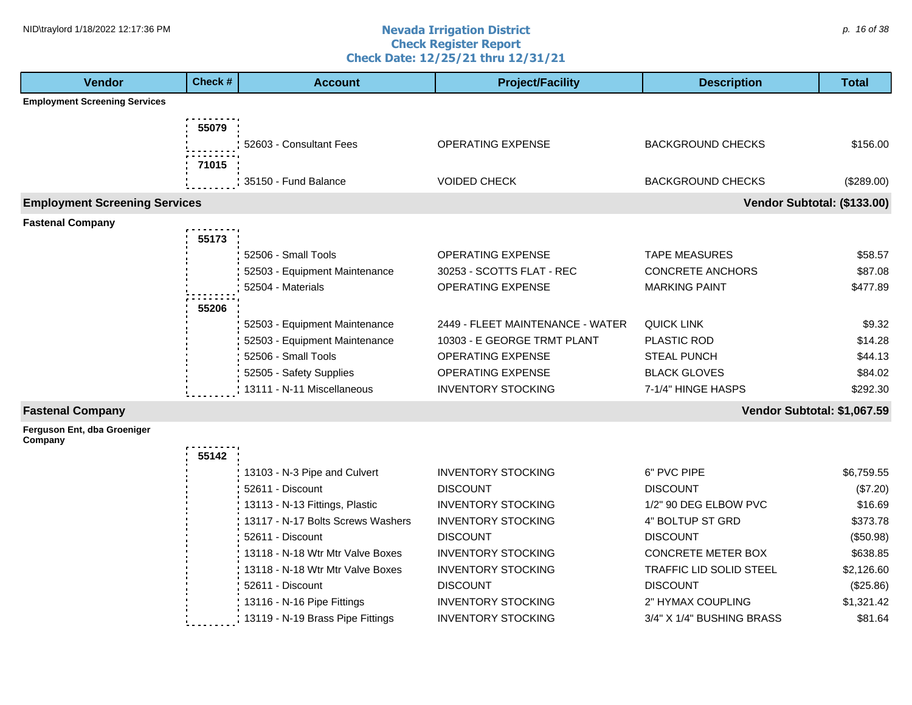# Nevada Irrigation District
## Check Register Report
## Check Date: 12/25/21 thru 12/31/21

| Vendor | Check # | Account | Project/Facility | Description | Total |
|---|---|---|---|---|---|
| **Employment Screening Services** | | | | | |
| | 55079 | 52603 - Consultant Fees | OPERATING EXPENSE | BACKGROUND CHECKS | $156.00 |
| | 71015 | 35150 - Fund Balance | VOIDED CHECK | BACKGROUND CHECKS | ($289.00) |
| **Employment Screening Services** | | | | **Vendor Subtotal:** | **($133.00)** |
| **Fastenal Company** | | | | | |
| | 55173 | 52506 - Small Tools | OPERATING EXPENSE | TAPE MEASURES | $58.57 |
| | | 52503 - Equipment Maintenance | 30253 - SCOTTS FLAT - REC | CONCRETE ANCHORS | $87.08 |
| | | 52504 - Materials | OPERATING EXPENSE | MARKING PAINT | $477.89 |
| | 55206 | 52503 - Equipment Maintenance | 2449 - FLEET MAINTENANCE - WATER | QUICK LINK | $9.32 |
| | | 52503 - Equipment Maintenance | 10303 - E GEORGE TRMT PLANT | PLASTIC ROD | $14.28 |
| | | 52506 - Small Tools | OPERATING EXPENSE | STEAL PUNCH | $44.13 |
| | | 52505 - Safety Supplies | OPERATING EXPENSE | BLACK GLOVES | $84.02 |
| | | 13111 - N-11 Miscellaneous | INVENTORY STOCKING | 7-1/4" HINGE HASPS | $292.30 |
| **Fastenal Company** | | | | **Vendor Subtotal:** | **$1,067.59** |
| **Ferguson Ent, dba Groeniger Company** | | | | | |
| | 55142 | 13103 - N-3 Pipe and Culvert | INVENTORY STOCKING | 6" PVC PIPE | $6,759.55 |
| | | 52611 - Discount | DISCOUNT | DISCOUNT | ($7.20) |
| | | 13113 - N-13 Fittings, Plastic | INVENTORY STOCKING | 1/2" 90 DEG ELBOW PVC | $16.69 |
| | | 13117 - N-17 Bolts Screws Washers | INVENTORY STOCKING | 4" BOLTUP ST GRD | $373.78 |
| | | 52611 - Discount | DISCOUNT | DISCOUNT | ($50.98) |
| | | 13118 - N-18 Wtr Mtr Valve Boxes | INVENTORY STOCKING | CONCRETE METER BOX | $638.85 |
| | | 13118 - N-18 Wtr Mtr Valve Boxes | INVENTORY STOCKING | TRAFFIC LID SOLID STEEL | $2,126.60 |
| | | 52611 - Discount | DISCOUNT | DISCOUNT | ($25.86) |
| | | 13116 - N-16 Pipe Fittings | INVENTORY STOCKING | 2" HYMAX COUPLING | $1,321.42 |
| | | 13119 - N-19 Brass Pipe Fittings | INVENTORY STOCKING | 3/4" X 1/4" BUSHING BRASS | $81.64 |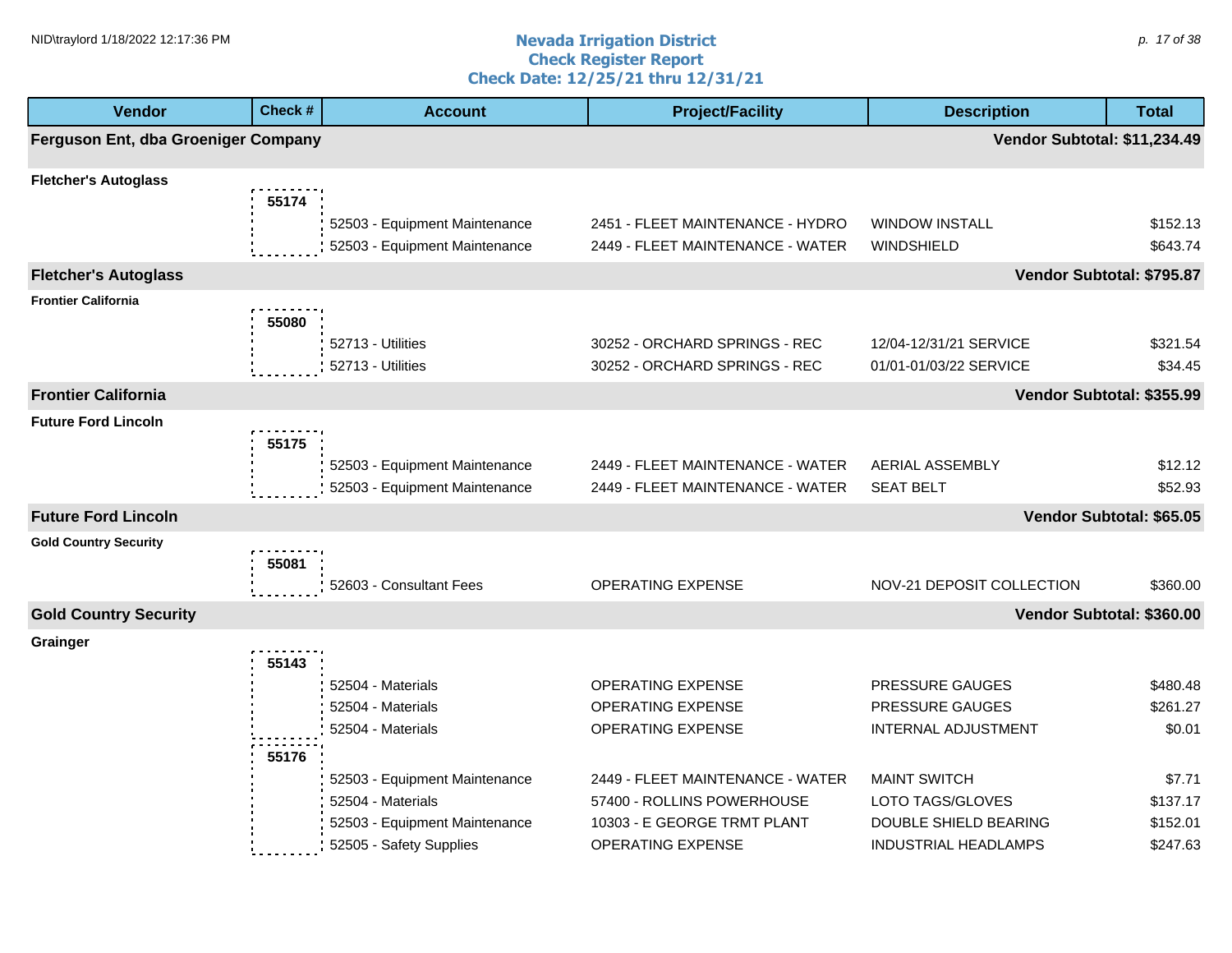# Nevada Irrigation District
## Check Register Report
## Check Date: 12/25/21 thru 12/31/21

| Vendor | Check # | Account | Project/Facility | Description | Total |
|---|---|---|---|---|---|
| **Ferguson Ent, dba Groeniger Company** | | | | | **Vendor Subtotal: $11,234.49** |
| **Fletcher's Autoglass** | | | | | |
| | 55174 | | | | |
| | | 52503 - Equipment Maintenance | 2451 - FLEET MAINTENANCE - HYDRO | WINDOW INSTALL | $152.13 |
| | | 52503 - Equipment Maintenance | 2449 - FLEET MAINTENANCE - WATER | WINDSHIELD | $643.74 |
| **Fletcher's Autoglass** | | | | | **Vendor Subtotal: $795.87** |
| **Frontier California** | | | | | |
| | 55080 | | | | |
| | | 52713 - Utilities | 30252 - ORCHARD SPRINGS - REC | 12/04-12/31/21 SERVICE | $321.54 |
| | | 52713 - Utilities | 30252 - ORCHARD SPRINGS - REC | 01/01-01/03/22 SERVICE | $34.45 |
| **Frontier California** | | | | | **Vendor Subtotal: $355.99** |
| **Future Ford Lincoln** | | | | | |
| | 55175 | | | | |
| | | 52503 - Equipment Maintenance | 2449 - FLEET MAINTENANCE - WATER | AERIAL ASSEMBLY | $12.12 |
| | | 52503 - Equipment Maintenance | 2449 - FLEET MAINTENANCE - WATER | SEAT BELT | $52.93 |
| **Future Ford Lincoln** | | | | | **Vendor Subtotal: $65.05** |
| **Gold Country Security** | | | | | |
| | 55081 | | | | |
| | | 52603 - Consultant Fees | OPERATING EXPENSE | NOV-21 DEPOSIT COLLECTION | $360.00 |
| **Gold Country Security** | | | | | **Vendor Subtotal: $360.00** |
| **Grainger** | | | | | |
| | 55143 | | | | |
| | | 52504 - Materials | OPERATING EXPENSE | PRESSURE GAUGES | $480.48 |
| | | 52504 - Materials | OPERATING EXPENSE | PRESSURE GAUGES | $261.27 |
| | | 52504 - Materials | OPERATING EXPENSE | INTERNAL ADJUSTMENT | $0.01 |
| | 55176 | | | | |
| | | 52503 - Equipment Maintenance | 2449 - FLEET MAINTENANCE - WATER | MAINT SWITCH | $7.71 |
| | | 52504 - Materials | 57400 - ROLLINS POWERHOUSE | LOTO TAGS/GLOVES | $137.17 |
| | | 52503 - Equipment Maintenance | 10303 - E GEORGE TRMT PLANT | DOUBLE SHIELD BEARING | $152.01 |
| | | 52505 - Safety Supplies | OPERATING EXPENSE | INDUSTRIAL HEADLAMPS | $247.63 |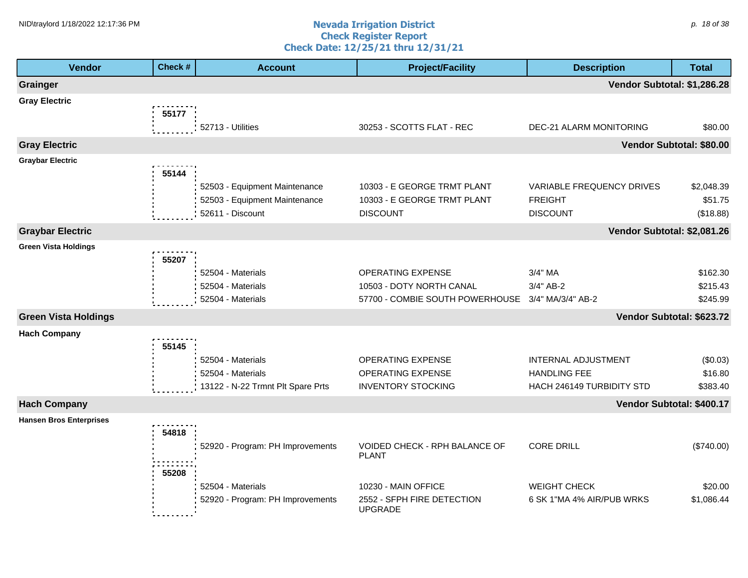# Nevada Irrigation District
## Check Register Report
### Check Date: 12/25/21 thru 12/31/21

| Vendor | Check # | Account | Project/Facility | Description | Total |
|---|---|---|---|---|---|
| **Grainger** | | | | **Vendor Subtotal:** | **$1,286.28** |
| **Gray Electric** | 55177 | | | | |
| | | 52713 - Utilities | 30253 - SCOTTS FLAT - REC | DEC-21 ALARM MONITORING | $80.00 |
| **Gray Electric** | | | | **Vendor Subtotal:** | **$80.00** |
| **Graybar Electric** | 55144 | | | | |
| | | 52503 - Equipment Maintenance | 10303 - E GEORGE TRMT PLANT | VARIABLE FREQUENCY DRIVES | $2,048.39 |
| | | 52503 - Equipment Maintenance | 10303 - E GEORGE TRMT PLANT | FREIGHT | $51.75 |
| | | 52611 - Discount | DISCOUNT | DISCOUNT | ($18.88) |
| **Graybar Electric** | | | | **Vendor Subtotal:** | **$2,081.26** |
| **Green Vista Holdings** | 55207 | | | | |
| | | 52504 - Materials | OPERATING EXPENSE | 3/4" MA | $162.30 |
| | | 52504 - Materials | 10503 - DOTY NORTH CANAL | 3/4" AB-2 | $215.43 |
| | | 52504 - Materials | 57700 - COMBIE SOUTH POWERHOUSE | 3/4" MA/3/4" AB-2 | $245.99 |
| **Green Vista Holdings** | | | | **Vendor Subtotal:** | **$623.72** |
| **Hach Company** | 55145 | | | | |
| | | 52504 - Materials | OPERATING EXPENSE | INTERNAL ADJUSTMENT | ($0.03) |
| | | 52504 - Materials | OPERATING EXPENSE | HANDLING FEE | $16.80 |
| | | 13122 - N-22 Trmnt Plt Spare Prts | INVENTORY STOCKING | HACH 246149 TURBIDITY STD | $383.40 |
| **Hach Company** | | | | **Vendor Subtotal:** | **$400.17** |
| **Hansen Bros Enterprises** | 54818 | | | | |
| | | 52920 - Program: PH Improvements | VOIDED CHECK - RPH BALANCE OF PLANT | CORE DRILL | ($740.00) |
| | 55208 | | | | |
| | | 52504 - Materials | 10230 - MAIN OFFICE | WEIGHT CHECK | $20.00 |
| | | 52920 - Program: PH Improvements | 2552 - SFPH FIRE DETECTION UPGRADE | 6 SK 1"MA 4% AIR/PUB WRKS | $1,086.44 |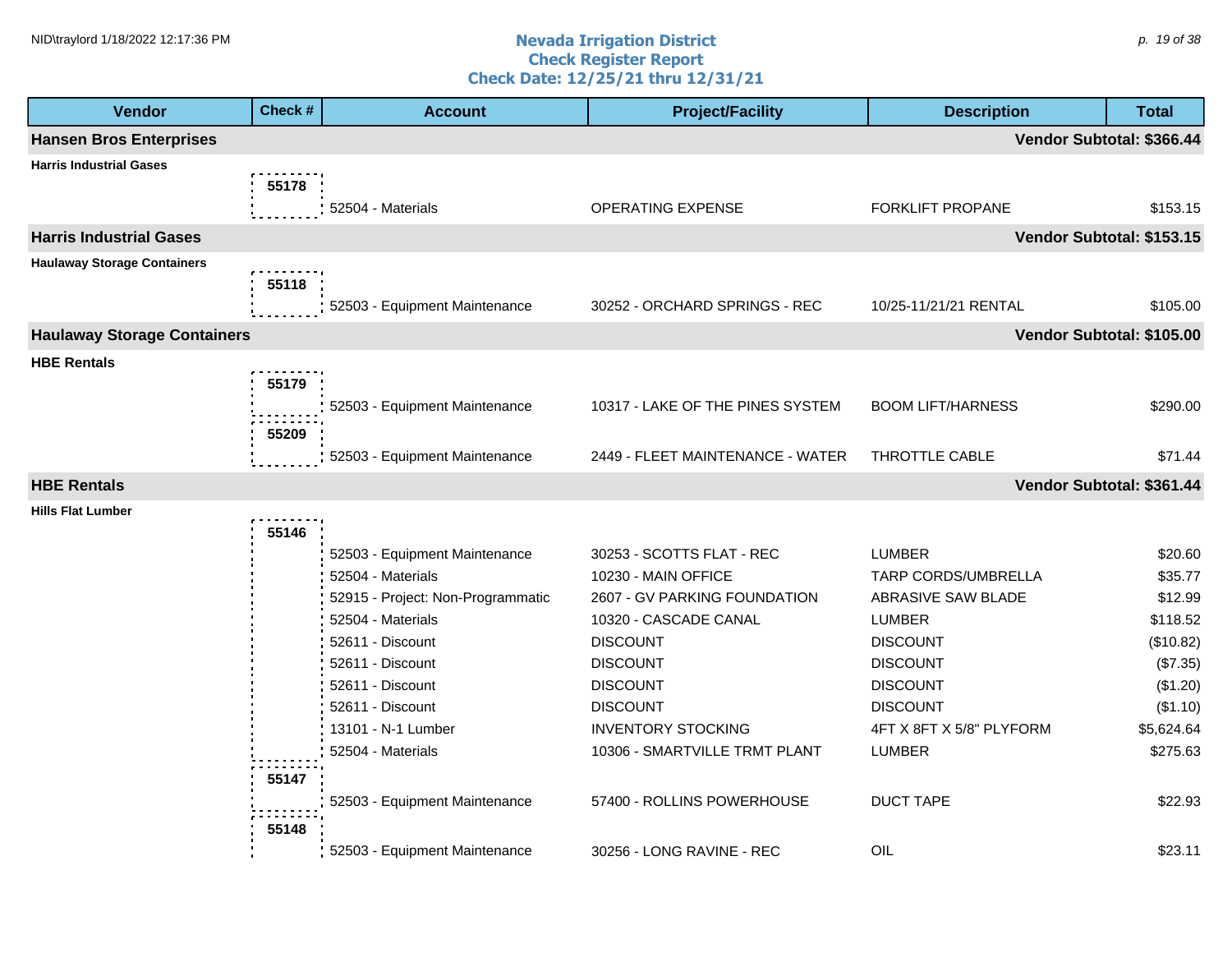# Nevada Irrigation District
## Check Register Report
### Check Date: 12/25/21 thru 12/31/21

| Vendor | Check # | Account | Project/Facility | Description | Total |
|---|---|---|---|---|---|
| **Hansen Bros Enterprises** | | | | | **Vendor Subtotal: $366.44** |
| **Harris Industrial Gases** | | | | | |
| | 55178 | 52504 - Materials | OPERATING EXPENSE | FORKLIFT PROPANE | $153.15 |
| **Harris Industrial Gases** | | | | | **Vendor Subtotal: $153.15** |
| **Haulaway Storage Containers** | | | | | |
| | 55118 | 52503 - Equipment Maintenance | 30252 - ORCHARD SPRINGS - REC | 10/25-11/21/21 RENTAL | $105.00 |
| **Haulaway Storage Containers** | | | | | **Vendor Subtotal: $105.00** |
| **HBE Rentals** | | | | | |
| | 55179 | 52503 - Equipment Maintenance | 10317 - LAKE OF THE PINES SYSTEM | BOOM LIFT/HARNESS | $290.00 |
| | 55209 | 52503 - Equipment Maintenance | 2449 - FLEET MAINTENANCE - WATER | THROTTLE CABLE | $71.44 |
| **HBE Rentals** | | | | | **Vendor Subtotal: $361.44** |
| **Hills Flat Lumber** | | | | | |
| | 55146 | 52503 - Equipment Maintenance | 30253 - SCOTTS FLAT - REC | LUMBER | $20.60 |
| | | 52504 - Materials | 10230 - MAIN OFFICE | TARP CORDS/UMBRELLA | $35.77 |
| | | 52915 - Project: Non-Programmatic | 2607 - GV PARKING FOUNDATION | ABRASIVE SAW BLADE | $12.99 |
| | | 52504 - Materials | 10320 - CASCADE CANAL | LUMBER | $118.52 |
| | | 52611 - Discount | DISCOUNT | DISCOUNT | ($10.82) |
| | | 52611 - Discount | DISCOUNT | DISCOUNT | ($7.35) |
| | | 52611 - Discount | DISCOUNT | DISCOUNT | ($1.20) |
| | | 52611 - Discount | DISCOUNT | DISCOUNT | ($1.10) |
| | | 13101 - N-1 Lumber | INVENTORY STOCKING | 4FT X 8FT X 5/8" PLYFORM | $5,624.64 |
| | | 52504 - Materials | 10306 - SMARTVILLE TRMT PLANT | LUMBER | $275.63 |
| | 55147 | 52503 - Equipment Maintenance | 57400 - ROLLINS POWERHOUSE | DUCT TAPE | $22.93 |
| | 55148 | 52503 - Equipment Maintenance | 30256 - LONG RAVINE - REC | OIL | $23.11 |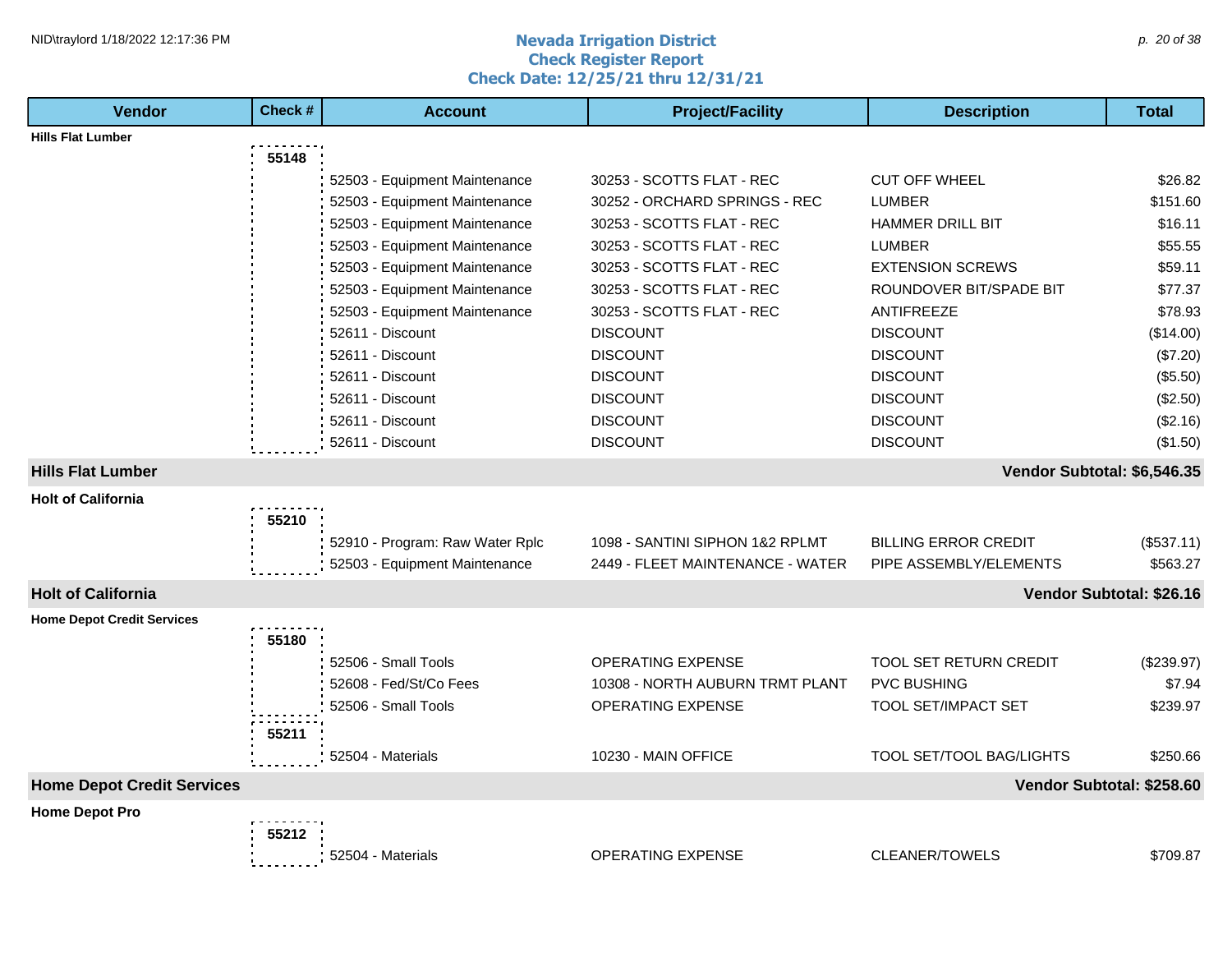# Nevada Irrigation District
## Check Register Report
### Check Date: 12/25/21 thru 12/31/21

| Vendor | Check # | Account | Project/Facility | Description | Total |
|---|---|---|---|---|---|
| **Hills Flat Lumber** | | | | | |
| | 55148 | | | | |
| | | 52503 - Equipment Maintenance | 30253 - SCOTTS FLAT - REC | CUT OFF WHEEL | $26.82 |
| | | 52503 - Equipment Maintenance | 30252 - ORCHARD SPRINGS - REC | LUMBER | $151.60 |
| | | 52503 - Equipment Maintenance | 30253 - SCOTTS FLAT - REC | HAMMER DRILL BIT | $16.11 |
| | | 52503 - Equipment Maintenance | 30253 - SCOTTS FLAT - REC | LUMBER | $55.55 |
| | | 52503 - Equipment Maintenance | 30253 - SCOTTS FLAT - REC | EXTENSION SCREWS | $59.11 |
| | | 52503 - Equipment Maintenance | 30253 - SCOTTS FLAT - REC | ROUNDOVER BIT/SPADE BIT | $77.37 |
| | | 52503 - Equipment Maintenance | 30253 - SCOTTS FLAT - REC | ANTIFREEZE | $78.93 |
| | | 52611 - Discount | DISCOUNT | DISCOUNT | ($14.00) |
| | | 52611 - Discount | DISCOUNT | DISCOUNT | ($7.20) |
| | | 52611 - Discount | DISCOUNT | DISCOUNT | ($5.50) |
| | | 52611 - Discount | DISCOUNT | DISCOUNT | ($2.50) |
| | | 52611 - Discount | DISCOUNT | DISCOUNT | ($2.16) |
| | | 52611 - Discount | DISCOUNT | DISCOUNT | ($1.50) |
| **Hills Flat Lumber** | | | | | **Vendor Subtotal: $6,546.35** |
| **Holt of California** | | | | | |
| | 55210 | | | | |
| | | 52910 - Program: Raw Water Rplc | 1098 - SANTINI SIPHON 1&2 RPLMT | BILLING ERROR CREDIT | ($537.11) |
| | | 52503 - Equipment Maintenance | 2449 - FLEET MAINTENANCE - WATER | PIPE ASSEMBLY/ELEMENTS | $563.27 |
| **Holt of California** | | | | | **Vendor Subtotal: $26.16** |
| **Home Depot Credit Services** | | | | | |
| | 55180 | | | | |
| | | 52506 - Small Tools | OPERATING EXPENSE | TOOL SET RETURN CREDIT | ($239.97) |
| | | 52608 - Fed/St/Co Fees | 10308 - NORTH AUBURN TRMT PLANT | PVC BUSHING | $7.94 |
| | | 52506 - Small Tools | OPERATING EXPENSE | TOOL SET/IMPACT SET | $239.97 |
| | 55211 | | | | |
| | | 52504 - Materials | 10230 - MAIN OFFICE | TOOL SET/TOOL BAG/LIGHTS | $250.66 |
| **Home Depot Credit Services** | | | | | **Vendor Subtotal: $258.60** |
| **Home Depot Pro** | | | | | |
| | 55212 | | | | |
| | | 52504 - Materials | OPERATING EXPENSE | CLEANER/TOWELS | $709.87 |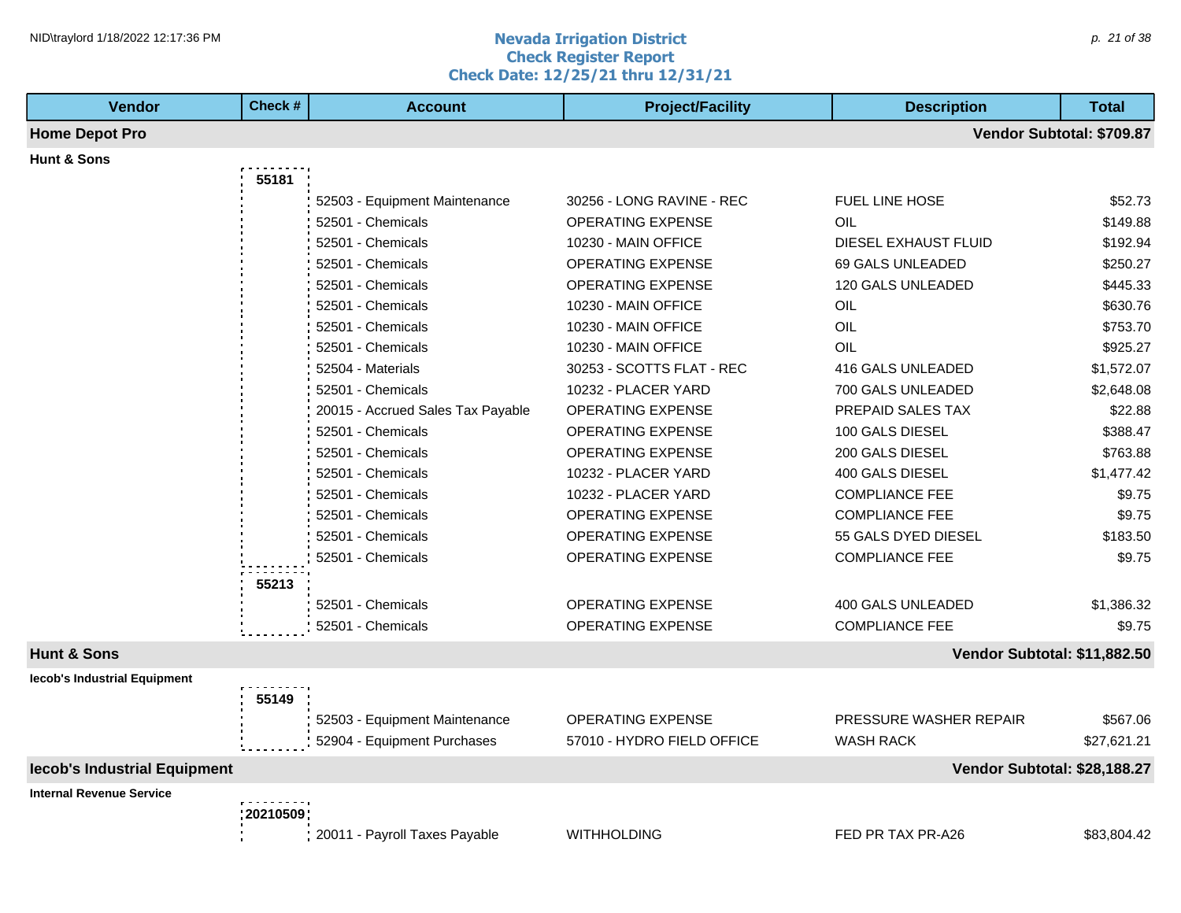# Nevada Irrigation District
## Check Register Report
### Check Date: 12/25/21 thru 12/31/21

| Vendor | Check # | Account | Project/Facility | Description | Total |
|---|---|---|---|---|---|
| **Home Depot Pro** | | | | | **Vendor Subtotal: $709.87** |
| **Hunt & Sons** | | | | | |
| | **55181** | | | | |
| | | 52503 - Equipment Maintenance | 30256 - LONG RAVINE - REC | FUEL LINE HOSE | $52.73 |
| | | 52501 - Chemicals | OPERATING EXPENSE | OIL | $149.88 |
| | | 52501 - Chemicals | 10230 - MAIN OFFICE | DIESEL EXHAUST FLUID | $192.94 |
| | | 52501 - Chemicals | OPERATING EXPENSE | 69 GALS UNLEADED | $250.27 |
| | | 52501 - Chemicals | OPERATING EXPENSE | 120 GALS UNLEADED | $445.33 |
| | | 52501 - Chemicals | 10230 - MAIN OFFICE | OIL | $630.76 |
| | | 52501 - Chemicals | 10230 - MAIN OFFICE | OIL | $753.70 |
| | | 52501 - Chemicals | 10230 - MAIN OFFICE | OIL | $925.27 |
| | | 52504 - Materials | 30253 - SCOTTS FLAT - REC | 416 GALS UNLEADED | $1,572.07 |
| | | 52501 - Chemicals | 10232 - PLACER YARD | 700 GALS UNLEADED | $2,648.08 |
| | | 20015 - Accrued Sales Tax Payable | OPERATING EXPENSE | PREPAID SALES TAX | $22.88 |
| | | 52501 - Chemicals | OPERATING EXPENSE | 100 GALS DIESEL | $388.47 |
| | | 52501 - Chemicals | OPERATING EXPENSE | 200 GALS DIESEL | $763.88 |
| | | 52501 - Chemicals | 10232 - PLACER YARD | 400 GALS DIESEL | $1,477.42 |
| | | 52501 - Chemicals | 10232 - PLACER YARD | COMPLIANCE FEE | $9.75 |
| | | 52501 - Chemicals | OPERATING EXPENSE | COMPLIANCE FEE | $9.75 |
| | | 52501 - Chemicals | OPERATING EXPENSE | 55 GALS DYED DIESEL | $183.50 |
| | | 52501 - Chemicals | OPERATING EXPENSE | COMPLIANCE FEE | $9.75 |
| | **55213** | | | | |
| | | 52501 - Chemicals | OPERATING EXPENSE | 400 GALS UNLEADED | $1,386.32 |
| | | 52501 - Chemicals | OPERATING EXPENSE | COMPLIANCE FEE | $9.75 |
| **Hunt & Sons** | | | | | **Vendor Subtotal: $11,882.50** |
| **Iecob's Industrial Equipment** | | | | | |
| | **55149** | | | | |
| | | 52503 - Equipment Maintenance | OPERATING EXPENSE | PRESSURE WASHER REPAIR | $567.06 |
| | | 52904 - Equipment Purchases | 57010 - HYDRO FIELD OFFICE | WASH RACK | $27,621.21 |
| **Iecob's Industrial Equipment** | | | | | **Vendor Subtotal: $28,188.27** |
| **Internal Revenue Service** | | | | | |
| | **20210509** | | | | |
| | | 20011 - Payroll Taxes Payable | WITHHOLDING | FED PR TAX PR-A26 | $83,804.42 |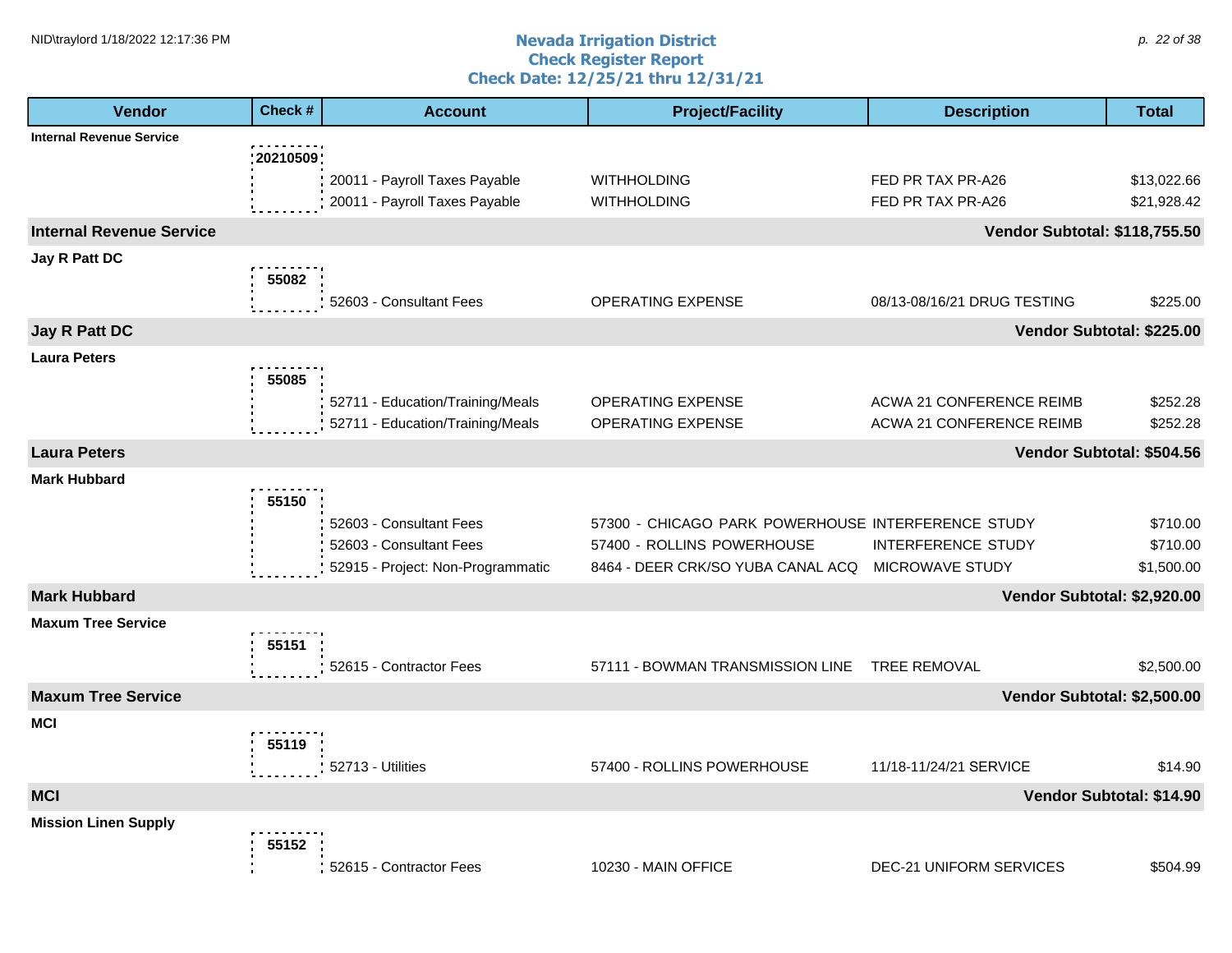# Nevada Irrigation District
## Check Register Report
### Check Date: 12/25/21 thru 12/31/21

| Vendor | Check # | Account | Project/Facility | Description | Total |
|---|---|---|---|---|---|
| **Internal Revenue Service** | | | | | |
| | **20210509** | | | | |
| | | 20011 - Payroll Taxes Payable | WITHHOLDING | FED PR TAX PR-A26 | $13,022.66 |
| | | 20011 - Payroll Taxes Payable | WITHHOLDING | FED PR TAX PR-A26 | $21,928.42 |
| **Internal Revenue Service** | | | | | **Vendor Subtotal: $118,755.50** |
| **Jay R Patt DC** | | | | | |
| | **55082** | | | | |
| | | 52603 - Consultant Fees | OPERATING EXPENSE | 08/13-08/16/21 DRUG TESTING | $225.00 |
| **Jay R Patt DC** | | | | | **Vendor Subtotal: $225.00** |
| **Laura Peters** | | | | | |
| | **55085** | | | | |
| | | 52711 - Education/Training/Meals | OPERATING EXPENSE | ACWA 21 CONFERENCE REIMB | $252.28 |
| | | 52711 - Education/Training/Meals | OPERATING EXPENSE | ACWA 21 CONFERENCE REIMB | $252.28 |
| **Laura Peters** | | | | | **Vendor Subtotal: $504.56** |
| **Mark Hubbard** | | | | | |
| | **55150** | | | | |
| | | 52603 - Consultant Fees | 57300 - CHICAGO PARK POWERHOUSE | INTERFERENCE STUDY | $710.00 |
| | | 52603 - Consultant Fees | 57400 - ROLLINS POWERHOUSE | INTERFERENCE STUDY | $710.00 |
| | | 52915 - Project: Non-Programmatic | 8464 - DEER CRK/SO YUBA CANAL ACQ | MICROWAVE STUDY | $1,500.00 |
| **Mark Hubbard** | | | | | **Vendor Subtotal: $2,920.00** |
| **Maxum Tree Service** | | | | | |
| | **55151** | | | | |
| | | 52615 - Contractor Fees | 57111 - BOWMAN TRANSMISSION LINE | TREE REMOVAL | $2,500.00 |
| **Maxum Tree Service** | | | | | **Vendor Subtotal: $2,500.00** |
| **MCI** | | | | | |
| | **55119** | | | | |
| | | 52713 - Utilities | 57400 - ROLLINS POWERHOUSE | 11/18-11/24/21 SERVICE | $14.90 |
| **MCI** | | | | | **Vendor Subtotal: $14.90** |
| **Mission Linen Supply** | | | | | |
| | **55152** | | | | |
| | | 52615 - Contractor Fees | 10230 - MAIN OFFICE | DEC-21 UNIFORM SERVICES | $504.99 |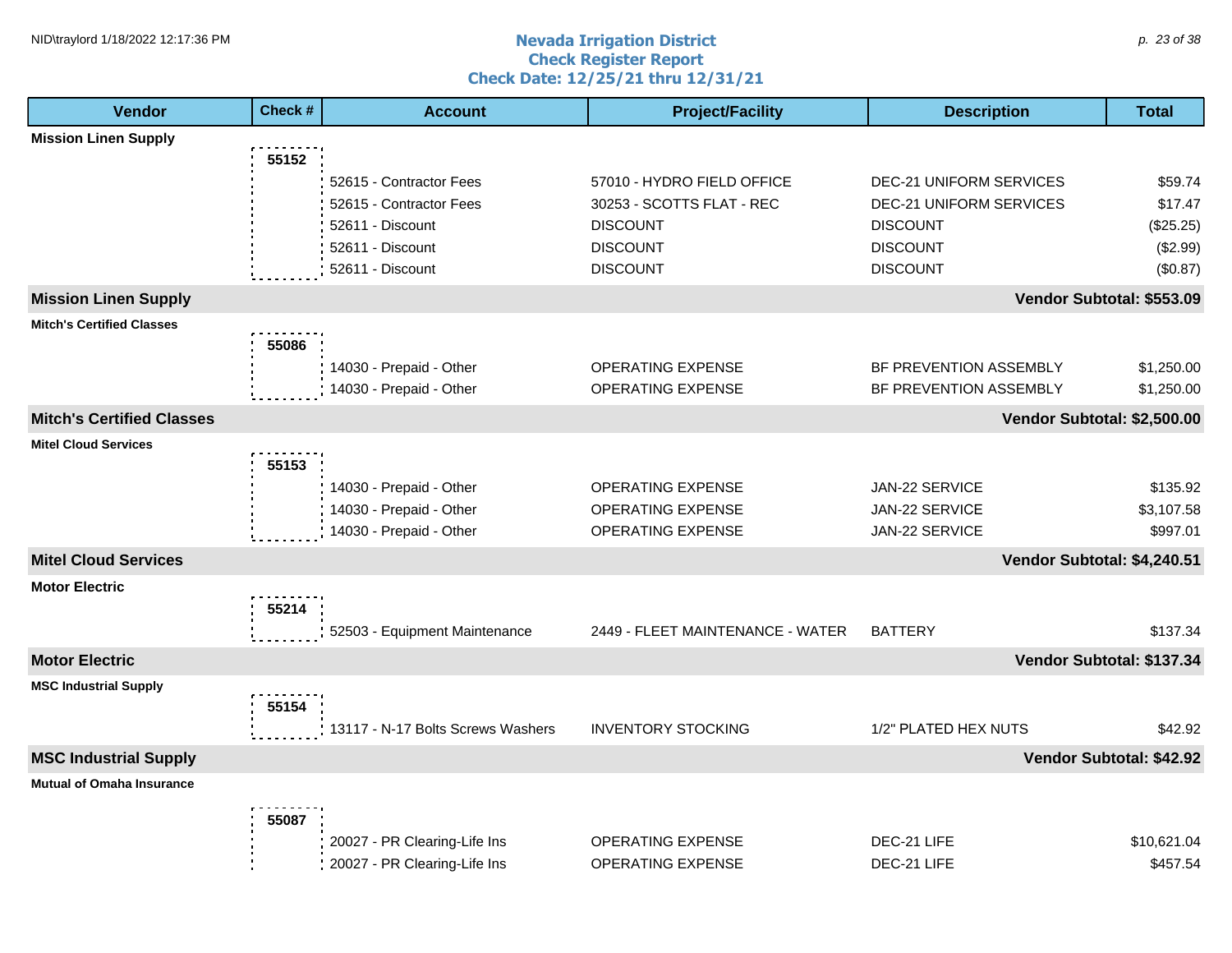# Nevada Irrigation District
## Check Register Report
### Check Date: 12/25/21 thru 12/31/21

| Vendor | Check # | Account | Project/Facility | Description | Total |
|---|---|---|---|---|---|
| **Mission Linen Supply** | | | | | |
| | 55152 | | | | |
| | | 52615 - Contractor Fees | 57010 - HYDRO FIELD OFFICE | DEC-21 UNIFORM SERVICES | $59.74 |
| | | 52615 - Contractor Fees | 30253 - SCOTTS FLAT - REC | DEC-21 UNIFORM SERVICES | $17.47 |
| | | 52611 - Discount | DISCOUNT | DISCOUNT | ($25.25) |
| | | 52611 - Discount | DISCOUNT | DISCOUNT | ($2.99) |
| | | 52611 - Discount | DISCOUNT | DISCOUNT | ($0.87) |
| **Mission Linen Supply** | | | | | **Vendor Subtotal: $553.09** |
| **Mitch's Certified Classes** | | | | | |
| | 55086 | | | | |
| | | 14030 - Prepaid - Other | OPERATING EXPENSE | BF PREVENTION ASSEMBLY | $1,250.00 |
| | | 14030 - Prepaid - Other | OPERATING EXPENSE | BF PREVENTION ASSEMBLY | $1,250.00 |
| **Mitch's Certified Classes** | | | | | **Vendor Subtotal: $2,500.00** |
| **Mitel Cloud Services** | | | | | |
| | 55153 | | | | |
| | | 14030 - Prepaid - Other | OPERATING EXPENSE | JAN-22 SERVICE | $135.92 |
| | | 14030 - Prepaid - Other | OPERATING EXPENSE | JAN-22 SERVICE | $3,107.58 |
| | | 14030 - Prepaid - Other | OPERATING EXPENSE | JAN-22 SERVICE | $997.01 |
| **Mitel Cloud Services** | | | | | **Vendor Subtotal: $4,240.51** |
| **Motor Electric** | | | | | |
| | 55214 | | | | |
| | | 52503 - Equipment Maintenance | 2449 - FLEET MAINTENANCE - WATER | BATTERY | $137.34 |
| **Motor Electric** | | | | | **Vendor Subtotal: $137.34** |
| **MSC Industrial Supply** | | | | | |
| | 55154 | | | | |
| | | 13117 - N-17 Bolts Screws Washers | INVENTORY STOCKING | 1/2" PLATED HEX NUTS | $42.92 |
| **MSC Industrial Supply** | | | | | **Vendor Subtotal: $42.92** |
| **Mutual of Omaha Insurance** | | | | | |
| | 55087 | | | | |
| | | 20027 - PR Clearing-Life Ins | OPERATING EXPENSE | DEC-21 LIFE | $10,621.04 |
| | | 20027 - PR Clearing-Life Ins | OPERATING EXPENSE | DEC-21 LIFE | $457.54 |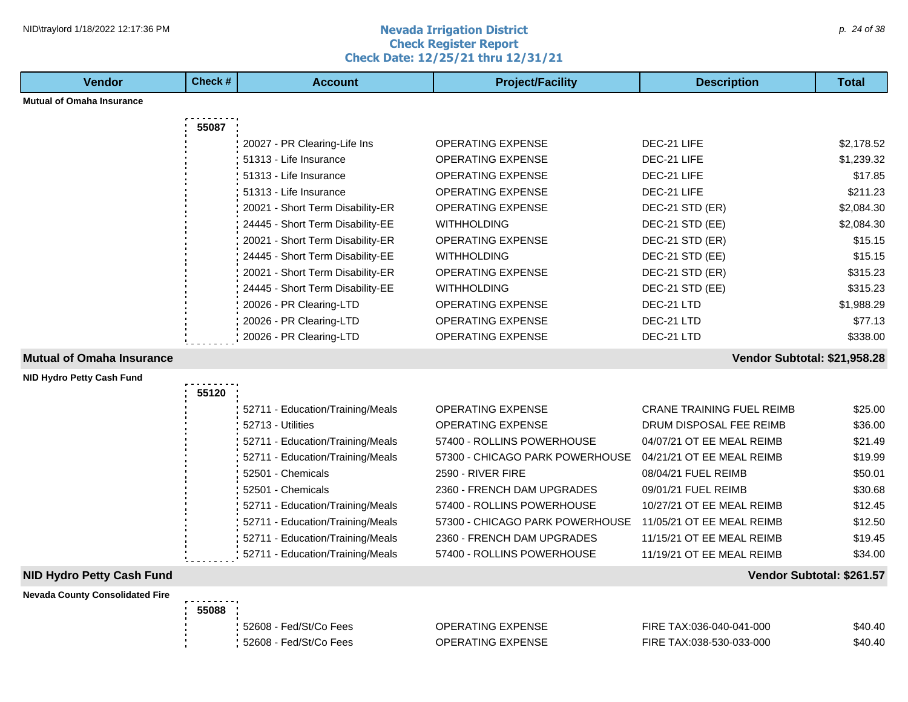# Nevada Irrigation District
## Check Register Report
## Check Date: 12/25/21 thru 12/31/21

| Vendor | Check # | Account | Project/Facility | Description | Total |
|---|---|---|---|---|---|
| **Mutual of Omaha Insurance** | | | | | |
| | **55087** | | | | |
| | | 20027 - PR Clearing-Life Ins | OPERATING EXPENSE | DEC-21 LIFE | $2,178.52 |
| | | 51313 - Life Insurance | OPERATING EXPENSE | DEC-21 LIFE | $1,239.32 |
| | | 51313 - Life Insurance | OPERATING EXPENSE | DEC-21 LIFE | $17.85 |
| | | 51313 - Life Insurance | OPERATING EXPENSE | DEC-21 LIFE | $211.23 |
| | | 20021 - Short Term Disability-ER | OPERATING EXPENSE | DEC-21 STD (ER) | $2,084.30 |
| | | 24445 - Short Term Disability-EE | WITHHOLDING | DEC-21 STD (EE) | $2,084.30 |
| | | 20021 - Short Term Disability-ER | OPERATING EXPENSE | DEC-21 STD (ER) | $15.15 |
| | | 24445 - Short Term Disability-EE | WITHHOLDING | DEC-21 STD (EE) | $15.15 |
| | | 20021 - Short Term Disability-ER | OPERATING EXPENSE | DEC-21 STD (ER) | $315.23 |
| | | 24445 - Short Term Disability-EE | WITHHOLDING | DEC-21 STD (EE) | $315.23 |
| | | 20026 - PR Clearing-LTD | OPERATING EXPENSE | DEC-21 LTD | $1,988.29 |
| | | 20026 - PR Clearing-LTD | OPERATING EXPENSE | DEC-21 LTD | $77.13 |
| | | 20026 - PR Clearing-LTD | OPERATING EXPENSE | DEC-21 LTD | $338.00 |
| **Mutual of Omaha Insurance** | | | | | **Vendor Subtotal: $21,958.28** |
| **NID Hydro Petty Cash Fund** | | | | | |
| | **55120** | | | | |
| | | 52711 - Education/Training/Meals | OPERATING EXPENSE | CRANE TRAINING FUEL REIMB | $25.00 |
| | | 52713 - Utilities | OPERATING EXPENSE | DRUM DISPOSAL FEE REIMB | $36.00 |
| | | 52711 - Education/Training/Meals | 57400 - ROLLINS POWERHOUSE | 04/07/21 OT EE MEAL REIMB | $21.49 |
| | | 52711 - Education/Training/Meals | 57300 - CHICAGO PARK POWERHOUSE | 04/21/21 OT EE MEAL REIMB | $19.99 |
| | | 52501 - Chemicals | 2590 - RIVER FIRE | 08/04/21 FUEL REIMB | $50.01 |
| | | 52501 - Chemicals | 2360 - FRENCH DAM UPGRADES | 09/01/21 FUEL REIMB | $30.68 |
| | | 52711 - Education/Training/Meals | 57400 - ROLLINS POWERHOUSE | 10/27/21 OT EE MEAL REIMB | $12.45 |
| | | 52711 - Education/Training/Meals | 57300 - CHICAGO PARK POWERHOUSE | 11/05/21 OT EE MEAL REIMB | $12.50 |
| | | 52711 - Education/Training/Meals | 2360 - FRENCH DAM UPGRADES | 11/15/21 OT EE MEAL REIMB | $19.45 |
| | | 52711 - Education/Training/Meals | 57400 - ROLLINS POWERHOUSE | 11/19/21 OT EE MEAL REIMB | $34.00 |
| **NID Hydro Petty Cash Fund** | | | | | **Vendor Subtotal: $261.57** |
| **Nevada County Consolidated Fire** | | | | | |
| | **55088** | | | | |
| | | 52608 - Fed/St/Co Fees | OPERATING EXPENSE | FIRE TAX:036-040-041-000 | $40.40 |
| | | 52608 - Fed/St/Co Fees | OPERATING EXPENSE | FIRE TAX:038-530-033-000 | $40.40 |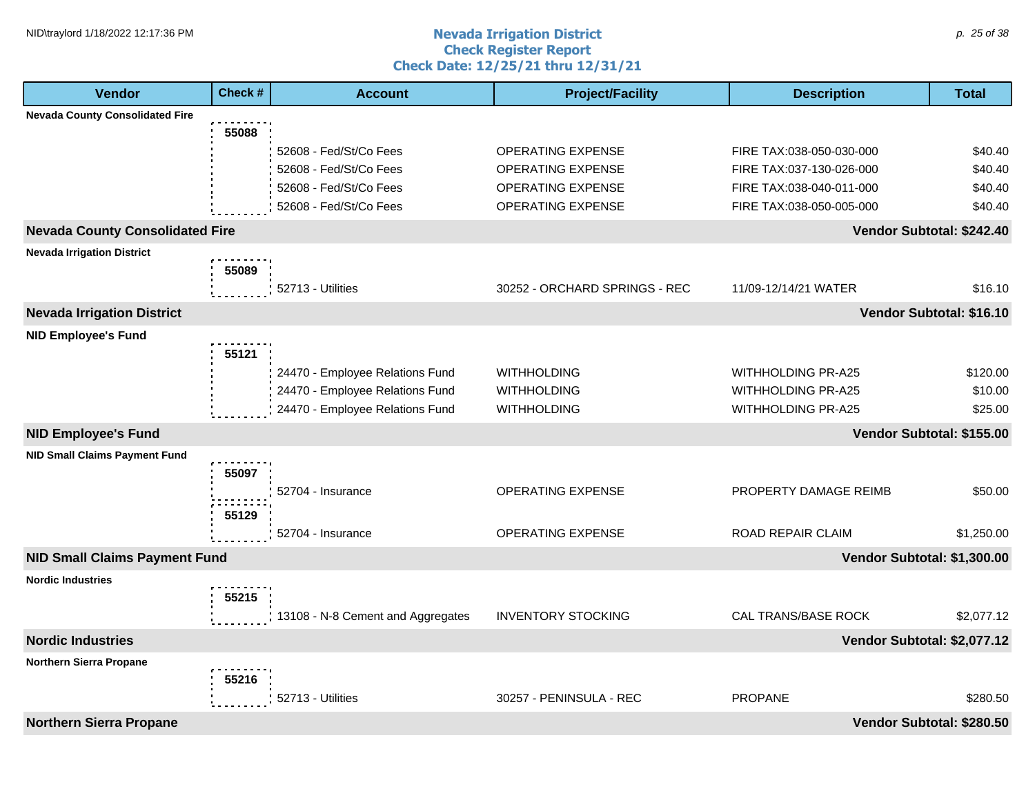# Nevada Irrigation District
## Check Register Report
## Check Date: 12/25/21 thru 12/31/21

| Vendor | Check # | Account | Project/Facility | Description | Total |
|---|---|---|---|---|---|
| **Nevada County Consolidated Fire** | | | | | |
| | **55088** | | | | |
| | | 52608 - Fed/St/Co Fees | OPERATING EXPENSE | FIRE TAX:038-050-030-000 | $40.40 |
| | | 52608 - Fed/St/Co Fees | OPERATING EXPENSE | FIRE TAX:037-130-026-000 | $40.40 |
| | | 52608 - Fed/St/Co Fees | OPERATING EXPENSE | FIRE TAX:038-040-011-000 | $40.40 |
| | | 52608 - Fed/St/Co Fees | OPERATING EXPENSE | FIRE TAX:038-050-005-000 | $40.40 |
| **Nevada County Consolidated Fire** | | | | | **Vendor Subtotal: $242.40** |
| **Nevada Irrigation District** | | | | | |
| | **55089** | | | | |
| | | 52713 - Utilities | 30252 - ORCHARD SPRINGS - REC | 11/09-12/14/21 WATER | $16.10 |
| **Nevada Irrigation District** | | | | | **Vendor Subtotal: $16.10** |
| **NID Employee's Fund** | | | | | |
| | **55121** | | | | |
| | | 24470 - Employee Relations Fund | WITHHOLDING | WITHHOLDING PR-A25 | $120.00 |
| | | 24470 - Employee Relations Fund | WITHHOLDING | WITHHOLDING PR-A25 | $10.00 |
| | | 24470 - Employee Relations Fund | WITHHOLDING | WITHHOLDING PR-A25 | $25.00 |
| **NID Employee's Fund** | | | | | **Vendor Subtotal: $155.00** |
| **NID Small Claims Payment Fund** | | | | | |
| | **55097** | | | | |
| | | 52704 - Insurance | OPERATING EXPENSE | PROPERTY DAMAGE REIMB | $50.00 |
| | **55129** | | | | |
| | | 52704 - Insurance | OPERATING EXPENSE | ROAD REPAIR CLAIM | $1,250.00 |
| **NID Small Claims Payment Fund** | | | | | **Vendor Subtotal: $1,300.00** |
| **Nordic Industries** | | | | | |
| | **55215** | | | | |
| | | 13108 - N-8 Cement and Aggregates | INVENTORY STOCKING | CAL TRANS/BASE ROCK | $2,077.12 |
| **Nordic Industries** | | | | | **Vendor Subtotal: $2,077.12** |
| **Northern Sierra Propane** | | | | | |
| | **55216** | | | | |
| | | 52713 - Utilities | 30257 - PENINSULA - REC | PROPANE | $280.50 |
| **Northern Sierra Propane** | | | | | **Vendor Subtotal: $280.50** |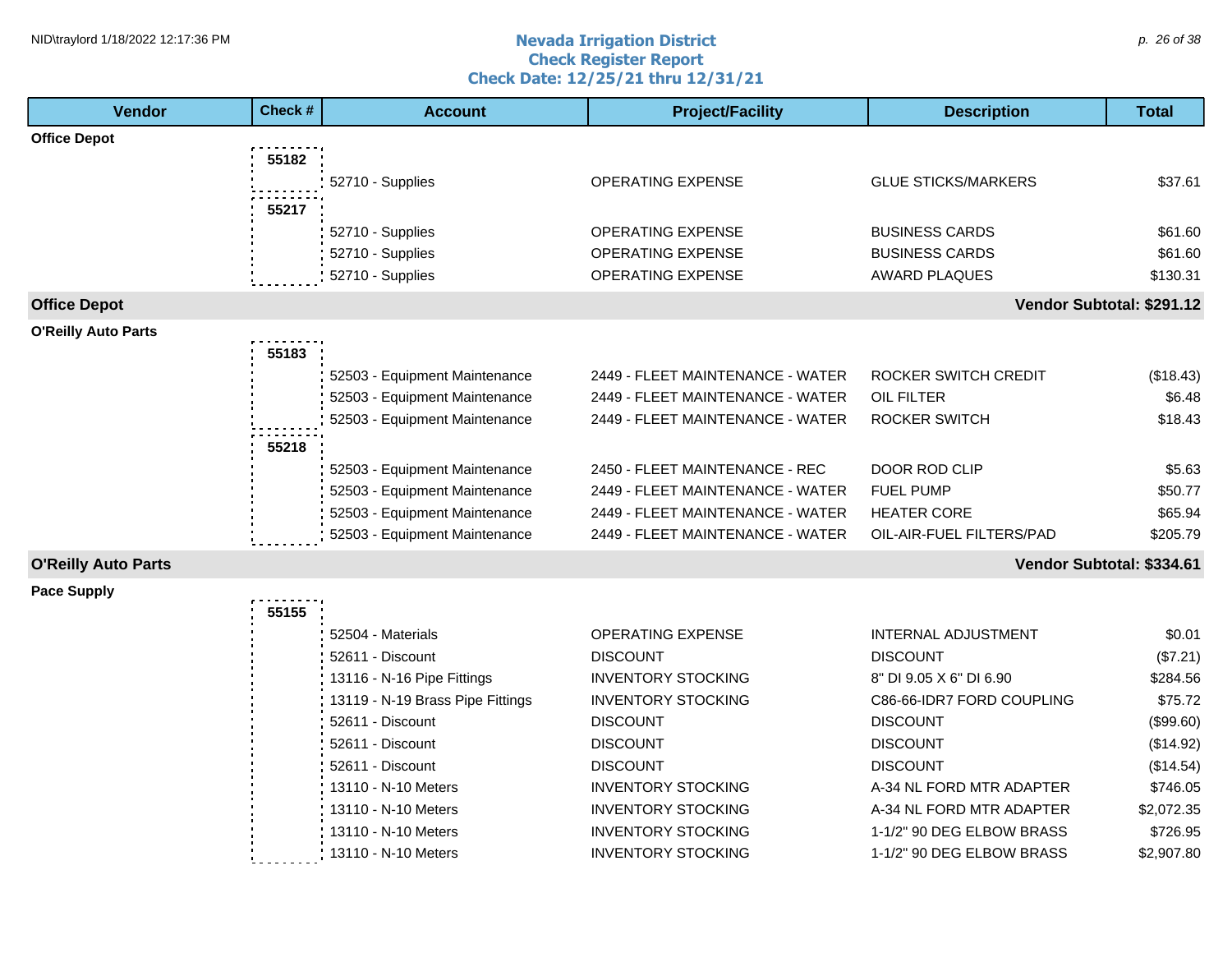# Nevada Irrigation District
## Check Register Report
### Check Date: 12/25/21 thru 12/31/21

| Vendor | Check # | Account | Project/Facility | Description | Total |
|---|---|---|---|---|---|
| **Office Depot** | | | | | |
| | 55182 | | | | |
| | | 52710 - Supplies | OPERATING EXPENSE | GLUE STICKS/MARKERS | $37.61 |
| | 55217 | | | | |
| | | 52710 - Supplies | OPERATING EXPENSE | BUSINESS CARDS | $61.60 |
| | | 52710 - Supplies | OPERATING EXPENSE | BUSINESS CARDS | $61.60 |
| | | 52710 - Supplies | OPERATING EXPENSE | AWARD PLAQUES | $130.31 |
| **Office Depot** | | | | | **Vendor Subtotal: $291.12** |
| **O'Reilly Auto Parts** | | | | | |
| | 55183 | | | | |
| | | 52503 - Equipment Maintenance | 2449 - FLEET MAINTENANCE - WATER | ROCKER SWITCH CREDIT | ($18.43) |
| | | 52503 - Equipment Maintenance | 2449 - FLEET MAINTENANCE - WATER | OIL FILTER | $6.48 |
| | | 52503 - Equipment Maintenance | 2449 - FLEET MAINTENANCE - WATER | ROCKER SWITCH | $18.43 |
| | 55218 | | | | |
| | | 52503 - Equipment Maintenance | 2450 - FLEET MAINTENANCE - REC | DOOR ROD CLIP | $5.63 |
| | | 52503 - Equipment Maintenance | 2449 - FLEET MAINTENANCE - WATER | FUEL PUMP | $50.77 |
| | | 52503 - Equipment Maintenance | 2449 - FLEET MAINTENANCE - WATER | HEATER CORE | $65.94 |
| | | 52503 - Equipment Maintenance | 2449 - FLEET MAINTENANCE - WATER | OIL-AIR-FUEL FILTERS/PAD | $205.79 |
| **O'Reilly Auto Parts** | | | | | **Vendor Subtotal: $334.61** |
| **Pace Supply** | | | | | |
| | 55155 | | | | |
| | | 52504 - Materials | OPERATING EXPENSE | INTERNAL ADJUSTMENT | $0.01 |
| | | 52611 - Discount | DISCOUNT | DISCOUNT | ($7.21) |
| | | 13116 - N-16 Pipe Fittings | INVENTORY STOCKING | 8" DI 9.05 X 6" DI 6.90 | $284.56 |
| | | 13119 - N-19 Brass Pipe Fittings | INVENTORY STOCKING | C86-66-IDR7 FORD COUPLING | $75.72 |
| | | 52611 - Discount | DISCOUNT | DISCOUNT | ($99.60) |
| | | 52611 - Discount | DISCOUNT | DISCOUNT | ($14.92) |
| | | 52611 - Discount | DISCOUNT | DISCOUNT | ($14.54) |
| | | 13110 - N-10 Meters | INVENTORY STOCKING | A-34 NL FORD MTR ADAPTER | $746.05 |
| | | 13110 - N-10 Meters | INVENTORY STOCKING | A-34 NL FORD MTR ADAPTER | $2,072.35 |
| | | 13110 - N-10 Meters | INVENTORY STOCKING | 1-1/2" 90 DEG ELBOW BRASS | $726.95 |
| | | 13110 - N-10 Meters | INVENTORY STOCKING | 1-1/2" 90 DEG ELBOW BRASS | $2,907.80 |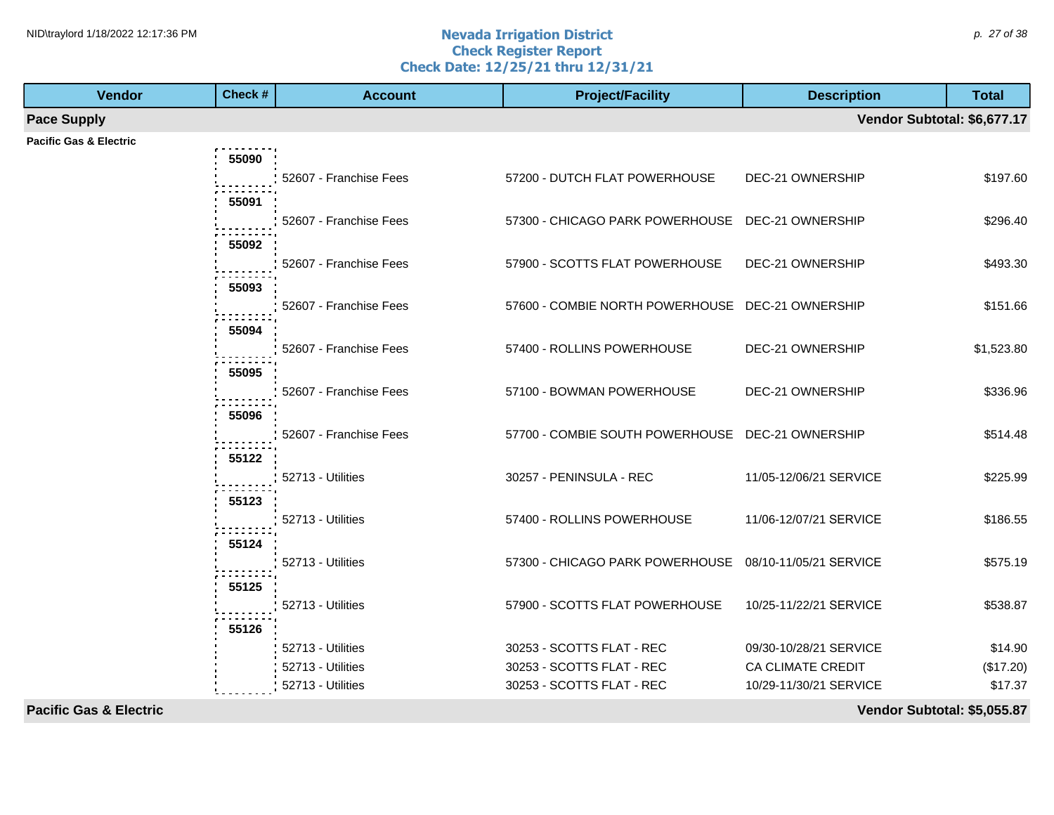# Nevada Irrigation District
## Check Register Report
### Check Date: 12/25/21 thru 12/31/21

| Vendor | Check # | Account | Project/Facility | Description | Total |
|---|---|---|---|---|---|
| **Pace Supply** | | | | | **Vendor Subtotal: $6,677.17** |
| **Pacific Gas & Electric** | | | | | |
| | 55090 | 52607 - Franchise Fees | 57200 - DUTCH FLAT POWERHOUSE | DEC-21 OWNERSHIP | $197.60 |
| | 55091 | 52607 - Franchise Fees | 57300 - CHICAGO PARK POWERHOUSE | DEC-21 OWNERSHIP | $296.40 |
| | 55092 | 52607 - Franchise Fees | 57900 - SCOTTS FLAT POWERHOUSE | DEC-21 OWNERSHIP | $493.30 |
| | 55093 | 52607 - Franchise Fees | 57600 - COMBIE NORTH POWERHOUSE | DEC-21 OWNERSHIP | $151.66 |
| | 55094 | 52607 - Franchise Fees | 57400 - ROLLINS POWERHOUSE | DEC-21 OWNERSHIP | $1,523.80 |
| | 55095 | 52607 - Franchise Fees | 57100 - BOWMAN POWERHOUSE | DEC-21 OWNERSHIP | $336.96 |
| | 55096 | 52607 - Franchise Fees | 57700 - COMBIE SOUTH POWERHOUSE | DEC-21 OWNERSHIP | $514.48 |
| | 55122 | 52713 - Utilities | 30257 - PENINSULA - REC | 11/05-12/06/21 SERVICE | $225.99 |
| | 55123 | 52713 - Utilities | 57400 - ROLLINS POWERHOUSE | 11/06-12/07/21 SERVICE | $186.55 |
| | 55124 | 52713 - Utilities | 57300 - CHICAGO PARK POWERHOUSE | 08/10-11/05/21 SERVICE | $575.19 |
| | 55125 | 52713 - Utilities | 57900 - SCOTTS FLAT POWERHOUSE | 10/25-11/22/21 SERVICE | $538.87 |
| | 55126 | 52713 - Utilities | 30253 - SCOTTS FLAT - REC | 09/30-10/28/21 SERVICE | $14.90 |
| | | 52713 - Utilities | 30253 - SCOTTS FLAT - REC | CA CLIMATE CREDIT | ($17.20) |
| | | 52713 - Utilities | 30253 - SCOTTS FLAT - REC | 10/29-11/30/21 SERVICE | $17.37 |
| **Pacific Gas & Electric** | | | | | **Vendor Subtotal: $5,055.87** |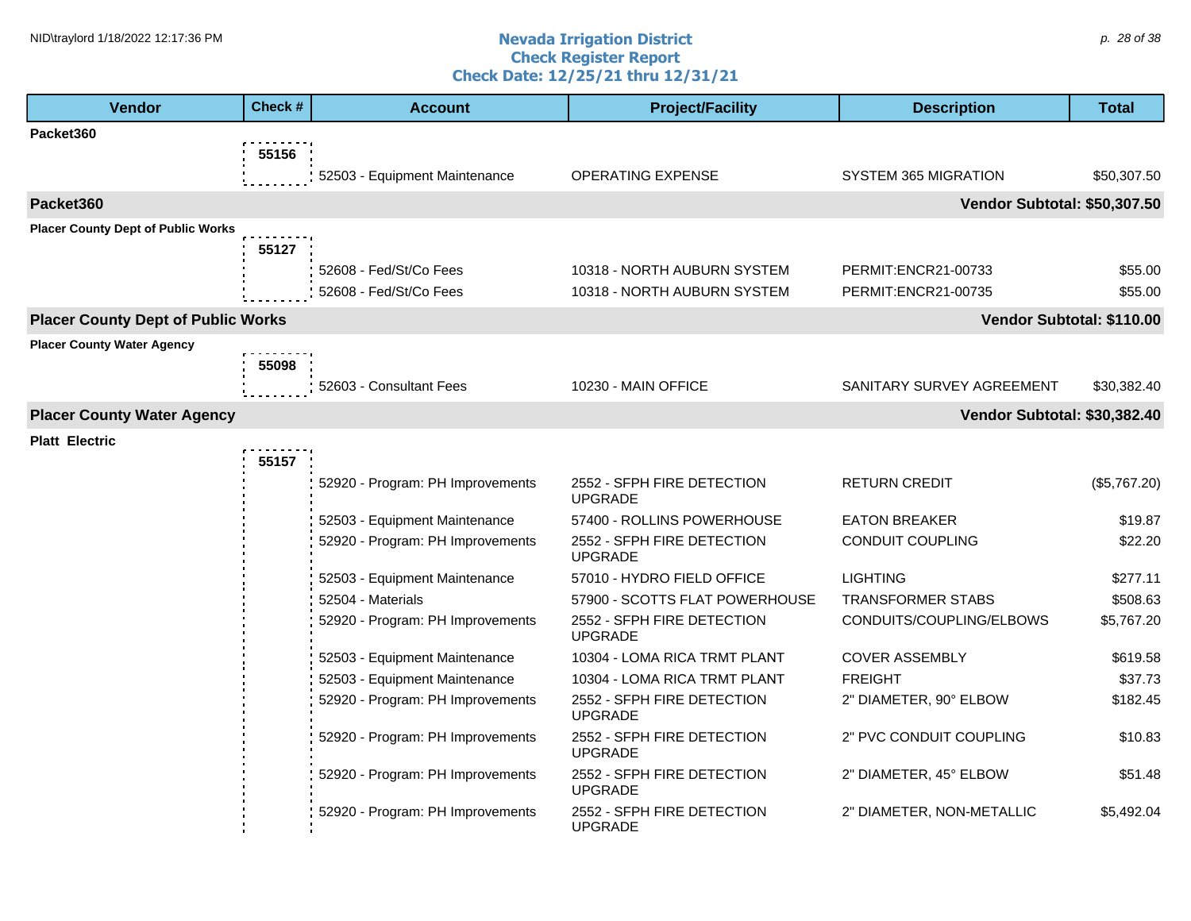# Nevada Irrigation District
## Check Register Report
### Check Date: 12/25/21 thru 12/31/21

| Vendor | Check # | Account | Project/Facility | Description | Total |
|---|---|---|---|---|---|
| **Packet360** | | | | | |
| | 55156 | | | | |
| | | 52503 - Equipment Maintenance | OPERATING EXPENSE | SYSTEM 365 MIGRATION | $50,307.50 |
| **Packet360** | | | | **Vendor Subtotal:** | **$50,307.50** |
| **Placer County Dept of Public Works** | | | | | |
| | 55127 | | | | |
| | | 52608 - Fed/St/Co Fees | 10318 - NORTH AUBURN SYSTEM | PERMIT:ENCR21-00733 | $55.00 |
| | | 52608 - Fed/St/Co Fees | 10318 - NORTH AUBURN SYSTEM | PERMIT:ENCR21-00735 | $55.00 |
| **Placer County Dept of Public Works** | | | | **Vendor Subtotal:** | **$110.00** |
| **Placer County Water Agency** | | | | | |
| | 55098 | | | | |
| | | 52603 - Consultant Fees | 10230 - MAIN OFFICE | SANITARY SURVEY AGREEMENT | $30,382.40 |
| **Placer County Water Agency** | | | | **Vendor Subtotal:** | **$30,382.40** |
| **Platt Electric** | | | | | |
| | 55157 | | | | |
| | | 52920 - Program: PH Improvements | 2552 - SFPH FIRE DETECTION UPGRADE | RETURN CREDIT | ($5,767.20) |
| | | 52503 - Equipment Maintenance | 57400 - ROLLINS POWERHOUSE | EATON BREAKER | $19.87 |
| | | 52920 - Program: PH Improvements | 2552 - SFPH FIRE DETECTION UPGRADE | CONDUIT COUPLING | $22.20 |
| | | 52503 - Equipment Maintenance | 57010 - HYDRO FIELD OFFICE | LIGHTING | $277.11 |
| | | 52504 - Materials | 57900 - SCOTTS FLAT POWERHOUSE | TRANSFORMER STABS | $508.63 |
| | | 52920 - Program: PH Improvements | 2552 - SFPH FIRE DETECTION UPGRADE | CONDUITS/COUPLING/ELBOWS | $5,767.20 |
| | | 52503 - Equipment Maintenance | 10304 - LOMA RICA TRMT PLANT | COVER ASSEMBLY | $619.58 |
| | | 52503 - Equipment Maintenance | 10304 - LOMA RICA TRMT PLANT | FREIGHT | $37.73 |
| | | 52920 - Program: PH Improvements | 2552 - SFPH FIRE DETECTION UPGRADE | 2" DIAMETER, 90° ELBOW | $182.45 |
| | | 52920 - Program: PH Improvements | 2552 - SFPH FIRE DETECTION UPGRADE | 2" PVC CONDUIT COUPLING | $10.83 |
| | | 52920 - Program: PH Improvements | 2552 - SFPH FIRE DETECTION UPGRADE | 2" DIAMETER, 45° ELBOW | $51.48 |
| | | 52920 - Program: PH Improvements | 2552 - SFPH FIRE DETECTION UPGRADE | 2" DIAMETER, NON-METALLIC | $5,492.04 |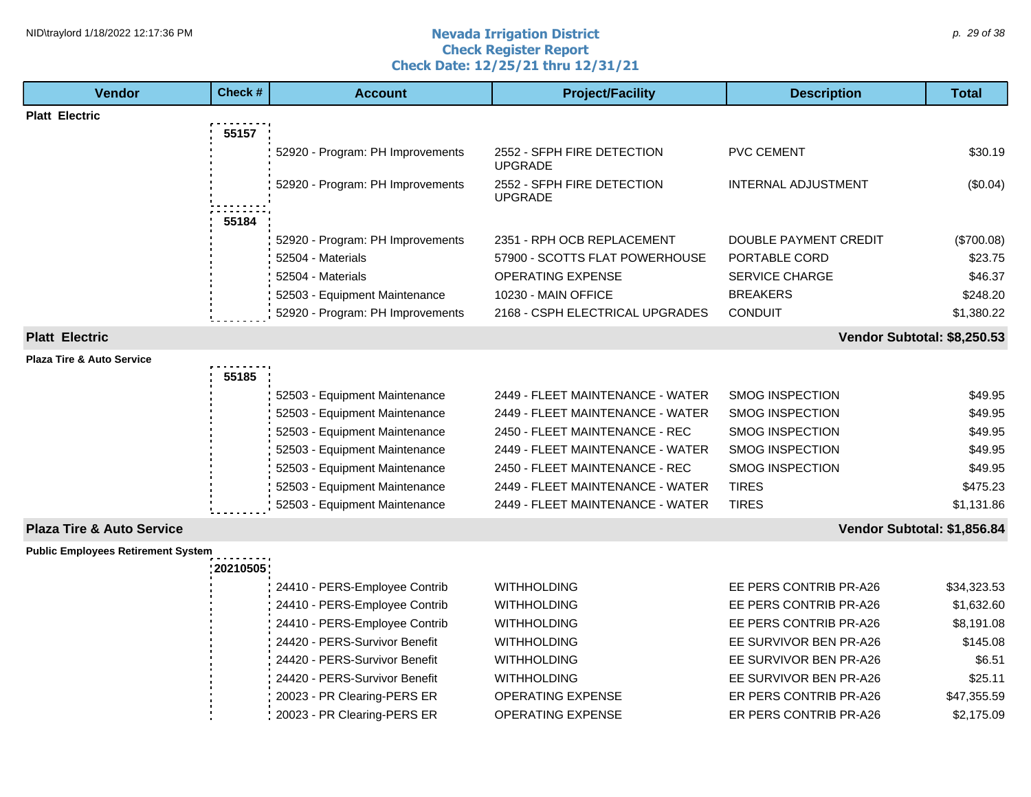# Nevada Irrigation District
## Check Register Report
## Check Date: 12/25/21 thru 12/31/21

| Vendor | Check # | Account | Project/Facility | Description | Total |
|---|---|---|---|---|---|
| **Platt Electric** | | | | | |
| | **55157** | | | | |
| | | 52920 - Program: PH Improvements | 2552 - SFPH FIRE DETECTION UPGRADE | PVC CEMENT | $30.19 |
| | | 52920 - Program: PH Improvements | 2552 - SFPH FIRE DETECTION UPGRADE | INTERNAL ADJUSTMENT | ($0.04) |
| | **55184** | | | | |
| | | 52920 - Program: PH Improvements | 2351 - RPH OCB REPLACEMENT | DOUBLE PAYMENT CREDIT | ($700.08) |
| | | 52504 - Materials | 57900 - SCOTTS FLAT POWERHOUSE | PORTABLE CORD | $23.75 |
| | | 52504 - Materials | OPERATING EXPENSE | SERVICE CHARGE | $46.37 |
| | | 52503 - Equipment Maintenance | 10230 - MAIN OFFICE | BREAKERS | $248.20 |
| | | 52920 - Program: PH Improvements | 2168 - CSPH ELECTRICAL UPGRADES | CONDUIT | $1,380.22 |
| **Platt Electric** | | | | | **Vendor Subtotal: $8,250.53** |
| **Plaza Tire & Auto Service** | | | | | |
| | **55185** | | | | |
| | | 52503 - Equipment Maintenance | 2449 - FLEET MAINTENANCE - WATER | SMOG INSPECTION | $49.95 |
| | | 52503 - Equipment Maintenance | 2449 - FLEET MAINTENANCE - WATER | SMOG INSPECTION | $49.95 |
| | | 52503 - Equipment Maintenance | 2450 - FLEET MAINTENANCE - REC | SMOG INSPECTION | $49.95 |
| | | 52503 - Equipment Maintenance | 2449 - FLEET MAINTENANCE - WATER | SMOG INSPECTION | $49.95 |
| | | 52503 - Equipment Maintenance | 2450 - FLEET MAINTENANCE - REC | SMOG INSPECTION | $49.95 |
| | | 52503 - Equipment Maintenance | 2449 - FLEET MAINTENANCE - WATER | TIRES | $475.23 |
| | | 52503 - Equipment Maintenance | 2449 - FLEET MAINTENANCE - WATER | TIRES | $1,131.86 |
| **Plaza Tire & Auto Service** | | | | | **Vendor Subtotal: $1,856.84** |
| **Public Employees Retirement System** | | | | | |
| | **20210505** | | | | |
| | | 24410 - PERS-Employee Contrib | WITHHOLDING | EE PERS CONTRIB PR-A26 | $34,323.53 |
| | | 24410 - PERS-Employee Contrib | WITHHOLDING | EE PERS CONTRIB PR-A26 | $1,632.60 |
| | | 24410 - PERS-Employee Contrib | WITHHOLDING | EE PERS CONTRIB PR-A26 | $8,191.08 |
| | | 24420 - PERS-Survivor Benefit | WITHHOLDING | EE SURVIVOR BEN PR-A26 | $145.08 |
| | | 24420 - PERS-Survivor Benefit | WITHHOLDING | EE SURVIVOR BEN PR-A26 | $6.51 |
| | | 24420 - PERS-Survivor Benefit | WITHHOLDING | EE SURVIVOR BEN PR-A26 | $25.11 |
| | | 20023 - PR Clearing-PERS ER | OPERATING EXPENSE | ER PERS CONTRIB PR-A26 | $47,355.59 |
| | | 20023 - PR Clearing-PERS ER | OPERATING EXPENSE | ER PERS CONTRIB PR-A26 | $2,175.09 |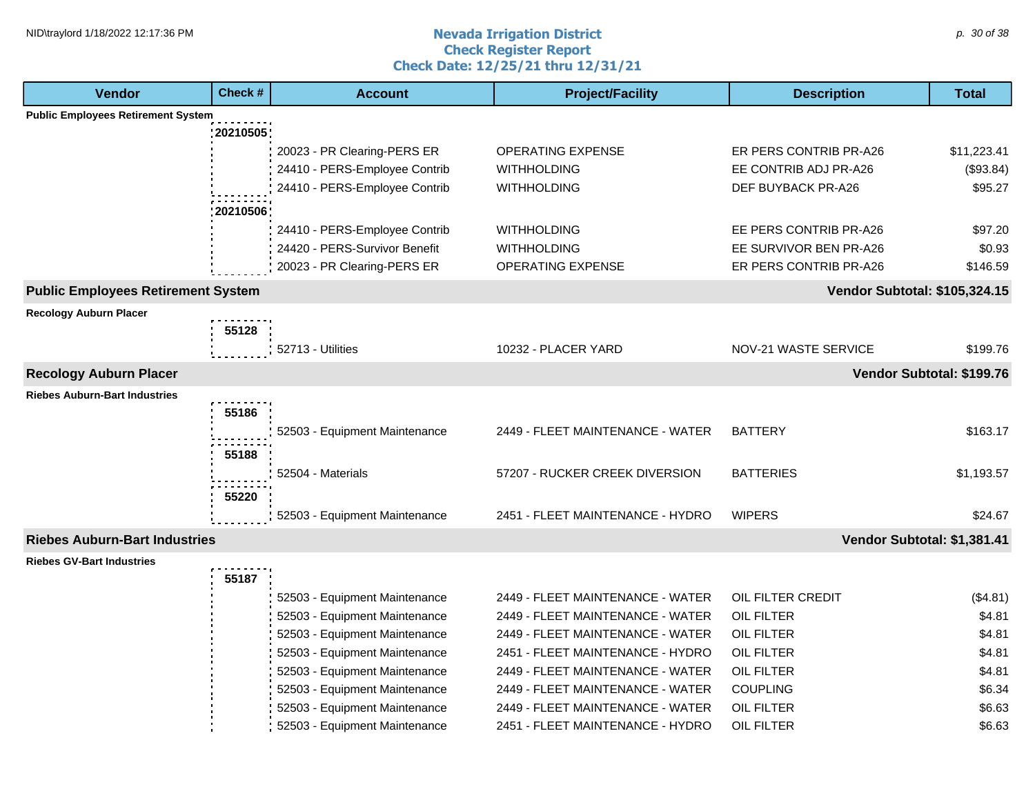# Nevada Irrigation District
## Check Register Report
### Check Date: 12/25/21 thru 12/31/21

| Vendor | Check # | Account | Project/Facility | Description | Total |
|---|---|---|---|---|---|
| **Public Employees Retirement System** | | | | | |
| | **20210505** | | | | |
| | | 20023 - PR Clearing-PERS ER | OPERATING EXPENSE | ER PERS CONTRIB PR-A26 | $11,223.41 |
| | | 24410 - PERS-Employee Contrib | WITHHOLDING | EE CONTRIB ADJ PR-A26 | ($93.84) |
| | | 24410 - PERS-Employee Contrib | WITHHOLDING | DEF BUYBACK PR-A26 | $95.27 |
| | **20210506** | | | | |
| | | 24410 - PERS-Employee Contrib | WITHHOLDING | EE PERS CONTRIB PR-A26 | $97.20 |
| | | 24420 - PERS-Survivor Benefit | WITHHOLDING | EE SURVIVOR BEN PR-A26 | $0.93 |
| | | 20023 - PR Clearing-PERS ER | OPERATING EXPENSE | ER PERS CONTRIB PR-A26 | $146.59 |
| **Public Employees Retirement System** | | | | | **Vendor Subtotal: $105,324.15** |
| **Recology Auburn Placer** | | | | | |
| | **55128** | | | | |
| | | 52713 - Utilities | 10232 - PLACER YARD | NOV-21 WASTE SERVICE | $199.76 |
| **Recology Auburn Placer** | | | | | **Vendor Subtotal: $199.76** |
| **Riebes Auburn-Bart Industries** | | | | | |
| | **55186** | | | | |
| | | 52503 - Equipment Maintenance | 2449 - FLEET MAINTENANCE - WATER | BATTERY | $163.17 |
| | **55188** | | | | |
| | | 52504 - Materials | 57207 - RUCKER CREEK DIVERSION | BATTERIES | $1,193.57 |
| | **55220** | | | | |
| | | 52503 - Equipment Maintenance | 2451 - FLEET MAINTENANCE - HYDRO | WIPERS | $24.67 |
| **Riebes Auburn-Bart Industries** | | | | | **Vendor Subtotal: $1,381.41** |
| **Riebes GV-Bart Industries** | | | | | |
| | **55187** | | | | |
| | | 52503 - Equipment Maintenance | 2449 - FLEET MAINTENANCE - WATER | OIL FILTER CREDIT | ($4.81) |
| | | 52503 - Equipment Maintenance | 2449 - FLEET MAINTENANCE - WATER | OIL FILTER | $4.81 |
| | | 52503 - Equipment Maintenance | 2449 - FLEET MAINTENANCE - WATER | OIL FILTER | $4.81 |
| | | 52503 - Equipment Maintenance | 2451 - FLEET MAINTENANCE - HYDRO | OIL FILTER | $4.81 |
| | | 52503 - Equipment Maintenance | 2449 - FLEET MAINTENANCE - WATER | OIL FILTER | $4.81 |
| | | 52503 - Equipment Maintenance | 2449 - FLEET MAINTENANCE - WATER | COUPLING | $6.34 |
| | | 52503 - Equipment Maintenance | 2449 - FLEET MAINTENANCE - WATER | OIL FILTER | $6.63 |
| | | 52503 - Equipment Maintenance | 2451 - FLEET MAINTENANCE - HYDRO | OIL FILTER | $6.63 |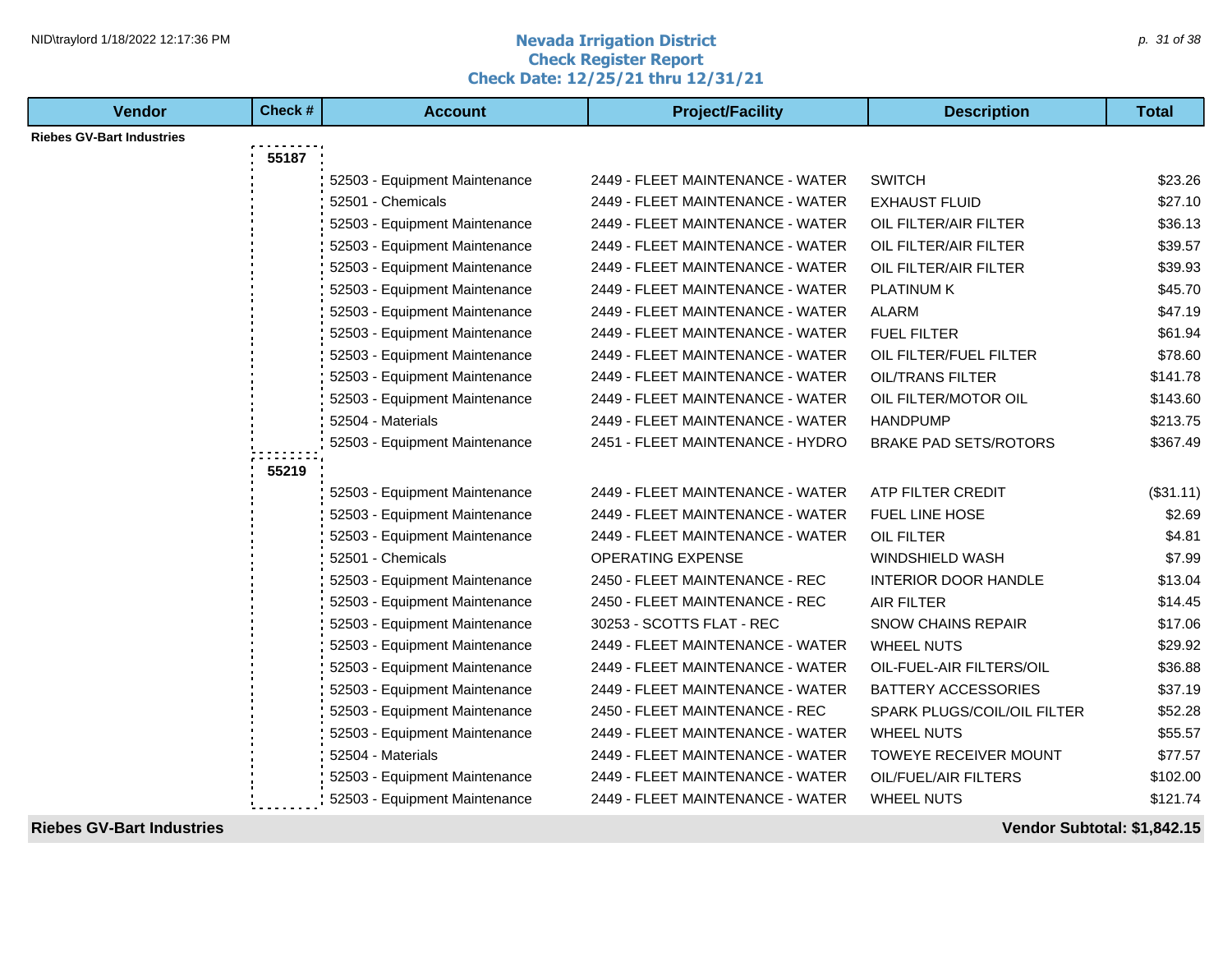# Nevada Irrigation District

## Check Register Report

### Check Date: 12/25/21 thru 12/31/21

| Vendor | Check # | Account | Project/Facility | Description | Total |
|---|---|---|---|---|---|
| **Riebes GV-Bart Industries** | | | | | |
| | **55187** | | | | |
| | | 52503 - Equipment Maintenance | 2449 - FLEET MAINTENANCE - WATER | SWITCH | $23.26 |
| | | 52501 - Chemicals | 2449 - FLEET MAINTENANCE - WATER | EXHAUST FLUID | $27.10 |
| | | 52503 - Equipment Maintenance | 2449 - FLEET MAINTENANCE - WATER | OIL FILTER/AIR FILTER | $36.13 |
| | | 52503 - Equipment Maintenance | 2449 - FLEET MAINTENANCE - WATER | OIL FILTER/AIR FILTER | $39.57 |
| | | 52503 - Equipment Maintenance | 2449 - FLEET MAINTENANCE - WATER | OIL FILTER/AIR FILTER | $39.93 |
| | | 52503 - Equipment Maintenance | 2449 - FLEET MAINTENANCE - WATER | PLATINUM K | $45.70 |
| | | 52503 - Equipment Maintenance | 2449 - FLEET MAINTENANCE - WATER | ALARM | $47.19 |
| | | 52503 - Equipment Maintenance | 2449 - FLEET MAINTENANCE - WATER | FUEL FILTER | $61.94 |
| | | 52503 - Equipment Maintenance | 2449 - FLEET MAINTENANCE - WATER | OIL FILTER/FUEL FILTER | $78.60 |
| | | 52503 - Equipment Maintenance | 2449 - FLEET MAINTENANCE - WATER | OIL/TRANS FILTER | $141.78 |
| | | 52503 - Equipment Maintenance | 2449 - FLEET MAINTENANCE - WATER | OIL FILTER/MOTOR OIL | $143.60 |
| | | 52504 - Materials | 2449 - FLEET MAINTENANCE - WATER | HANDPUMP | $213.75 |
| | | 52503 - Equipment Maintenance | 2451 - FLEET MAINTENANCE - HYDRO | BRAKE PAD SETS/ROTORS | $367.49 |
| | **55219** | | | | |
| | | 52503 - Equipment Maintenance | 2449 - FLEET MAINTENANCE - WATER | ATP FILTER CREDIT | ($31.11) |
| | | 52503 - Equipment Maintenance | 2449 - FLEET MAINTENANCE - WATER | FUEL LINE HOSE | $2.69 |
| | | 52503 - Equipment Maintenance | 2449 - FLEET MAINTENANCE - WATER | OIL FILTER | $4.81 |
| | | 52501 - Chemicals | OPERATING EXPENSE | WINDSHIELD WASH | $7.99 |
| | | 52503 - Equipment Maintenance | 2450 - FLEET MAINTENANCE - REC | INTERIOR DOOR HANDLE | $13.04 |
| | | 52503 - Equipment Maintenance | 2450 - FLEET MAINTENANCE - REC | AIR FILTER | $14.45 |
| | | 52503 - Equipment Maintenance | 30253 - SCOTTS FLAT - REC | SNOW CHAINS REPAIR | $17.06 |
| | | 52503 - Equipment Maintenance | 2449 - FLEET MAINTENANCE - WATER | WHEEL NUTS | $29.92 |
| | | 52503 - Equipment Maintenance | 2449 - FLEET MAINTENANCE - WATER | OIL-FUEL-AIR FILTERS/OIL | $36.88 |
| | | 52503 - Equipment Maintenance | 2449 - FLEET MAINTENANCE - WATER | BATTERY ACCESSORIES | $37.19 |
| | | 52503 - Equipment Maintenance | 2450 - FLEET MAINTENANCE - REC | SPARK PLUGS/COIL/OIL FILTER | $52.28 |
| | | 52503 - Equipment Maintenance | 2449 - FLEET MAINTENANCE - WATER | WHEEL NUTS | $55.57 |
| | | 52504 - Materials | 2449 - FLEET MAINTENANCE - WATER | TOWEYE RECEIVER MOUNT | $77.57 |
| | | 52503 - Equipment Maintenance | 2449 - FLEET MAINTENANCE - WATER | OIL/FUEL/AIR FILTERS | $102.00 |
| | | 52503 - Equipment Maintenance | 2449 - FLEET MAINTENANCE - WATER | WHEEL NUTS | $121.74 |
| **Riebes GV-Bart Industries** | | | | | **Vendor Subtotal: $1,842.15** |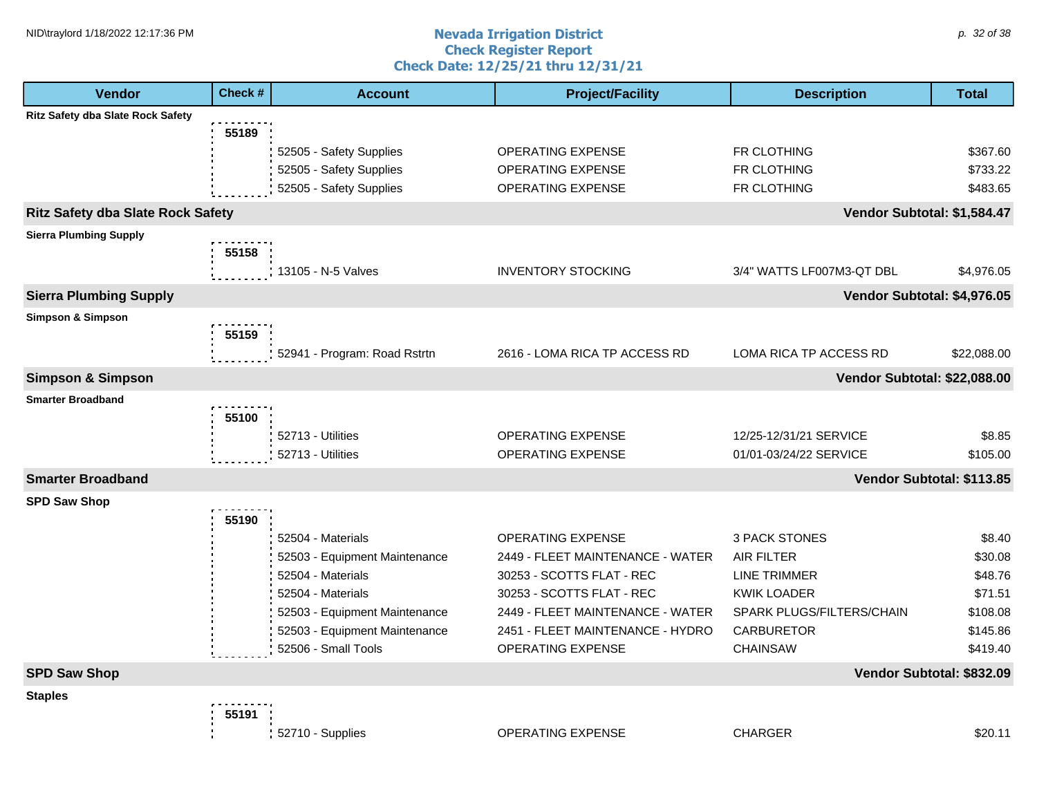# Nevada Irrigation District
## Check Register Report
### Check Date: 12/25/21 thru 12/31/21

| Vendor | Check # | Account | Project/Facility | Description | Total |
|---|---|---|---|---|---|
| **Ritz Safety dba Slate Rock Safety** | | | | | |
| | **55189** | | | | |
| | | 52505 - Safety Supplies | OPERATING EXPENSE | FR CLOTHING | $367.60 |
| | | 52505 - Safety Supplies | OPERATING EXPENSE | FR CLOTHING | $733.22 |
| | | 52505 - Safety Supplies | OPERATING EXPENSE | FR CLOTHING | $483.65 |
| **Ritz Safety dba Slate Rock Safety** | | | | | **Vendor Subtotal: $1,584.47** |
| **Sierra Plumbing Supply** | | | | | |
| | **55158** | | | | |
| | | 13105 - N-5 Valves | INVENTORY STOCKING | 3/4" WATTS LF007M3-QT DBL | $4,976.05 |
| **Sierra Plumbing Supply** | | | | | **Vendor Subtotal: $4,976.05** |
| **Simpson & Simpson** | | | | | |
| | **55159** | | | | |
| | | 52941 - Program: Road Rstrtn | 2616 - LOMA RICA TP ACCESS RD | LOMA RICA TP ACCESS RD | $22,088.00 |
| **Simpson & Simpson** | | | | | **Vendor Subtotal: $22,088.00** |
| **Smarter Broadband** | | | | | |
| | **55100** | | | | |
| | | 52713 - Utilities | OPERATING EXPENSE | 12/25-12/31/21 SERVICE | $8.85 |
| | | 52713 - Utilities | OPERATING EXPENSE | 01/01-03/24/22 SERVICE | $105.00 |
| **Smarter Broadband** | | | | | **Vendor Subtotal: $113.85** |
| **SPD Saw Shop** | | | | | |
| | **55190** | | | | |
| | | 52504 - Materials | OPERATING EXPENSE | 3 PACK STONES | $8.40 |
| | | 52503 - Equipment Maintenance | 2449 - FLEET MAINTENANCE - WATER | AIR FILTER | $30.08 |
| | | 52504 - Materials | 30253 - SCOTTS FLAT - REC | LINE TRIMMER | $48.76 |
| | | 52504 - Materials | 30253 - SCOTTS FLAT - REC | KWIK LOADER | $71.51 |
| | | 52503 - Equipment Maintenance | 2449 - FLEET MAINTENANCE - WATER | SPARK PLUGS/FILTERS/CHAIN | $108.08 |
| | | 52503 - Equipment Maintenance | 2451 - FLEET MAINTENANCE - HYDRO | CARBURETOR | $145.86 |
| | | 52506 - Small Tools | OPERATING EXPENSE | CHAINSAW | $419.40 |
| **SPD Saw Shop** | | | | | **Vendor Subtotal: $832.09** |
| **Staples** | | | | | |
| | **55191** | | | | |
| | | 52710 - Supplies | OPERATING EXPENSE | CHARGER | $20.11 |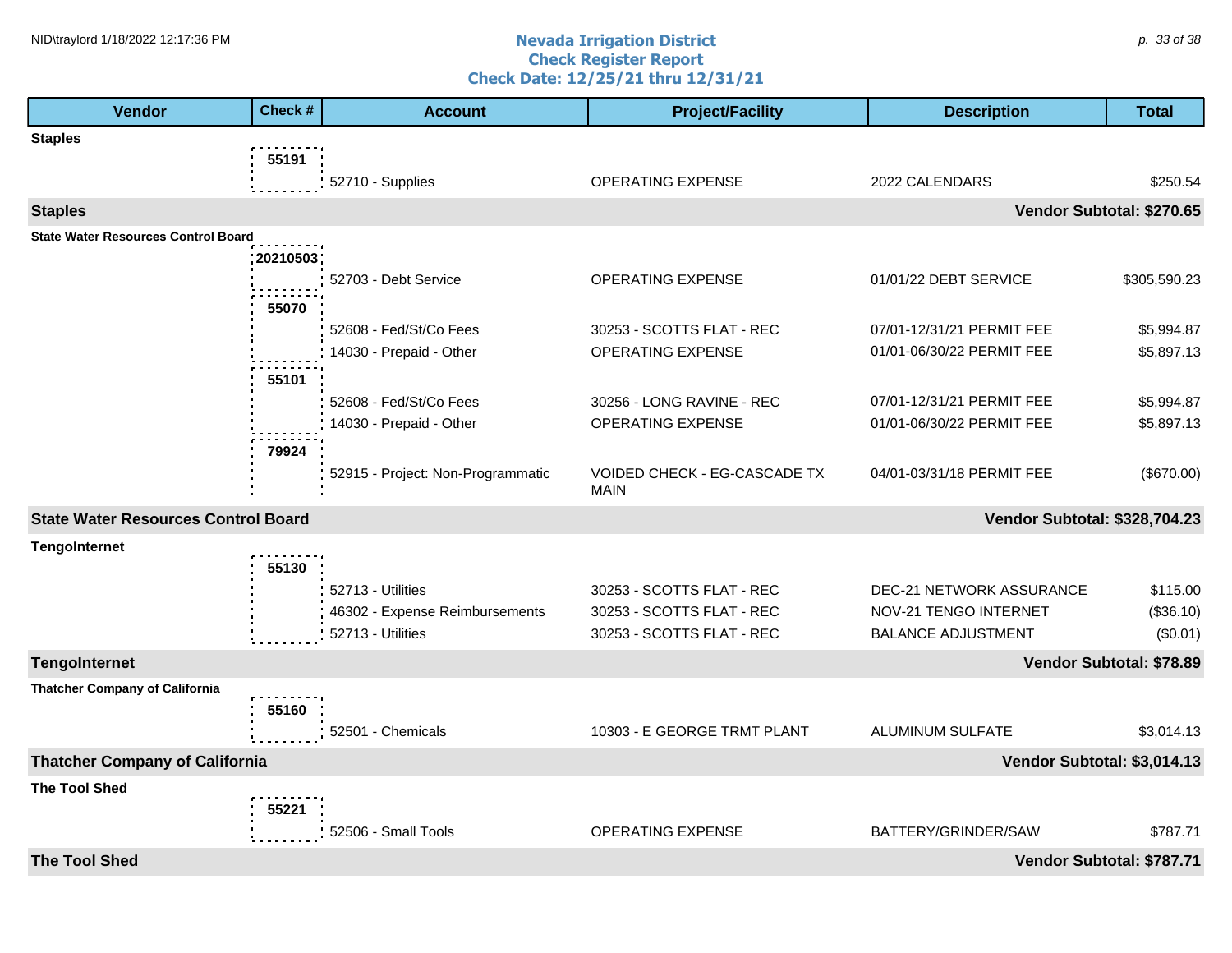# Nevada Irrigation District
## Check Register Report
### Check Date: 12/25/21 thru 12/31/21

| Vendor | Check # | Account | Project/Facility | Description | Total |
|---|---|---|---|---|---|
| **Staples** | | | | | |
| | 55191 | | | | |
| | | 52710 - Supplies | OPERATING EXPENSE | 2022 CALENDARS | $250.54 |
| **Staples** | | | | | **Vendor Subtotal: $270.65** |
| **State Water Resources Control Board** | | | | | |
| | 20210503 | | | | |
| | | 52703 - Debt Service | OPERATING EXPENSE | 01/01/22 DEBT SERVICE | $305,590.23 |
| | 55070 | | | | |
| | | 52608 - Fed/St/Co Fees | 30253 - SCOTTS FLAT - REC | 07/01-12/31/21 PERMIT FEE | $5,994.87 |
| | | 14030 - Prepaid - Other | OPERATING EXPENSE | 01/01-06/30/22 PERMIT FEE | $5,897.13 |
| | 55101 | | | | |
| | | 52608 - Fed/St/Co Fees | 30256 - LONG RAVINE - REC | 07/01-12/31/21 PERMIT FEE | $5,994.87 |
| | | 14030 - Prepaid - Other | OPERATING EXPENSE | 01/01-06/30/22 PERMIT FEE | $5,897.13 |
| | 79924 | | | | |
| | | 52915 - Project: Non-Programmatic | VOIDED CHECK - EG-CASCADE TX MAIN | 04/01-03/31/18 PERMIT FEE | ($670.00) |
| **State Water Resources Control Board** | | | | | **Vendor Subtotal: $328,704.23** |
| **TengoInternet** | | | | | |
| | 55130 | | | | |
| | | 52713 - Utilities | 30253 - SCOTTS FLAT - REC | DEC-21 NETWORK ASSURANCE | $115.00 |
| | | 46302 - Expense Reimbursements | 30253 - SCOTTS FLAT - REC | NOV-21 TENGO INTERNET | ($36.10) |
| | | 52713 - Utilities | 30253 - SCOTTS FLAT - REC | BALANCE ADJUSTMENT | ($0.01) |
| **TengoInternet** | | | | | **Vendor Subtotal: $78.89** |
| **Thatcher Company of California** | | | | | |
| | 55160 | | | | |
| | | 52501 - Chemicals | 10303 - E GEORGE TRMT PLANT | ALUMINUM SULFATE | $3,014.13 |
| **Thatcher Company of California** | | | | | **Vendor Subtotal: $3,014.13** |
| **The Tool Shed** | | | | | |
| | 55221 | | | | |
| | | 52506 - Small Tools | OPERATING EXPENSE | BATTERY/GRINDER/SAW | $787.71 |
| **The Tool Shed** | | | | | **Vendor Subtotal: $787.71** |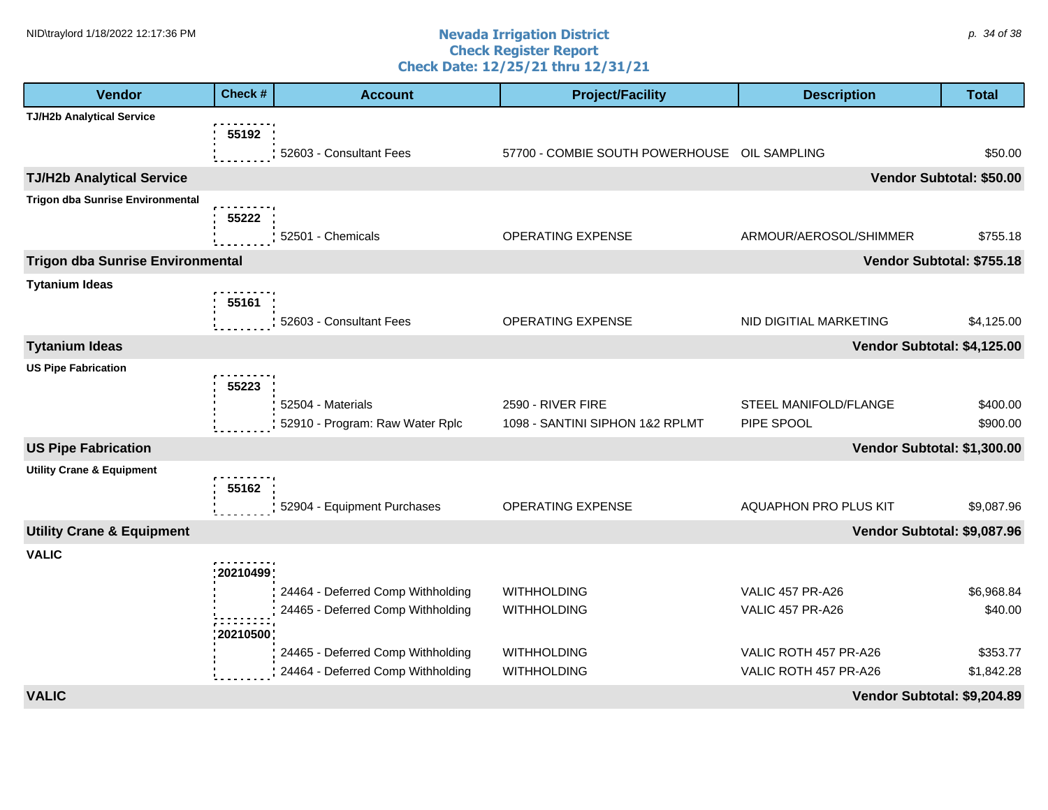# Nevada Irrigation District
## Check Register Report
### Check Date: 12/25/21 thru 12/31/21

| Vendor | Check # | Account | Project/Facility | Description | Total |
|---|---|---|---|---|---|
| **TJ/H2b Analytical Service** | | | | | |
| | 55192 | 52603 - Consultant Fees | 57700 - COMBIE SOUTH POWERHOUSE | OIL SAMPLING | $50.00 |
| **TJ/H2b Analytical Service** | | | | | **Vendor Subtotal: $50.00** |
| **Trigon dba Sunrise Environmental** | | | | | |
| | 55222 | 52501 - Chemicals | OPERATING EXPENSE | ARMOUR/AEROSOL/SHIMMER | $755.18 |
| **Trigon dba Sunrise Environmental** | | | | | **Vendor Subtotal: $755.18** |
| **Tytanium Ideas** | | | | | |
| | 55161 | 52603 - Consultant Fees | OPERATING EXPENSE | NID DIGITIAL MARKETING | $4,125.00 |
| **Tytanium Ideas** | | | | | **Vendor Subtotal: $4,125.00** |
| **US Pipe Fabrication** | | | | | |
| | 55223 | 52504 - Materials | 2590 - RIVER FIRE | STEEL MANIFOLD/FLANGE | $400.00 |
| | | 52910 - Program: Raw Water Rplc | 1098 - SANTINI SIPHON 1&2 RPLMT | PIPE SPOOL | $900.00 |
| **US Pipe Fabrication** | | | | | **Vendor Subtotal: $1,300.00** |
| **Utility Crane & Equipment** | | | | | |
| | 55162 | 52904 - Equipment Purchases | OPERATING EXPENSE | AQUAPHON PRO PLUS KIT | $9,087.96 |
| **Utility Crane & Equipment** | | | | | **Vendor Subtotal: $9,087.96** |
| **VALIC** | | | | | |
| | 20210499 | 24464 - Deferred Comp Withholding | WITHHOLDING | VALIC 457 PR-A26 | $6,968.84 |
| | | 24465 - Deferred Comp Withholding | WITHHOLDING | VALIC 457 PR-A26 | $40.00 |
| | 20210500 | 24465 - Deferred Comp Withholding | WITHHOLDING | VALIC ROTH 457 PR-A26 | $353.77 |
| | | 24464 - Deferred Comp Withholding | WITHHOLDING | VALIC ROTH 457 PR-A26 | $1,842.28 |
| **VALIC** | | | | | **Vendor Subtotal: $9,204.89** |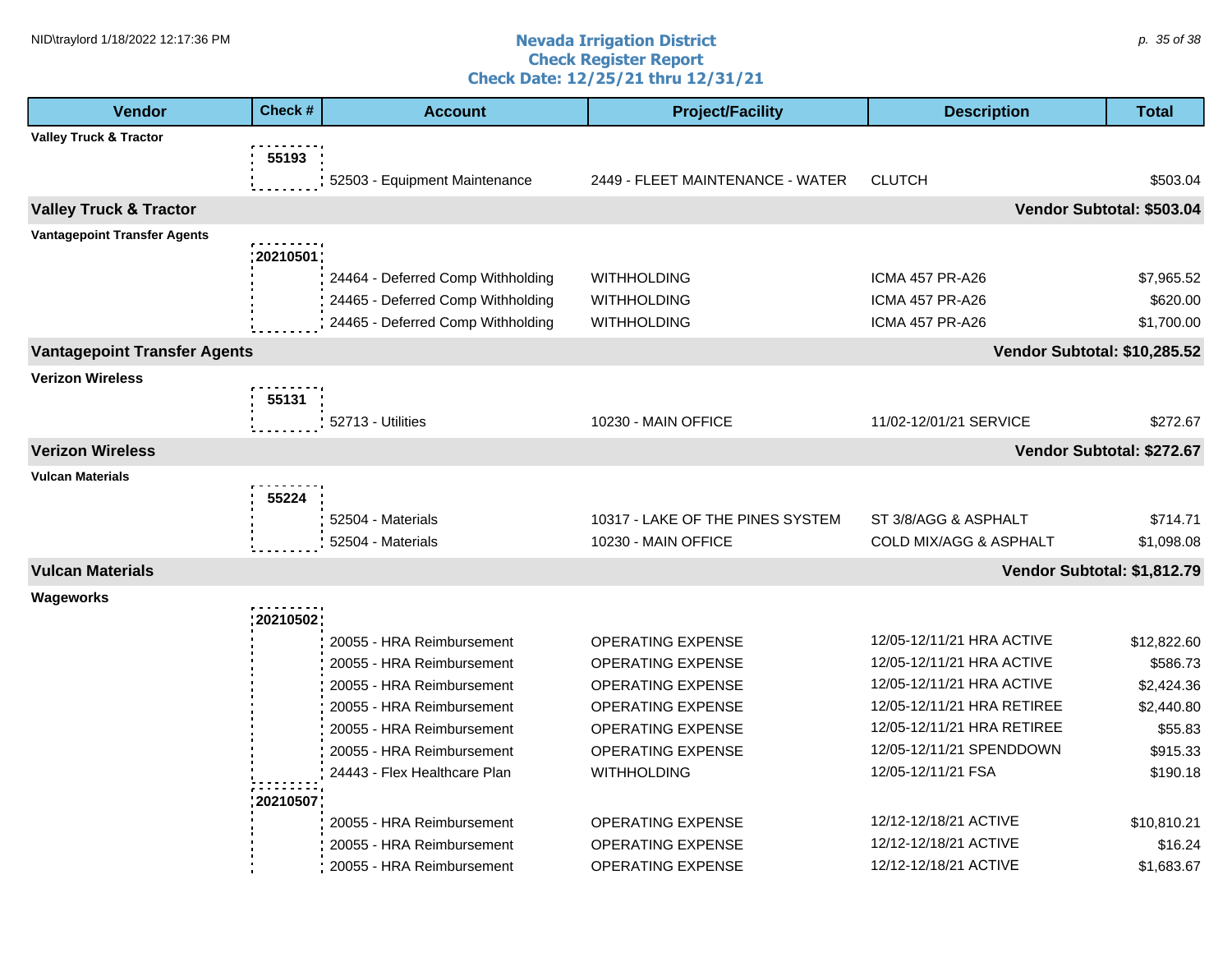# Nevada Irrigation District
## Check Register Report
### Check Date: 12/25/21 thru 12/31/21

| Vendor | Check # | Account | Project/Facility | Description | Total |
|---|---|---|---|---|---|
| **Valley Truck & Tractor** | | | | | |
| | 55193 | | | | |
| | | 52503 - Equipment Maintenance | 2449 - FLEET MAINTENANCE - WATER | CLUTCH | $503.04 |
| **Valley Truck & Tractor** | | | | **Vendor Subtotal: $503.04** | |
| **Vantagepoint Transfer Agents** | | | | | |
| | 20210501 | | | | |
| | | 24464 - Deferred Comp Withholding | WITHHOLDING | ICMA 457 PR-A26 | $7,965.52 |
| | | 24465 - Deferred Comp Withholding | WITHHOLDING | ICMA 457 PR-A26 | $620.00 |
| | | 24465 - Deferred Comp Withholding | WITHHOLDING | ICMA 457 PR-A26 | $1,700.00 |
| **Vantagepoint Transfer Agents** | | | | **Vendor Subtotal: $10,285.52** | |
| **Verizon Wireless** | | | | | |
| | 55131 | | | | |
| | | 52713 - Utilities | 10230 - MAIN OFFICE | 11/02-12/01/21 SERVICE | $272.67 |
| **Verizon Wireless** | | | | **Vendor Subtotal: $272.67** | |
| **Vulcan Materials** | | | | | |
| | 55224 | | | | |
| | | 52504 - Materials | 10317 - LAKE OF THE PINES SYSTEM | ST 3/8/AGG & ASPHALT | $714.71 |
| | | 52504 - Materials | 10230 - MAIN OFFICE | COLD MIX/AGG & ASPHALT | $1,098.08 |
| **Vulcan Materials** | | | | **Vendor Subtotal: $1,812.79** | |
| **Wageworks** | | | | | |
| | 20210502 | | | | |
| | | 20055 - HRA Reimbursement | OPERATING EXPENSE | 12/05-12/11/21 HRA ACTIVE | $12,822.60 |
| | | 20055 - HRA Reimbursement | OPERATING EXPENSE | 12/05-12/11/21 HRA ACTIVE | $586.73 |
| | | 20055 - HRA Reimbursement | OPERATING EXPENSE | 12/05-12/11/21 HRA ACTIVE | $2,424.36 |
| | | 20055 - HRA Reimbursement | OPERATING EXPENSE | 12/05-12/11/21 HRA RETIREE | $2,440.80 |
| | | 20055 - HRA Reimbursement | OPERATING EXPENSE | 12/05-12/11/21 HRA RETIREE | $55.83 |
| | | 20055 - HRA Reimbursement | OPERATING EXPENSE | 12/05-12/11/21 SPENDDOWN | $915.33 |
| | | 24443 - Flex Healthcare Plan | WITHHOLDING | 12/05-12/11/21 FSA | $190.18 |
| | 20210507 | | | | |
| | | 20055 - HRA Reimbursement | OPERATING EXPENSE | 12/12-12/18/21 ACTIVE | $10,810.21 |
| | | 20055 - HRA Reimbursement | OPERATING EXPENSE | 12/12-12/18/21 ACTIVE | $16.24 |
| | | 20055 - HRA Reimbursement | OPERATING EXPENSE | 12/12-12/18/21 ACTIVE | $1,683.67 |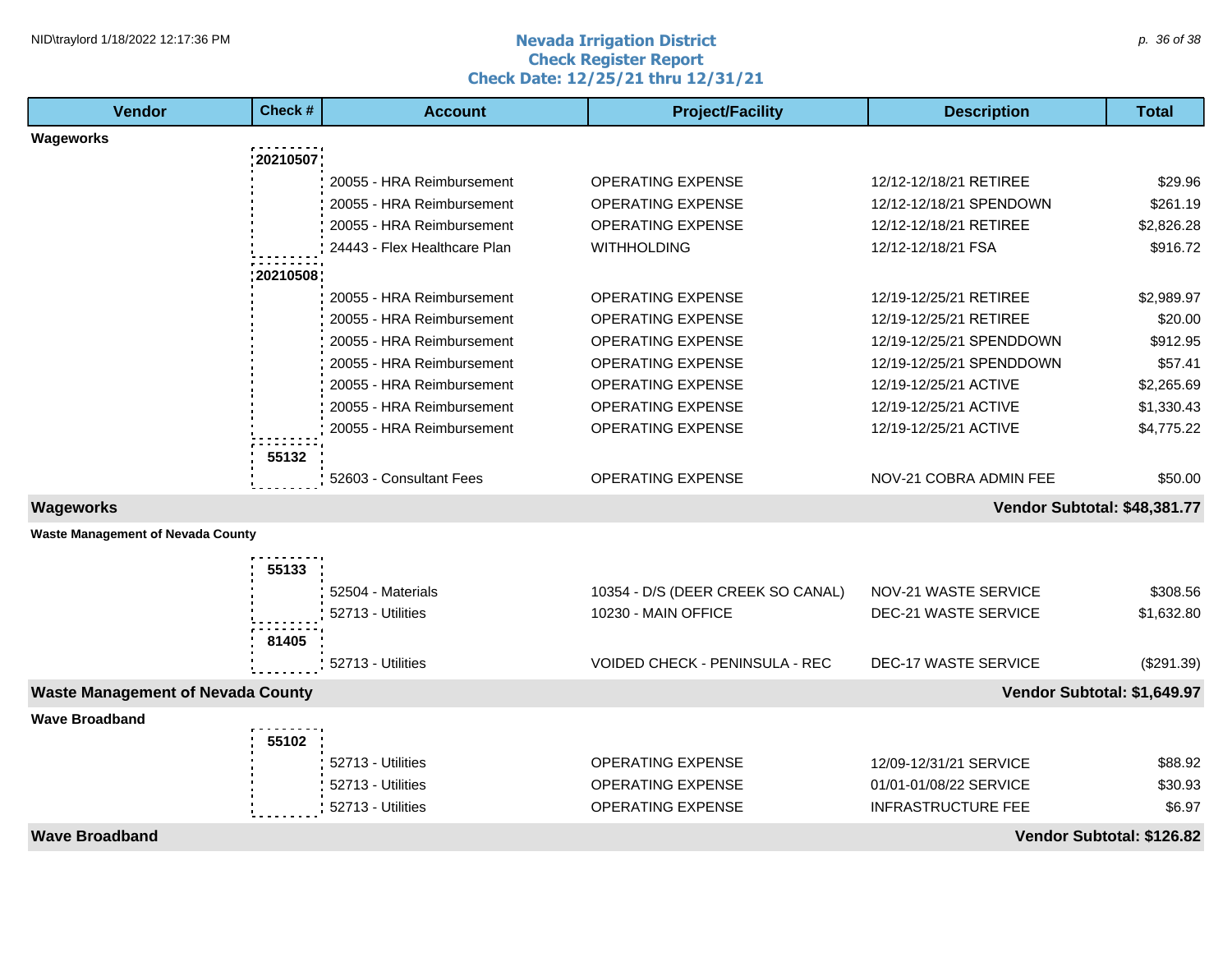# Nevada Irrigation District
## Check Register Report
### Check Date: 12/25/21 thru 12/31/21

| Vendor | Check # | Account | Project/Facility | Description | Total |
|---|---|---|---|---|---|
| **Wageworks** | | | | | |
| | 20210507 | | | | |
| | | 20055 - HRA Reimbursement | OPERATING EXPENSE | 12/12-12/18/21 RETIREE | $29.96 |
| | | 20055 - HRA Reimbursement | OPERATING EXPENSE | 12/12-12/18/21 SPENDOWN | $261.19 |
| | | 20055 - HRA Reimbursement | OPERATING EXPENSE | 12/12-12/18/21 RETIREE | $2,826.28 |
| | | 24443 - Flex Healthcare Plan | WITHHOLDING | 12/12-12/18/21 FSA | $916.72 |
| | 20210508 | | | | |
| | | 20055 - HRA Reimbursement | OPERATING EXPENSE | 12/19-12/25/21 RETIREE | $2,989.97 |
| | | 20055 - HRA Reimbursement | OPERATING EXPENSE | 12/19-12/25/21 RETIREE | $20.00 |
| | | 20055 - HRA Reimbursement | OPERATING EXPENSE | 12/19-12/25/21 SPENDDOWN | $912.95 |
| | | 20055 - HRA Reimbursement | OPERATING EXPENSE | 12/19-12/25/21 SPENDDOWN | $57.41 |
| | | 20055 - HRA Reimbursement | OPERATING EXPENSE | 12/19-12/25/21 ACTIVE | $2,265.69 |
| | | 20055 - HRA Reimbursement | OPERATING EXPENSE | 12/19-12/25/21 ACTIVE | $1,330.43 |
| | | 20055 - HRA Reimbursement | OPERATING EXPENSE | 12/19-12/25/21 ACTIVE | $4,775.22 |
| | 55132 | | | | |
| | | 52603 - Consultant Fees | OPERATING EXPENSE | NOV-21 COBRA ADMIN FEE | $50.00 |
| **Wageworks** | | | | | **Vendor Subtotal: $48,381.77** |
| **Waste Management of Nevada County** | | | | | |
| | 55133 | | | | |
| | | 52504 - Materials | 10354 - D/S (DEER CREEK SO CANAL) | NOV-21 WASTE SERVICE | $308.56 |
| | | 52713 - Utilities | 10230 - MAIN OFFICE | DEC-21 WASTE SERVICE | $1,632.80 |
| | 81405 | | | | |
| | | 52713 - Utilities | VOIDED CHECK - PENINSULA - REC | DEC-17 WASTE SERVICE | ($291.39) |
| **Waste Management of Nevada County** | | | | | **Vendor Subtotal: $1,649.97** |
| **Wave Broadband** | | | | | |
| | 55102 | | | | |
| | | 52713 - Utilities | OPERATING EXPENSE | 12/09-12/31/21 SERVICE | $88.92 |
| | | 52713 - Utilities | OPERATING EXPENSE | 01/01-01/08/22 SERVICE | $30.93 |
| | | 52713 - Utilities | OPERATING EXPENSE | INFRASTRUCTURE FEE | $6.97 |
| **Wave Broadband** | | | | | **Vendor Subtotal: $126.82** |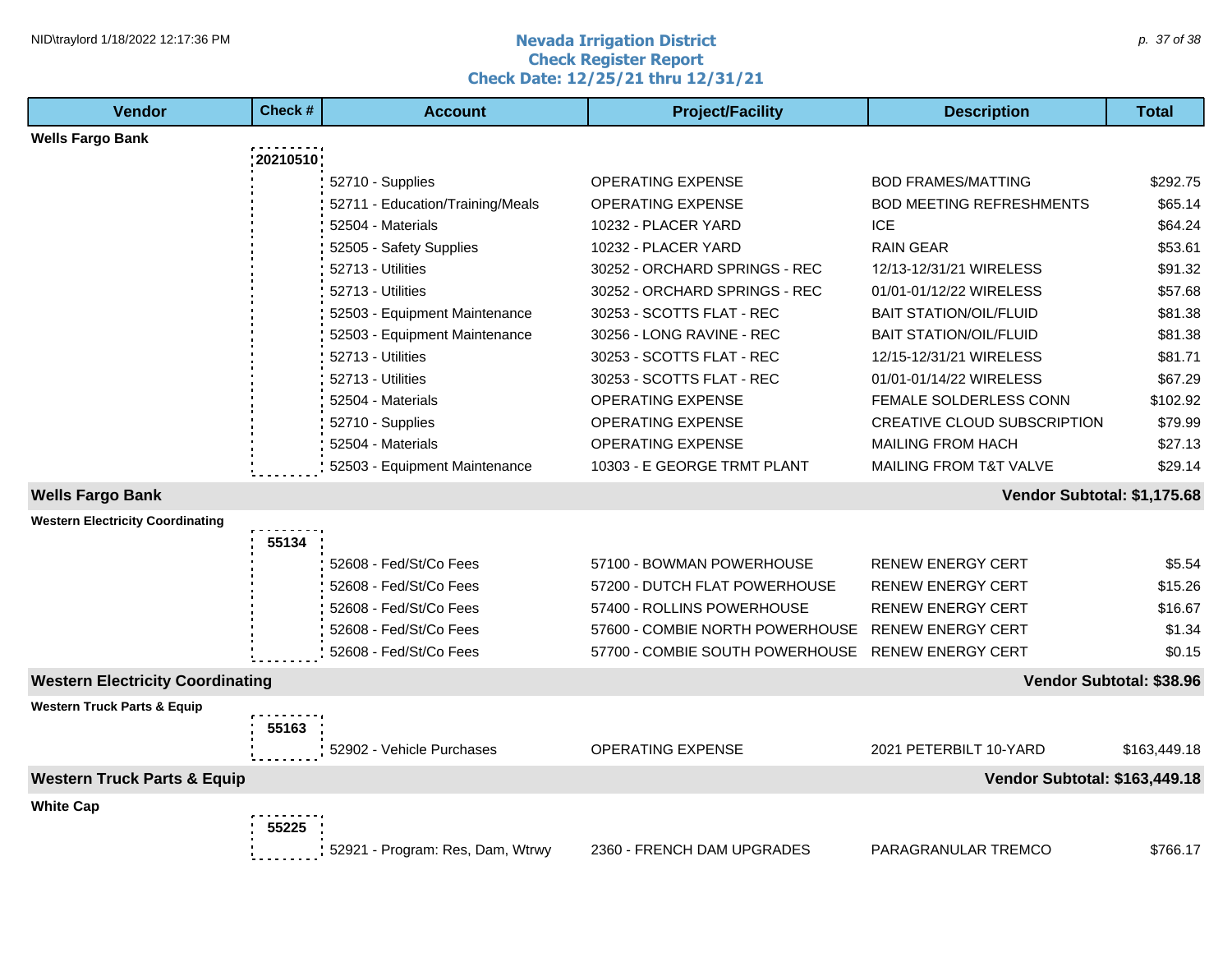# Nevada Irrigation District
## Check Register Report
### Check Date: 12/25/21 thru 12/31/21

| Vendor | Check # | Account | Project/Facility | Description | Total |
|---|---|---|---|---|---|
| **Wells Fargo Bank** | | | | | |
| | **20210510** | | | | |
| | | 52710 - Supplies | OPERATING EXPENSE | BOD FRAMES/MATTING | $292.75 |
| | | 52711 - Education/Training/Meals | OPERATING EXPENSE | BOD MEETING REFRESHMENTS | $65.14 |
| | | 52504 - Materials | 10232 - PLACER YARD | ICE | $64.24 |
| | | 52505 - Safety Supplies | 10232 - PLACER YARD | RAIN GEAR | $53.61 |
| | | 52713 - Utilities | 30252 - ORCHARD SPRINGS - REC | 12/13-12/31/21 WIRELESS | $91.32 |
| | | 52713 - Utilities | 30252 - ORCHARD SPRINGS - REC | 01/01-01/12/22 WIRELESS | $57.68 |
| | | 52503 - Equipment Maintenance | 30253 - SCOTTS FLAT - REC | BAIT STATION/OIL/FLUID | $81.38 |
| | | 52503 - Equipment Maintenance | 30256 - LONG RAVINE - REC | BAIT STATION/OIL/FLUID | $81.38 |
| | | 52713 - Utilities | 30253 - SCOTTS FLAT - REC | 12/15-12/31/21 WIRELESS | $81.71 |
| | | 52713 - Utilities | 30253 - SCOTTS FLAT - REC | 01/01-01/14/22 WIRELESS | $67.29 |
| | | 52504 - Materials | OPERATING EXPENSE | FEMALE SOLDERLESS CONN | $102.92 |
| | | 52710 - Supplies | OPERATING EXPENSE | CREATIVE CLOUD SUBSCRIPTION | $79.99 |
| | | 52504 - Materials | OPERATING EXPENSE | MAILING FROM HACH | $27.13 |
| | | 52503 - Equipment Maintenance | 10303 - E GEORGE TRMT PLANT | MAILING FROM T&T VALVE | $29.14 |
| **Wells Fargo Bank** | | | | | **Vendor Subtotal: $1,175.68** |
| **Western Electricity Coordinating** | | | | | |
| | **55134** | | | | |
| | | 52608 - Fed/St/Co Fees | 57100 - BOWMAN POWERHOUSE | RENEW ENERGY CERT | $5.54 |
| | | 52608 - Fed/St/Co Fees | 57200 - DUTCH FLAT POWERHOUSE | RENEW ENERGY CERT | $15.26 |
| | | 52608 - Fed/St/Co Fees | 57400 - ROLLINS POWERHOUSE | RENEW ENERGY CERT | $16.67 |
| | | 52608 - Fed/St/Co Fees | 57600 - COMBIE NORTH POWERHOUSE | RENEW ENERGY CERT | $1.34 |
| | | 52608 - Fed/St/Co Fees | 57700 - COMBIE SOUTH POWERHOUSE | RENEW ENERGY CERT | $0.15 |
| **Western Electricity Coordinating** | | | | | **Vendor Subtotal: $38.96** |
| **Western Truck Parts & Equip** | | | | | |
| | **55163** | | | | |
| | | 52902 - Vehicle Purchases | OPERATING EXPENSE | 2021 PETERBILT 10-YARD | $163,449.18 |
| **Western Truck Parts & Equip** | | | | | **Vendor Subtotal: $163,449.18** |
| **White Cap** | | | | | |
| | **55225** | | | | |
| | | 52921 - Program: Res, Dam, Wtrwy | 2360 - FRENCH DAM UPGRADES | PARAGRANULAR TREMCO | $766.17 |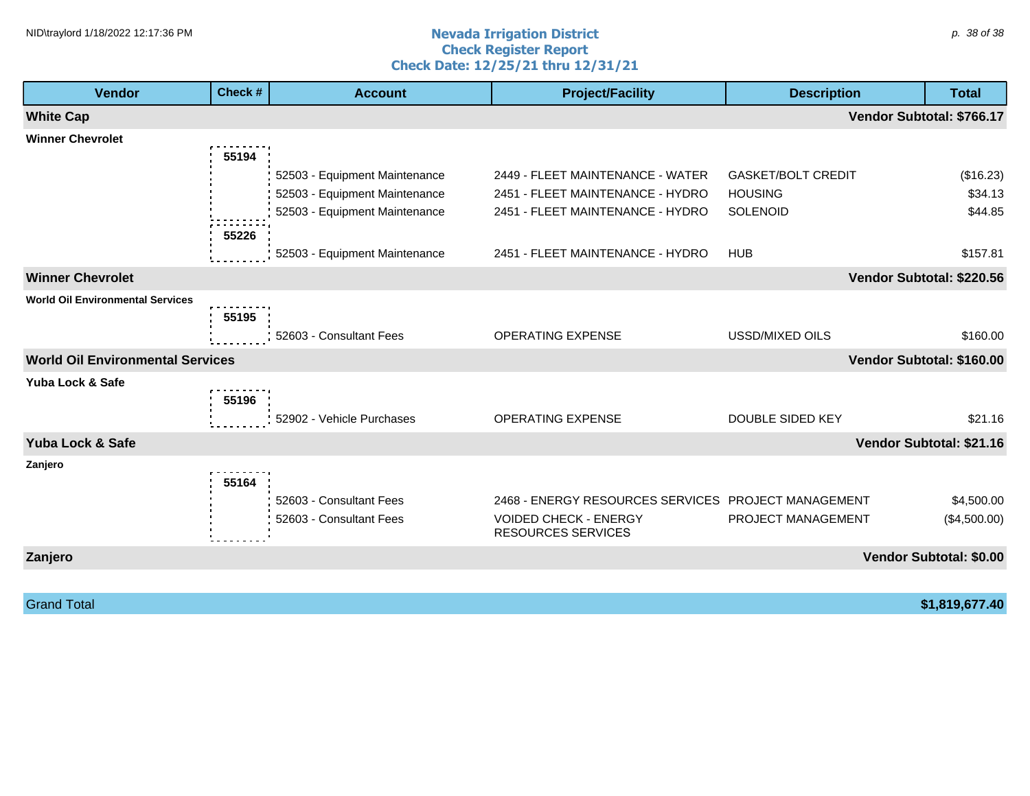# Nevada Irrigation District
## Check Register Report
## Check Date: 12/25/21 thru 12/31/21

| Vendor | Check # | Account | Project/Facility | Description | Total |
|---|---|---|---|---|---|
| **White Cap** | | | | | **Vendor Subtotal: $766.17** |
| **Winner Chevrolet** | | | | | |
| | 55194 | 52503 - Equipment Maintenance | 2449 - FLEET MAINTENANCE - WATER | GASKET/BOLT CREDIT | ($16.23) |
| | | 52503 - Equipment Maintenance | 2451 - FLEET MAINTENANCE - HYDRO | HOUSING | $34.13 |
| | | 52503 - Equipment Maintenance | 2451 - FLEET MAINTENANCE - HYDRO | SOLENOID | $44.85 |
| | 55226 | 52503 - Equipment Maintenance | 2451 - FLEET MAINTENANCE - HYDRO | HUB | $157.81 |
| **Winner Chevrolet** | | | | | **Vendor Subtotal: $220.56** |
| **World Oil Environmental Services** | | | | | |
| | 55195 | 52603 - Consultant Fees | OPERATING EXPENSE | USSD/MIXED OILS | $160.00 |
| **World Oil Environmental Services** | | | | | **Vendor Subtotal: $160.00** |
| **Yuba Lock & Safe** | | | | | |
| | 55196 | 52902 - Vehicle Purchases | OPERATING EXPENSE | DOUBLE SIDED KEY | $21.16 |
| **Yuba Lock & Safe** | | | | | **Vendor Subtotal: $21.16** |
| **Zanjero** | | | | | |
| | 55164 | 52603 - Consultant Fees | 2468 - ENERGY RESOURCES SERVICES | PROJECT MANAGEMENT | $4,500.00 |
| | | 52603 - Consultant Fees | VOIDED CHECK - ENERGY RESOURCES SERVICES | PROJECT MANAGEMENT | ($4,500.00) |
| **Zanjero** | | | | | **Vendor Subtotal: $0.00** |
| Grand Total | | | | | **$1,819,677.40** |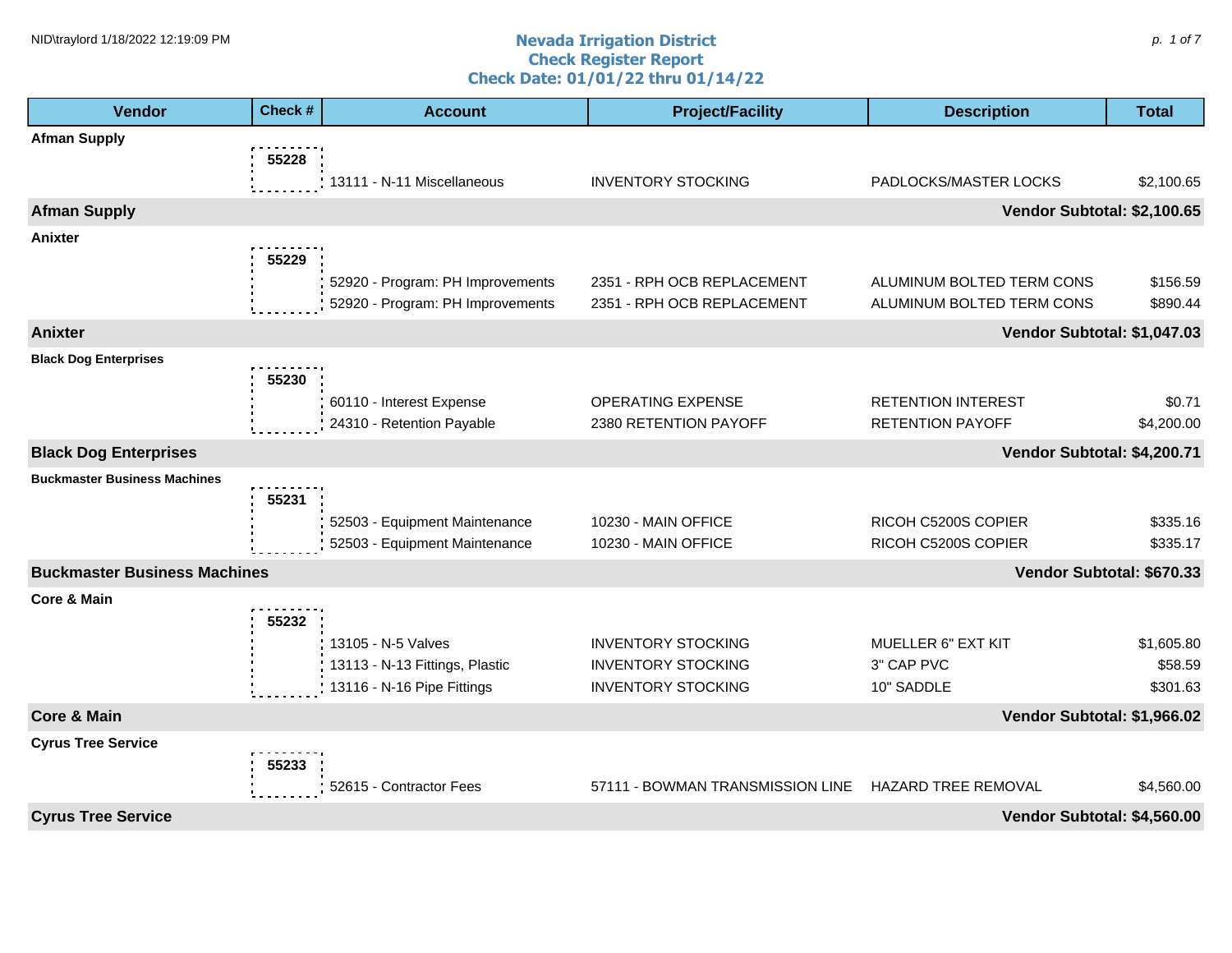# Nevada Irrigation District
## Check Register Report
### Check Date: 01/01/22 thru 01/14/22

| Vendor | Check # | Account | Project/Facility | Description | Total |
|---|---|---|---|---|---|
| **Afman Supply** | | | | | |
| | 55228 | 13111 - N-11 Miscellaneous | INVENTORY STOCKING | PADLOCKS/MASTER LOCKS | $2,100.65 |
| **Afman Supply** | | | | **Vendor Subtotal:** | **$2,100.65** |
| **Anixter** | | | | | |
| | 55229 | 52920 - Program: PH Improvements | 2351 - RPH OCB REPLACEMENT | ALUMINUM BOLTED TERM CONS | $156.59 |
| | | 52920 - Program: PH Improvements | 2351 - RPH OCB REPLACEMENT | ALUMINUM BOLTED TERM CONS | $890.44 |
| **Anixter** | | | | **Vendor Subtotal:** | **$1,047.03** |
| **Black Dog Enterprises** | | | | | |
| | 55230 | 60110 - Interest Expense | OPERATING EXPENSE | RETENTION INTEREST | $0.71 |
| | | 24310 - Retention Payable | 2380 RETENTION PAYOFF | RETENTION PAYOFF | $4,200.00 |
| **Black Dog Enterprises** | | | | **Vendor Subtotal:** | **$4,200.71** |
| **Buckmaster Business Machines** | | | | | |
| | 55231 | 52503 - Equipment Maintenance | 10230 - MAIN OFFICE | RICOH C5200S COPIER | $335.16 |
| | | 52503 - Equipment Maintenance | 10230 - MAIN OFFICE | RICOH C5200S COPIER | $335.17 |
| **Buckmaster Business Machines** | | | | **Vendor Subtotal:** | **$670.33** |
| **Core & Main** | | | | | |
| | 55232 | 13105 - N-5 Valves | INVENTORY STOCKING | MUELLER 6" EXT KIT | $1,605.80 |
| | | 13113 - N-13 Fittings, Plastic | INVENTORY STOCKING | 3" CAP PVC | $58.59 |
| | | 13116 - N-16 Pipe Fittings | INVENTORY STOCKING | 10" SADDLE | $301.63 |
| **Core & Main** | | | | **Vendor Subtotal:** | **$1,966.02** |
| **Cyrus Tree Service** | | | | | |
| | 55233 | 52615 - Contractor Fees | 57111 - BOWMAN TRANSMISSION LINE | HAZARD TREE REMOVAL | $4,560.00 |
| **Cyrus Tree Service** | | | | **Vendor Subtotal:** | **$4,560.00** |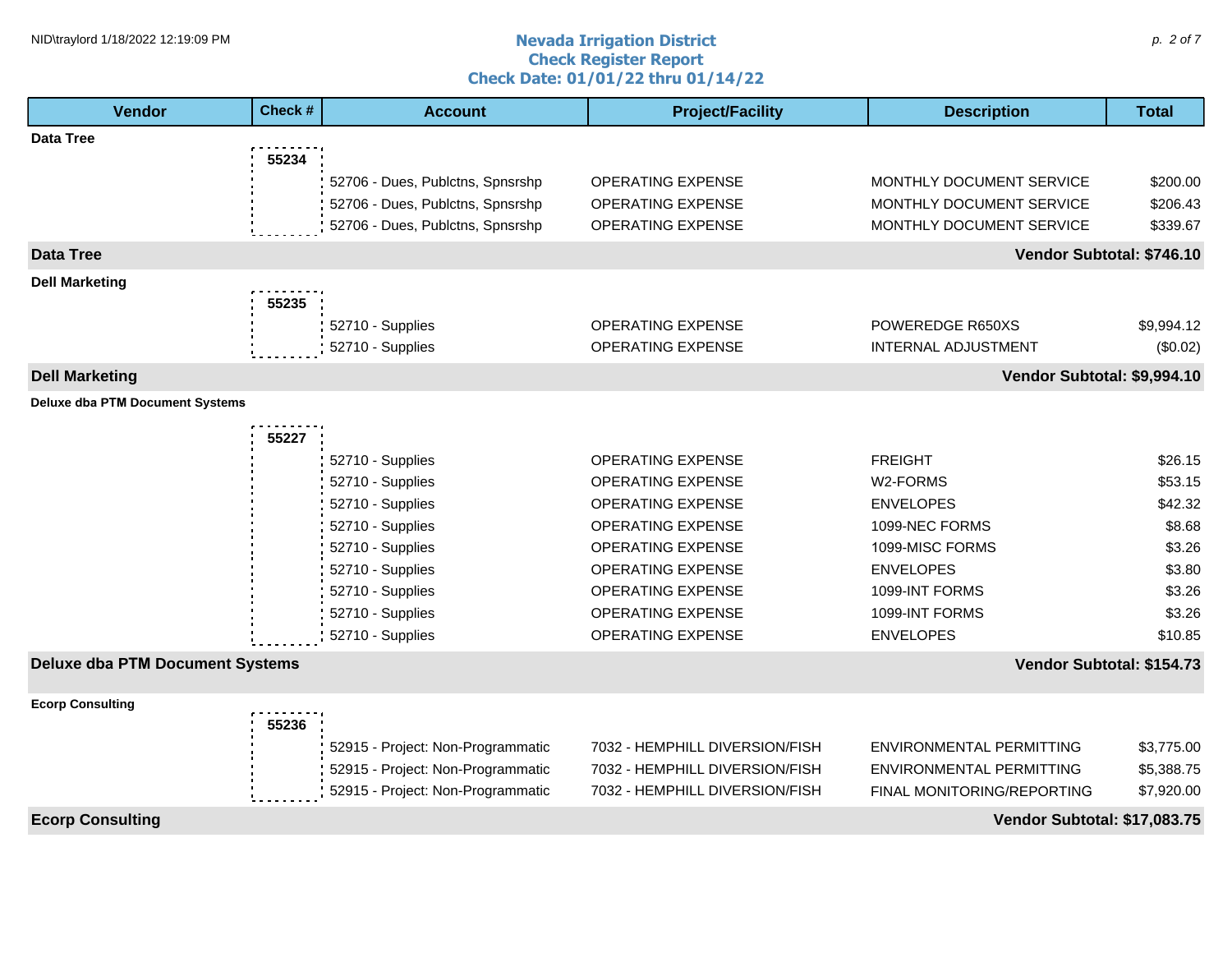# Nevada Irrigation District
## Check Register Report
### Check Date: 01/01/22 thru 01/14/22

| Vendor | Check # | Account | Project/Facility | Description | Total |
|---|---|---|---|---|---|
| **Data Tree** | | | | | |
| | 55234 | | | | |
| | | 52706 - Dues, Publctns, Spnsrshp | OPERATING EXPENSE | MONTHLY DOCUMENT SERVICE | $200.00 |
| | | 52706 - Dues, Publctns, Spnsrshp | OPERATING EXPENSE | MONTHLY DOCUMENT SERVICE | $206.43 |
| | | 52706 - Dues, Publctns, Spnsrshp | OPERATING EXPENSE | MONTHLY DOCUMENT SERVICE | $339.67 |
| **Data Tree** | | | | | **Vendor Subtotal: $746.10** |
| **Dell Marketing** | | | | | |
| | 55235 | | | | |
| | | 52710 - Supplies | OPERATING EXPENSE | POWEREDGE R650XS | $9,994.12 |
| | | 52710 - Supplies | OPERATING EXPENSE | INTERNAL ADJUSTMENT | ($0.02) |
| **Dell Marketing** | | | | | **Vendor Subtotal: $9,994.10** |
| **Deluxe dba PTM Document Systems** | | | | | |
| | 55227 | | | | |
| | | 52710 - Supplies | OPERATING EXPENSE | FREIGHT | $26.15 |
| | | 52710 - Supplies | OPERATING EXPENSE | W2-FORMS | $53.15 |
| | | 52710 - Supplies | OPERATING EXPENSE | ENVELOPES | $42.32 |
| | | 52710 - Supplies | OPERATING EXPENSE | 1099-NEC FORMS | $8.68 |
| | | 52710 - Supplies | OPERATING EXPENSE | 1099-MISC FORMS | $3.26 |
| | | 52710 - Supplies | OPERATING EXPENSE | ENVELOPES | $3.80 |
| | | 52710 - Supplies | OPERATING EXPENSE | 1099-INT FORMS | $3.26 |
| | | 52710 - Supplies | OPERATING EXPENSE | 1099-INT FORMS | $3.26 |
| | | 52710 - Supplies | OPERATING EXPENSE | ENVELOPES | $10.85 |
| **Deluxe dba PTM Document Systems** | | | | | **Vendor Subtotal: $154.73** |
| **Ecorp Consulting** | | | | | |
| | 55236 | | | | |
| | | 52915 - Project: Non-Programmatic | 7032 - HEMPHILL DIVERSION/FISH | ENVIRONMENTAL PERMITTING | $3,775.00 |
| | | 52915 - Project: Non-Programmatic | 7032 - HEMPHILL DIVERSION/FISH | ENVIRONMENTAL PERMITTING | $5,388.75 |
| | | 52915 - Project: Non-Programmatic | 7032 - HEMPHILL DIVERSION/FISH | FINAL MONITORING/REPORTING | $7,920.00 |
| **Ecorp Consulting** | | | | | **Vendor Subtotal: $17,083.75** |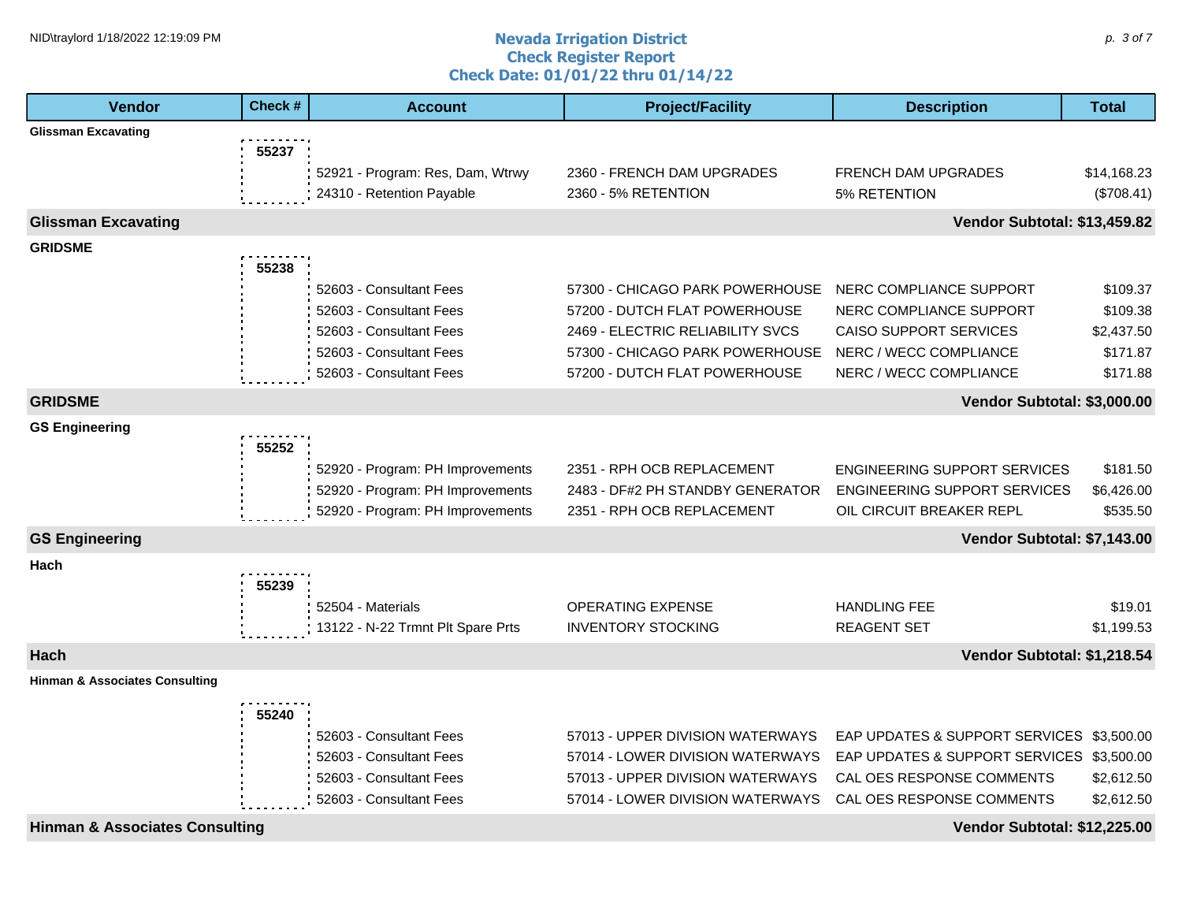# Nevada Irrigation District
## Check Register Report
### Check Date: 01/01/22 thru 01/14/22

| Vendor | Check # | Account | Project/Facility | Description | Total |
|---|---|---|---|---|---|
| **Glissman Excavating** | | | | | |
| | 55237 | | | | |
| | | 52921 - Program: Res, Dam, Wtrwy | 2360 - FRENCH DAM UPGRADES | FRENCH DAM UPGRADES | $14,168.23 |
| | | 24310 - Retention Payable | 2360 - 5% RETENTION | 5% RETENTION | ($708.41) |
| **Glissman Excavating** | | | | **Vendor Subtotal:** | **$13,459.82** |
| **GRIDSME** | | | | | |
| | 55238 | | | | |
| | | 52603 - Consultant Fees | 57300 - CHICAGO PARK POWERHOUSE | NERC COMPLIANCE SUPPORT | $109.37 |
| | | 52603 - Consultant Fees | 57200 - DUTCH FLAT POWERHOUSE | NERC COMPLIANCE SUPPORT | $109.38 |
| | | 52603 - Consultant Fees | 2469 - ELECTRIC RELIABILITY SVCS | CAISO SUPPORT SERVICES | $2,437.50 |
| | | 52603 - Consultant Fees | 57300 - CHICAGO PARK POWERHOUSE | NERC / WECC COMPLIANCE | $171.87 |
| | | 52603 - Consultant Fees | 57200 - DUTCH FLAT POWERHOUSE | NERC / WECC COMPLIANCE | $171.88 |
| **GRIDSME** | | | | **Vendor Subtotal:** | **$3,000.00** |
| **GS Engineering** | | | | | |
| | 55252 | | | | |
| | | 52920 - Program: PH Improvements | 2351 - RPH OCB REPLACEMENT | ENGINEERING SUPPORT SERVICES | $181.50 |
| | | 52920 - Program: PH Improvements | 2483 - DF#2 PH STANDBY GENERATOR | ENGINEERING SUPPORT SERVICES | $6,426.00 |
| | | 52920 - Program: PH Improvements | 2351 - RPH OCB REPLACEMENT | OIL CIRCUIT BREAKER REPL | $535.50 |
| **GS Engineering** | | | | **Vendor Subtotal:** | **$7,143.00** |
| **Hach** | | | | | |
| | 55239 | | | | |
| | | 52504 - Materials | OPERATING EXPENSE | HANDLING FEE | $19.01 |
| | | 13122 - N-22 Trmnt Plt Spare Prts | INVENTORY STOCKING | REAGENT SET | $1,199.53 |
| **Hach** | | | | **Vendor Subtotal:** | **$1,218.54** |
| **Hinman & Associates Consulting** | | | | | |
| | 55240 | | | | |
| | | 52603 - Consultant Fees | 57013 - UPPER DIVISION WATERWAYS | EAP UPDATES & SUPPORT SERVICES | $3,500.00 |
| | | 52603 - Consultant Fees | 57014 - LOWER DIVISION WATERWAYS | EAP UPDATES & SUPPORT SERVICES | $3,500.00 |
| | | 52603 - Consultant Fees | 57013 - UPPER DIVISION WATERWAYS | CAL OES RESPONSE COMMENTS | $2,612.50 |
| | | 52603 - Consultant Fees | 57014 - LOWER DIVISION WATERWAYS | CAL OES RESPONSE COMMENTS | $2,612.50 |
| **Hinman & Associates Consulting** | | | | **Vendor Subtotal:** | **$12,225.00** |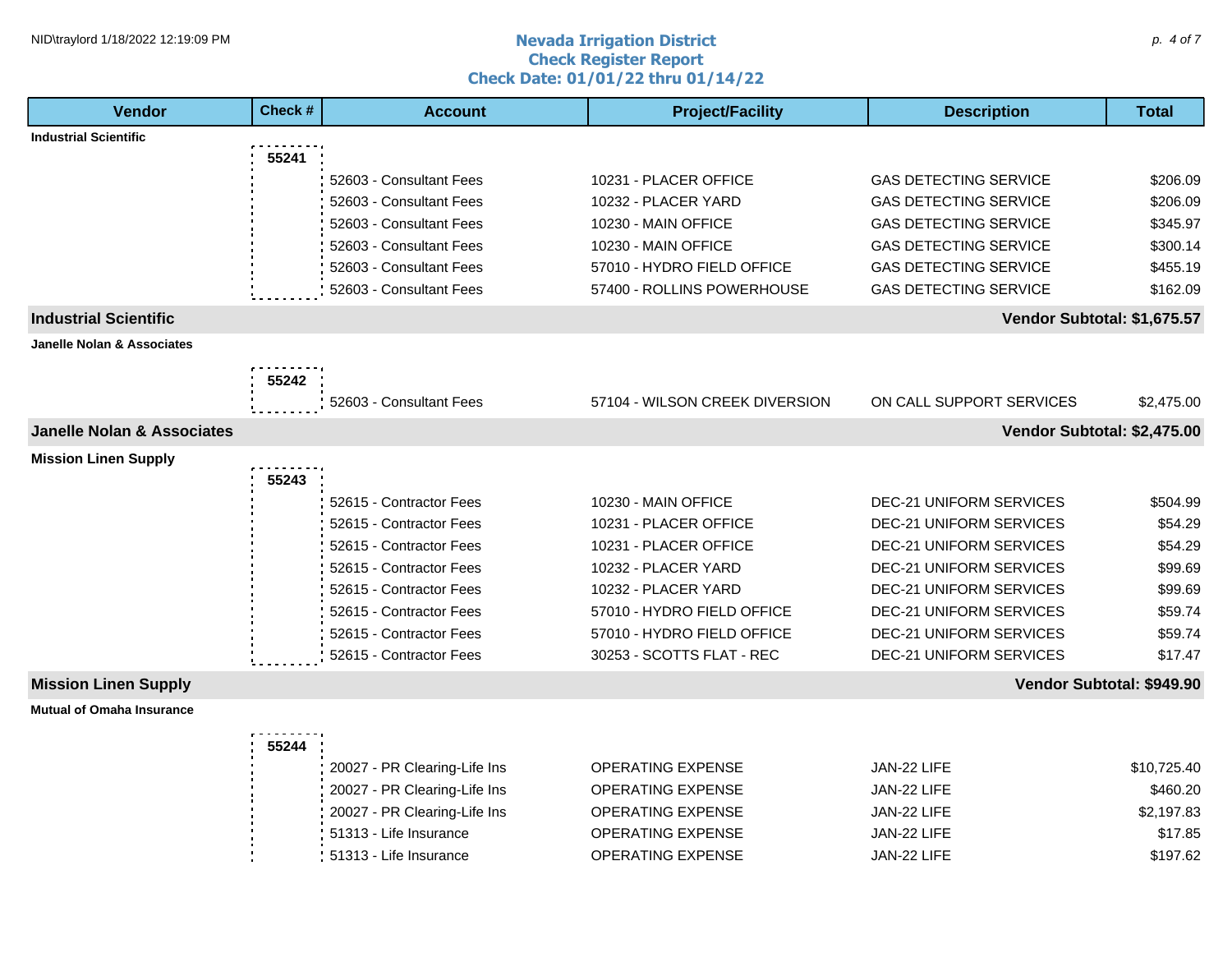# Nevada Irrigation District
## Check Register Report
### Check Date: 01/01/22 thru 01/14/22

| Vendor | Check # | Account | Project/Facility | Description | Total |
|---|---|---|---|---|---|
| **Industrial Scientific** | | | | | |
| | **55241** | | | | |
| | | 52603 - Consultant Fees | 10231 - PLACER OFFICE | GAS DETECTING SERVICE | $206.09 |
| | | 52603 - Consultant Fees | 10232 - PLACER YARD | GAS DETECTING SERVICE | $206.09 |
| | | 52603 - Consultant Fees | 10230 - MAIN OFFICE | GAS DETECTING SERVICE | $345.97 |
| | | 52603 - Consultant Fees | 10230 - MAIN OFFICE | GAS DETECTING SERVICE | $300.14 |
| | | 52603 - Consultant Fees | 57010 - HYDRO FIELD OFFICE | GAS DETECTING SERVICE | $455.19 |
| | | 52603 - Consultant Fees | 57400 - ROLLINS POWERHOUSE | GAS DETECTING SERVICE | $162.09 |
| **Industrial Scientific** | | | | | **Vendor Subtotal: $1,675.57** |
| **Janelle Nolan & Associates** | | | | | |
| | **55242** | | | | |
| | | 52603 - Consultant Fees | 57104 - WILSON CREEK DIVERSION | ON CALL SUPPORT SERVICES | $2,475.00 |
| **Janelle Nolan & Associates** | | | | | **Vendor Subtotal: $2,475.00** |
| **Mission Linen Supply** | | | | | |
| | **55243** | | | | |
| | | 52615 - Contractor Fees | 10230 - MAIN OFFICE | DEC-21 UNIFORM SERVICES | $504.99 |
| | | 52615 - Contractor Fees | 10231 - PLACER OFFICE | DEC-21 UNIFORM SERVICES | $54.29 |
| | | 52615 - Contractor Fees | 10231 - PLACER OFFICE | DEC-21 UNIFORM SERVICES | $54.29 |
| | | 52615 - Contractor Fees | 10232 - PLACER YARD | DEC-21 UNIFORM SERVICES | $99.69 |
| | | 52615 - Contractor Fees | 10232 - PLACER YARD | DEC-21 UNIFORM SERVICES | $99.69 |
| | | 52615 - Contractor Fees | 57010 - HYDRO FIELD OFFICE | DEC-21 UNIFORM SERVICES | $59.74 |
| | | 52615 - Contractor Fees | 57010 - HYDRO FIELD OFFICE | DEC-21 UNIFORM SERVICES | $59.74 |
| | | 52615 - Contractor Fees | 30253 - SCOTTS FLAT - REC | DEC-21 UNIFORM SERVICES | $17.47 |
| **Mission Linen Supply** | | | | | **Vendor Subtotal: $949.90** |
| **Mutual of Omaha Insurance** | | | | | |
| | **55244** | | | | |
| | | 20027 - PR Clearing-Life Ins | OPERATING EXPENSE | JAN-22 LIFE | $10,725.40 |
| | | 20027 - PR Clearing-Life Ins | OPERATING EXPENSE | JAN-22 LIFE | $460.20 |
| | | 20027 - PR Clearing-Life Ins | OPERATING EXPENSE | JAN-22 LIFE | $2,197.83 |
| | | 51313 - Life Insurance | OPERATING EXPENSE | JAN-22 LIFE | $17.85 |
| | | 51313 - Life Insurance | OPERATING EXPENSE | JAN-22 LIFE | $197.62 |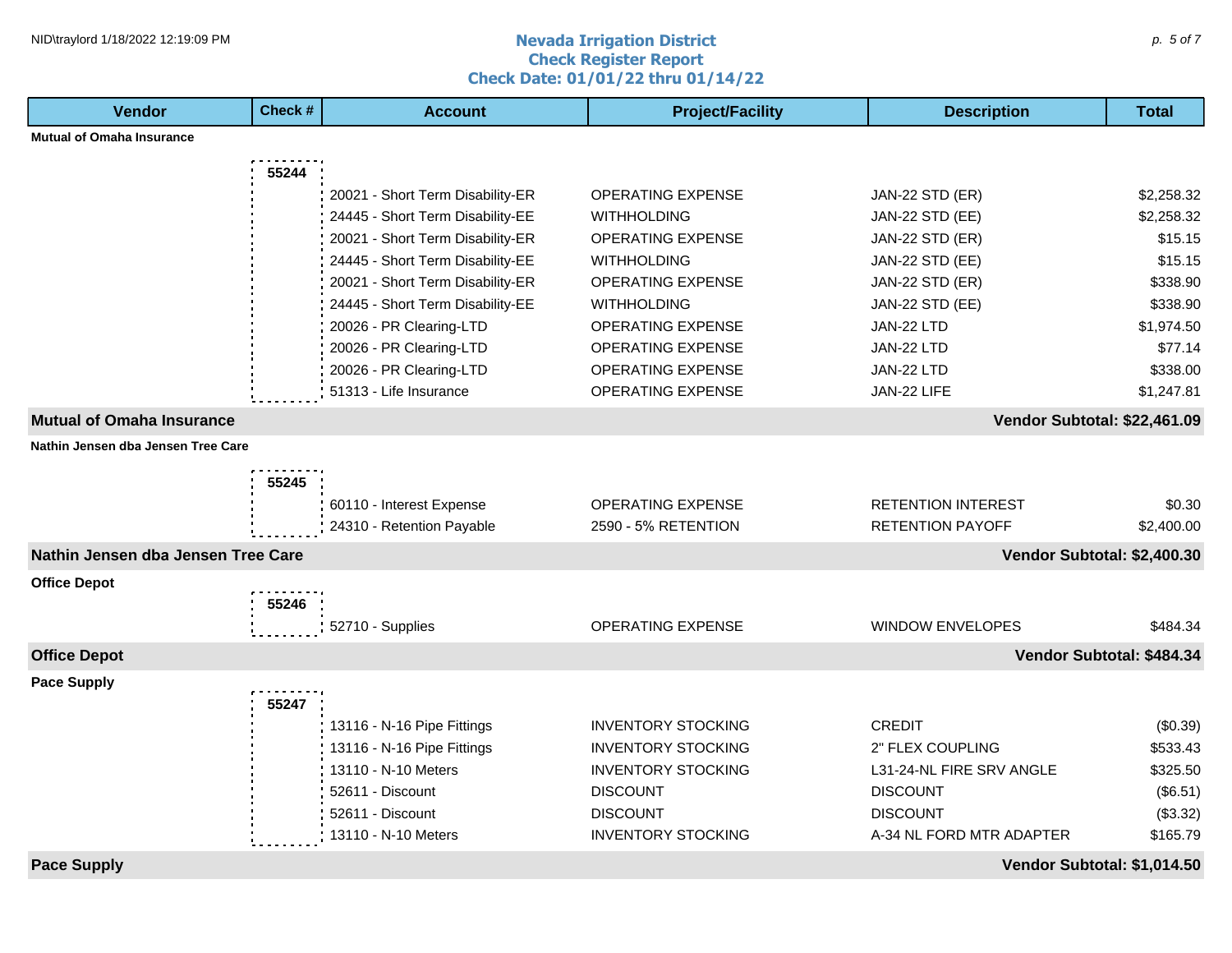# Nevada Irrigation District
## Check Register Report
### Check Date: 01/01/22 thru 01/14/22

| Vendor | Check # | Account | Project/Facility | Description | Total |
|---|---|---|---|---|---|
| **Mutual of Omaha Insurance** | | | | | |
| | 55244 | | | | |
| | | 20021 - Short Term Disability-ER | OPERATING EXPENSE | JAN-22 STD (ER) | $2,258.32 |
| | | 24445 - Short Term Disability-EE | WITHHOLDING | JAN-22 STD (EE) | $2,258.32 |
| | | 20021 - Short Term Disability-ER | OPERATING EXPENSE | JAN-22 STD (ER) | $15.15 |
| | | 24445 - Short Term Disability-EE | WITHHOLDING | JAN-22 STD (EE) | $15.15 |
| | | 20021 - Short Term Disability-ER | OPERATING EXPENSE | JAN-22 STD (ER) | $338.90 |
| | | 24445 - Short Term Disability-EE | WITHHOLDING | JAN-22 STD (EE) | $338.90 |
| | | 20026 - PR Clearing-LTD | OPERATING EXPENSE | JAN-22 LTD | $1,974.50 |
| | | 20026 - PR Clearing-LTD | OPERATING EXPENSE | JAN-22 LTD | $77.14 |
| | | 20026 - PR Clearing-LTD | OPERATING EXPENSE | JAN-22 LTD | $338.00 |
| | | 51313 - Life Insurance | OPERATING EXPENSE | JAN-22 LIFE | $1,247.81 |
| **Mutual of Omaha Insurance** | | | | | **Vendor Subtotal: $22,461.09** |
| **Nathin Jensen dba Jensen Tree Care** | | | | | |
| | 55245 | | | | |
| | | 60110 - Interest Expense | OPERATING EXPENSE | RETENTION INTEREST | $0.30 |
| | | 24310 - Retention Payable | 2590 - 5% RETENTION | RETENTION PAYOFF | $2,400.00 |
| **Nathin Jensen dba Jensen Tree Care** | | | | | **Vendor Subtotal: $2,400.30** |
| **Office Depot** | | | | | |
| | 55246 | | | | |
| | | 52710 - Supplies | OPERATING EXPENSE | WINDOW ENVELOPES | $484.34 |
| **Office Depot** | | | | | **Vendor Subtotal: $484.34** |
| **Pace Supply** | | | | | |
| | 55247 | | | | |
| | | 13116 - N-16 Pipe Fittings | INVENTORY STOCKING | CREDIT | ($0.39) |
| | | 13116 - N-16 Pipe Fittings | INVENTORY STOCKING | 2" FLEX COUPLING | $533.43 |
| | | 13110 - N-10 Meters | INVENTORY STOCKING | L31-24-NL FIRE SRV ANGLE | $325.50 |
| | | 52611 - Discount | DISCOUNT | DISCOUNT | ($6.51) |
| | | 52611 - Discount | DISCOUNT | DISCOUNT | ($3.32) |
| | | 13110 - N-10 Meters | INVENTORY STOCKING | A-34 NL FORD MTR ADAPTER | $165.79 |
| **Pace Supply** | | | | | **Vendor Subtotal: $1,014.50** |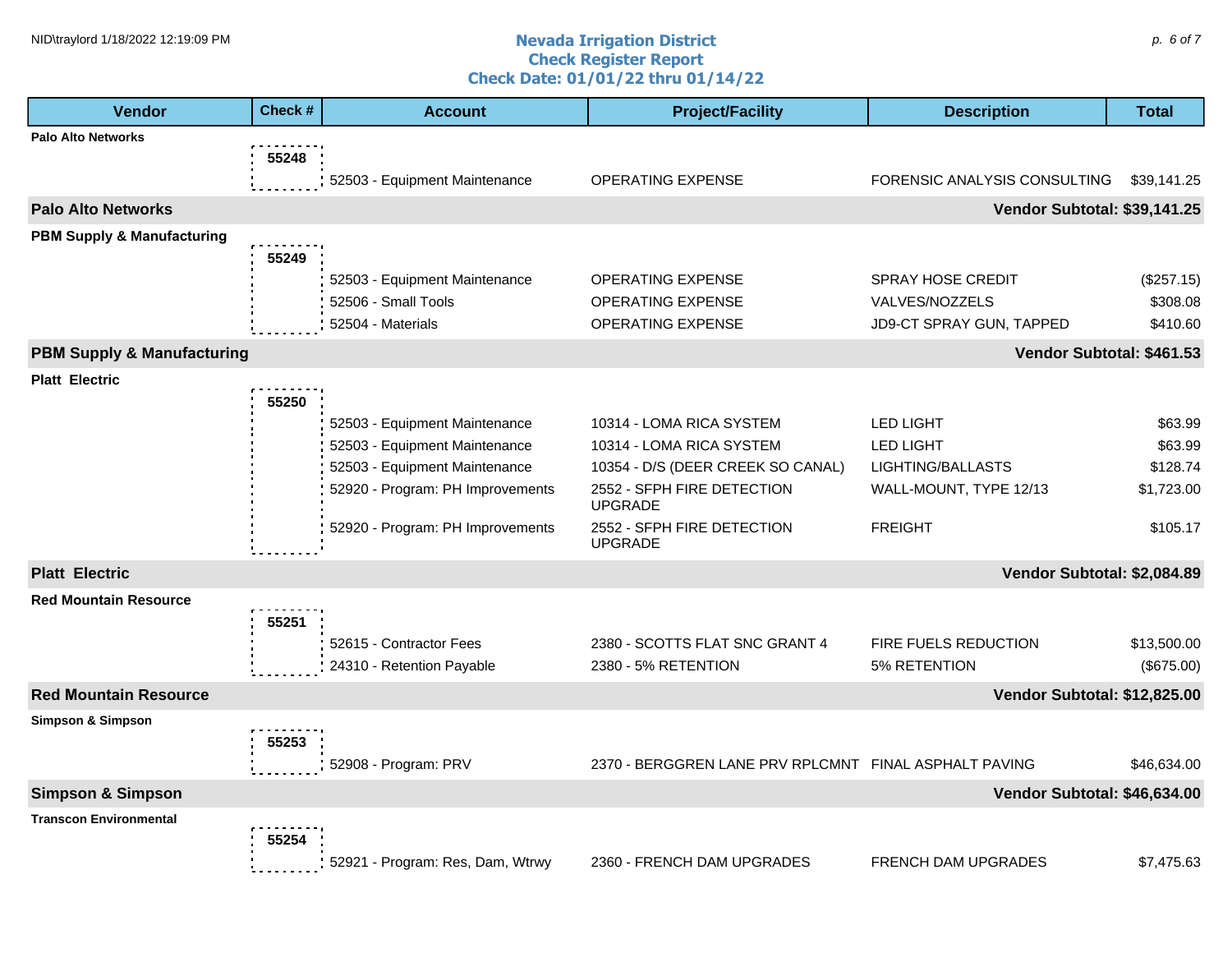# Nevada Irrigation District
## Check Register Report
### Check Date: 01/01/22 thru 01/14/22

| Vendor | Check # | Account | Project/Facility | Description | Total |
|---|---|---|---|---|---|
| **Palo Alto Networks** | | | | | |
| | 55248 | | | | |
| | | 52503 - Equipment Maintenance | OPERATING EXPENSE | FORENSIC ANALYSIS CONSULTING | $39,141.25 |
| **Palo Alto Networks** | | | | **Vendor Subtotal:** | **$39,141.25** |
| **PBM Supply & Manufacturing** | | | | | |
| | 55249 | | | | |
| | | 52503 - Equipment Maintenance | OPERATING EXPENSE | SPRAY HOSE CREDIT | ($257.15) |
| | | 52506 - Small Tools | OPERATING EXPENSE | VALVES/NOZZELS | $308.08 |
| | | 52504 - Materials | OPERATING EXPENSE | JD9-CT SPRAY GUN, TAPPED | $410.60 |
| **PBM Supply & Manufacturing** | | | | **Vendor Subtotal:** | **$461.53** |
| **Platt Electric** | | | | | |
| | 55250 | | | | |
| | | 52503 - Equipment Maintenance | 10314 - LOMA RICA SYSTEM | LED LIGHT | $63.99 |
| | | 52503 - Equipment Maintenance | 10314 - LOMA RICA SYSTEM | LED LIGHT | $63.99 |
| | | 52503 - Equipment Maintenance | 10354 - D/S (DEER CREEK SO CANAL) | LIGHTING/BALLASTS | $128.74 |
| | | 52920 - Program: PH Improvements | 2552 - SFPH FIRE DETECTION UPGRADE | WALL-MOUNT, TYPE 12/13 | $1,723.00 |
| | | 52920 - Program: PH Improvements | 2552 - SFPH FIRE DETECTION UPGRADE | FREIGHT | $105.17 |
| **Platt Electric** | | | | **Vendor Subtotal:** | **$2,084.89** |
| **Red Mountain Resource** | | | | | |
| | 55251 | | | | |
| | | 52615 - Contractor Fees | 2380 - SCOTTS FLAT SNC GRANT 4 | FIRE FUELS REDUCTION | $13,500.00 |
| | | 24310 - Retention Payable | 2380 - 5% RETENTION | 5% RETENTION | ($675.00) |
| **Red Mountain Resource** | | | | **Vendor Subtotal:** | **$12,825.00** |
| **Simpson & Simpson** | | | | | |
| | 55253 | | | | |
| | | 52908 - Program: PRV | 2370 - BERGGREN LANE PRV RPLCMNT | FINAL ASPHALT PAVING | $46,634.00 |
| **Simpson & Simpson** | | | | **Vendor Subtotal:** | **$46,634.00** |
| **Transcon Environmental** | | | | | |
| | 55254 | | | | |
| | | 52921 - Program: Res, Dam, Wtrwy | 2360 - FRENCH DAM UPGRADES | FRENCH DAM UPGRADES | $7,475.63 |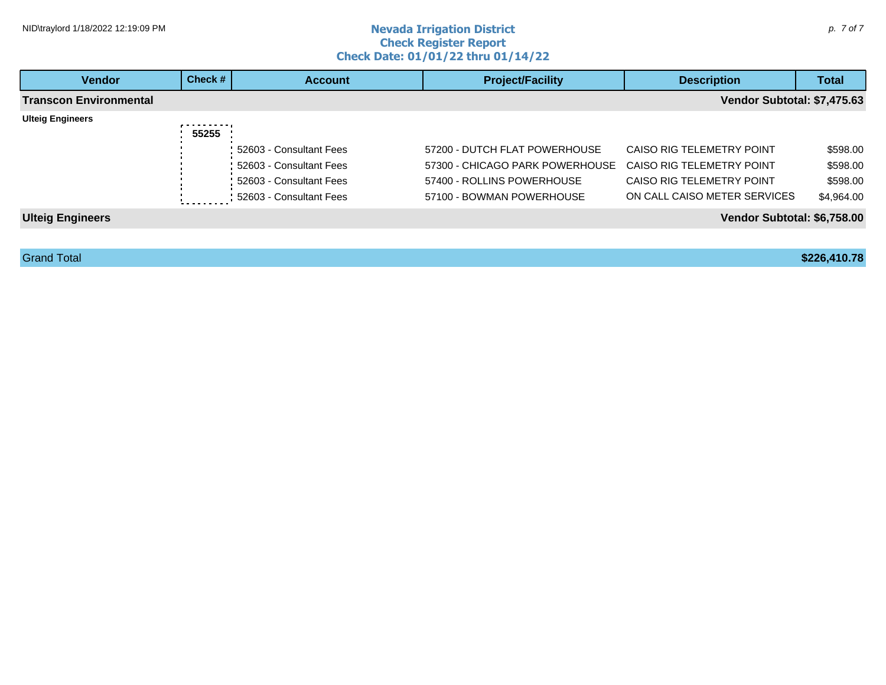# Nevada Irrigation District

## Check Register Report

### Check Date: 01/01/22 thru 01/14/22

| Vendor | Check # | Account | Project/Facility | Description | Total |
|---|---|---|---|---|---|
| **Transcon Environmental** | | | | | **Vendor Subtotal: $7,475.63** |
| **Ulteig Engineers** | | | | | |
| | **55255** | | | | |
| | | 52603 - Consultant Fees | 57200 - DUTCH FLAT POWERHOUSE | CAISO RIG TELEMETRY POINT | $598.00 |
| | | 52603 - Consultant Fees | 57300 - CHICAGO PARK POWERHOUSE | CAISO RIG TELEMETRY POINT | $598.00 |
| | | 52603 - Consultant Fees | 57400 - ROLLINS POWERHOUSE | CAISO RIG TELEMETRY POINT | $598.00 |
| | | 52603 - Consultant Fees | 57100 - BOWMAN POWERHOUSE | ON CALL CAISO METER SERVICES | $4,964.00 |
| **Ulteig Engineers** | | | | | **Vendor Subtotal: $6,758.00** |
| Grand Total | | | | | **$226,410.78** |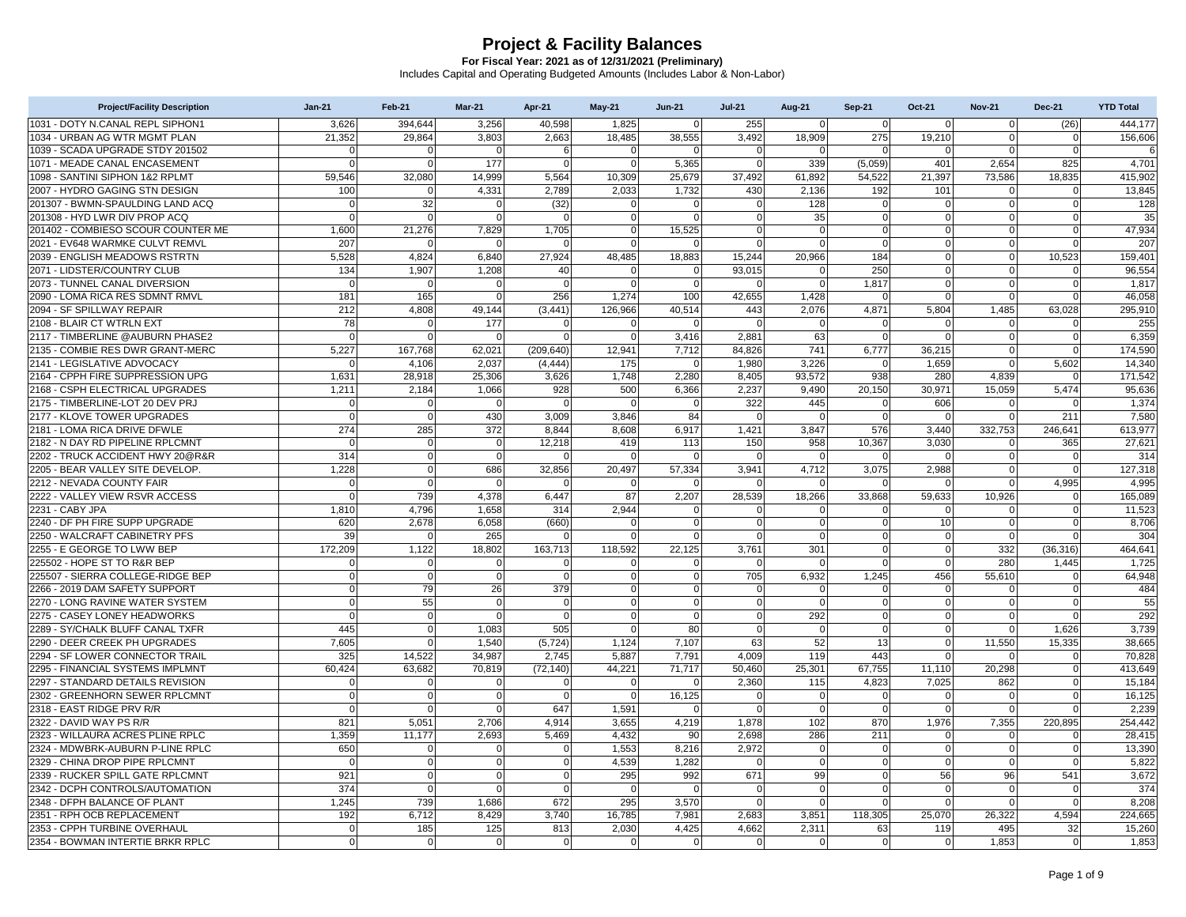# Project & Facility Balances

**For Fiscal Year: 2021 as of 12/31/2021 (Preliminary)**

Includes Capital and Operating Budgeted Amounts (Includes Labor & Non-Labor)

| Project/Facility Description | Jan-21 | Feb-21 | Mar-21 | Apr-21 | May-21 | Jun-21 | Jul-21 | Aug-21 | Sep-21 | Oct-21 | Nov-21 | Dec-21 | YTD Total |
|---|---|---|---|---|---|---|---|---|---|---|---|---|---|
| 1031 - DOTY N.CANAL REPL SIPHON1 | 3,626 | 394,644 | 3,256 | 40,598 | 1,825 | 0 | 255 | 0 | 0 | 0 | 0 | (26) | 444,177 |
| 1034 - URBAN AG WTR MGMT PLAN | 21,352 | 29,864 | 3,803 | 2,663 | 18,485 | 38,555 | 3,492 | 18,909 | 275 | 19,210 | 0 | 0 | 156,606 |
| 1039 - SCADA UPGRADE STDY 201502 | 0 | 0 | 0 | 6 | 0 | 0 | 0 | 0 | 0 | 0 | 0 | 0 | 6 |
| 1071 - MEADE CANAL ENCASEMENT | 0 | 0 | 177 | 0 | 0 | 5,365 | 0 | 339 | (5,059) | 401 | 2,654 | 825 | 4,701 |
| 1098 - SANTINI SIPHON 1&2 RPLMT | 59,546 | 32,080 | 14,999 | 5,564 | 10,309 | 25,679 | 37,492 | 61,892 | 54,522 | 21,397 | 73,586 | 18,835 | 415,902 |
| 2007 - HYDRO GAGING STN DESIGN | 100 | 0 | 4,331 | 2,789 | 2,033 | 1,732 | 430 | 2,136 | 192 | 101 | 0 | 0 | 13,845 |
| 201307 - BWMN-SPAULDING LAND ACQ | 0 | 32 | 0 | (32) | 0 | 0 | 0 | 128 | 0 | 0 | 0 | 0 | 128 |
| 201308 - HYD LWR DIV PROP ACQ | 0 | 0 | 0 | 0 | 0 | 0 | 0 | 35 | 0 | 0 | 0 | 0 | 35 |
| 201402 - COMBIESO SCOUR COUNTER ME | 1,600 | 21,276 | 7,829 | 1,705 | 0 | 15,525 | 0 | 0 | 0 | 0 | 0 | 0 | 47,934 |
| 2021 - EV648 WARMKE CULVT REMVL | 207 | 0 | 0 | 0 | 0 | 0 | 0 | 0 | 0 | 0 | 0 | 0 | 207 |
| 2039 - ENGLISH MEADOWS RSTRTN | 5,528 | 4,824 | 6,840 | 27,924 | 48,485 | 18,883 | 15,244 | 20,966 | 184 | 0 | 0 | 10,523 | 159,401 |
| 2071 - LIDSTER/COUNTRY CLUB | 134 | 1,907 | 1,208 | 40 | 0 | 0 | 93,015 | 0 | 250 | 0 | 0 | 0 | 96,554 |
| 2073 - TUNNEL CANAL DIVERSION | 0 | 0 | 0 | 0 | 0 | 0 | 0 | 0 | 1,817 | 0 | 0 | 0 | 1,817 |
| 2090 - LOMA RICA RES SDMNT RMVL | 181 | 165 | 0 | 256 | 1,274 | 100 | 42,655 | 1,428 | 0 | 0 | 0 | 0 | 46,058 |
| 2094 - SF SPILLWAY REPAIR | 212 | 4,808 | 49,144 | (3,441) | 126,966 | 40,514 | 443 | 2,076 | 4,871 | 5,804 | 1,485 | 63,028 | 295,910 |
| 2108 - BLAIR CT WTRLN EXT | 78 | 0 | 177 | 0 | 0 | 0 | 0 | 0 | 0 | 0 | 0 | 0 | 255 |
| 2117 - TIMBERLINE @AUBURN PHASE2 | 0 | 0 | 0 | 0 | 0 | 3,416 | 2,881 | 63 | 0 | 0 | 0 | 0 | 6,359 |
| 2135 - COMBIE RES DWR GRANT-MERC | 5,227 | 167,768 | 62,021 | (209,640) | 12,941 | 7,712 | 84,826 | 741 | 6,777 | 36,215 | 0 | 0 | 174,590 |
| 2141 - LEGISLATIVE ADVOCACY | 0 | 4,106 | 2,037 | (4,444) | 175 | 0 | 1,980 | 3,226 | 0 | 1,659 | 0 | 5,602 | 14,340 |
| 2164 - CPPH FIRE SUPPRESSION UPG | 1,631 | 28,918 | 25,306 | 3,626 | 1,748 | 2,280 | 8,405 | 93,572 | 938 | 280 | 4,839 | 0 | 171,542 |
| 2168 - CSPH ELECTRICAL UPGRADES | 1,211 | 2,184 | 1,066 | 928 | 500 | 6,366 | 2,237 | 9,490 | 20,150 | 30,971 | 15,059 | 5,474 | 95,636 |
| 2175 - TIMBERLINE-LOT 20 DEV PRJ | 0 | 0 | 0 | 0 | 0 | 0 | 322 | 445 | 0 | 606 | 0 | 0 | 1,374 |
| 2177 - KLOVE TOWER UPGRADES | 0 | 0 | 430 | 3,009 | 3,846 | 84 | 0 | 0 | 0 | 0 | 0 | 211 | 7,580 |
| 2181 - LOMA RICA DRIVE DFWLE | 274 | 285 | 372 | 8,844 | 8,608 | 6,917 | 1,421 | 3,847 | 576 | 3,440 | 332,753 | 246,641 | 613,977 |
| 2182 - N DAY RD PIPELINE RPLCMNT | 0 | 0 | 0 | 12,218 | 419 | 113 | 150 | 958 | 10,367 | 3,030 | 0 | 365 | 27,621 |
| 2202 - TRUCK ACCIDENT HWY 20@R&R | 314 | 0 | 0 | 0 | 0 | 0 | 0 | 0 | 0 | 0 | 0 | 0 | 314 |
| 2205 - BEAR VALLEY SITE DEVELOP. | 1,228 | 0 | 686 | 32,856 | 20,497 | 57,334 | 3,941 | 4,712 | 3,075 | 2,988 | 0 | 0 | 127,318 |
| 2212 - NEVADA COUNTY FAIR | 0 | 0 | 0 | 0 | 0 | 0 | 0 | 0 | 0 | 0 | 0 | 4,995 | 4,995 |
| 2222 - VALLEY VIEW RSVR ACCESS | 0 | 739 | 4,378 | 6,447 | 87 | 2,207 | 28,539 | 18,266 | 33,868 | 59,633 | 10,926 | 0 | 165,089 |
| 2231 - CABY JPA | 1,810 | 4,796 | 1,658 | 314 | 2,944 | 0 | 0 | 0 | 0 | 0 | 0 | 0 | 11,523 |
| 2240 - DF PH FIRE SUPP UPGRADE | 620 | 2,678 | 6,058 | (660) | 0 | 0 | 0 | 0 | 0 | 10 | 0 | 0 | 8,706 |
| 2250 - WALCRAFT CABINETRY PFS | 39 | 0 | 265 | 0 | 0 | 0 | 0 | 0 | 0 | 0 | 0 | 0 | 304 |
| 2255 - E GEORGE TO LWW BEP | 172,209 | 1,122 | 18,802 | 163,713 | 118,592 | 22,125 | 3,761 | 301 | 0 | 0 | 332 | (36,316) | 464,641 |
| 225502 - HOPE ST TO R&R BEP | 0 | 0 | 0 | 0 | 0 | 0 | 0 | 0 | 0 | 0 | 280 | 1,445 | 1,725 |
| 225507 - SIERRA COLLEGE-RIDGE BEP | 0 | 0 | 0 | 0 | 0 | 0 | 705 | 6,932 | 1,245 | 456 | 55,610 | 0 | 64,948 |
| 2266 - 2019 DAM SAFETY SUPPORT | 0 | 79 | 26 | 379 | 0 | 0 | 0 | 0 | 0 | 0 | 0 | 0 | 484 |
| 2270 - LONG RAVINE WATER SYSTEM | 0 | 55 | 0 | 0 | 0 | 0 | 0 | 0 | 0 | 0 | 0 | 0 | 55 |
| 2275 - CASEY LONEY HEADWORKS | 0 | 0 | 0 | 0 | 0 | 0 | 0 | 292 | 0 | 0 | 0 | 0 | 292 |
| 2289 - SY/CHALK BLUFF CANAL TXFR | 445 | 0 | 1,083 | 505 | 0 | 80 | 0 | 0 | 0 | 0 | 0 | 1,626 | 3,739 |
| 2290 - DEER CREEK PH UPGRADES | 7,605 | 0 | 1,540 | (5,724) | 1,124 | 7,107 | 63 | 52 | 13 | 0 | 11,550 | 15,335 | 38,665 |
| 2294 - SF LOWER CONNECTOR TRAIL | 325 | 14,522 | 34,987 | 2,745 | 5,887 | 7,791 | 4,009 | 119 | 443 | 0 | 0 | 0 | 70,828 |
| 2295 - FINANCIAL SYSTEMS IMPLMNT | 60,424 | 63,682 | 70,819 | (72,140) | 44,221 | 71,717 | 50,460 | 25,301 | 67,755 | 11,110 | 20,298 | 0 | 413,649 |
| 2297 - STANDARD DETAILS REVISION | 0 | 0 | 0 | 0 | 0 | 0 | 2,360 | 115 | 4,823 | 7,025 | 862 | 0 | 15,184 |
| 2302 - GREENHORN SEWER RPLCMNT | 0 | 0 | 0 | 0 | 0 | 16,125 | 0 | 0 | 0 | 0 | 0 | 0 | 16,125 |
| 2318 - EAST RIDGE PRV R/R | 0 | 0 | 0 | 647 | 1,591 | 0 | 0 | 0 | 0 | 0 | 0 | 0 | 2,239 |
| 2322 - DAVID WAY PS R/R | 821 | 5,051 | 2,706 | 4,914 | 3,655 | 4,219 | 1,878 | 102 | 870 | 1,976 | 7,355 | 220,895 | 254,442 |
| 2323 - WILLAURA ACRES PLINE RPLC | 1,359 | 11,177 | 2,693 | 5,469 | 4,432 | 90 | 2,698 | 286 | 211 | 0 | 0 | 0 | 28,415 |
| 2324 - MDWBRK-AUBURN P-LINE RPLC | 650 | 0 | 0 | 0 | 1,553 | 8,216 | 2,972 | 0 | 0 | 0 | 0 | 0 | 13,390 |
| 2329 - CHINA DROP PIPE RPLCMNT | 0 | 0 | 0 | 0 | 4,539 | 1,282 | 0 | 0 | 0 | 0 | 0 | 0 | 5,822 |
| 2339 - RUCKER SPILL GATE RPLCMNT | 921 | 0 | 0 | 0 | 295 | 992 | 671 | 99 | 0 | 56 | 96 | 541 | 3,672 |
| 2342 - DCPH CONTROLS/AUTOMATION | 374 | 0 | 0 | 0 | 0 | 0 | 0 | 0 | 0 | 0 | 0 | 0 | 374 |
| 2348 - DFPH BALANCE OF PLANT | 1,245 | 739 | 1,686 | 672 | 295 | 3,570 | 0 | 0 | 0 | 0 | 0 | 0 | 8,208 |
| 2351 - RPH OCB REPLACEMENT | 192 | 6,712 | 8,429 | 3,740 | 16,785 | 7,981 | 2,683 | 3,851 | 118,305 | 25,070 | 26,322 | 4,594 | 224,665 |
| 2353 - CPPH TURBINE OVERHAUL | 0 | 185 | 125 | 813 | 2,030 | 4,425 | 4,662 | 2,311 | 63 | 119 | 495 | 32 | 15,260 |
| 2354 - BOWMAN INTERTIE BRKR RPLC | 0 | 0 | 0 | 0 | 0 | 0 | 0 | 0 | 0 | 0 | 1,853 | 0 | 1,853 |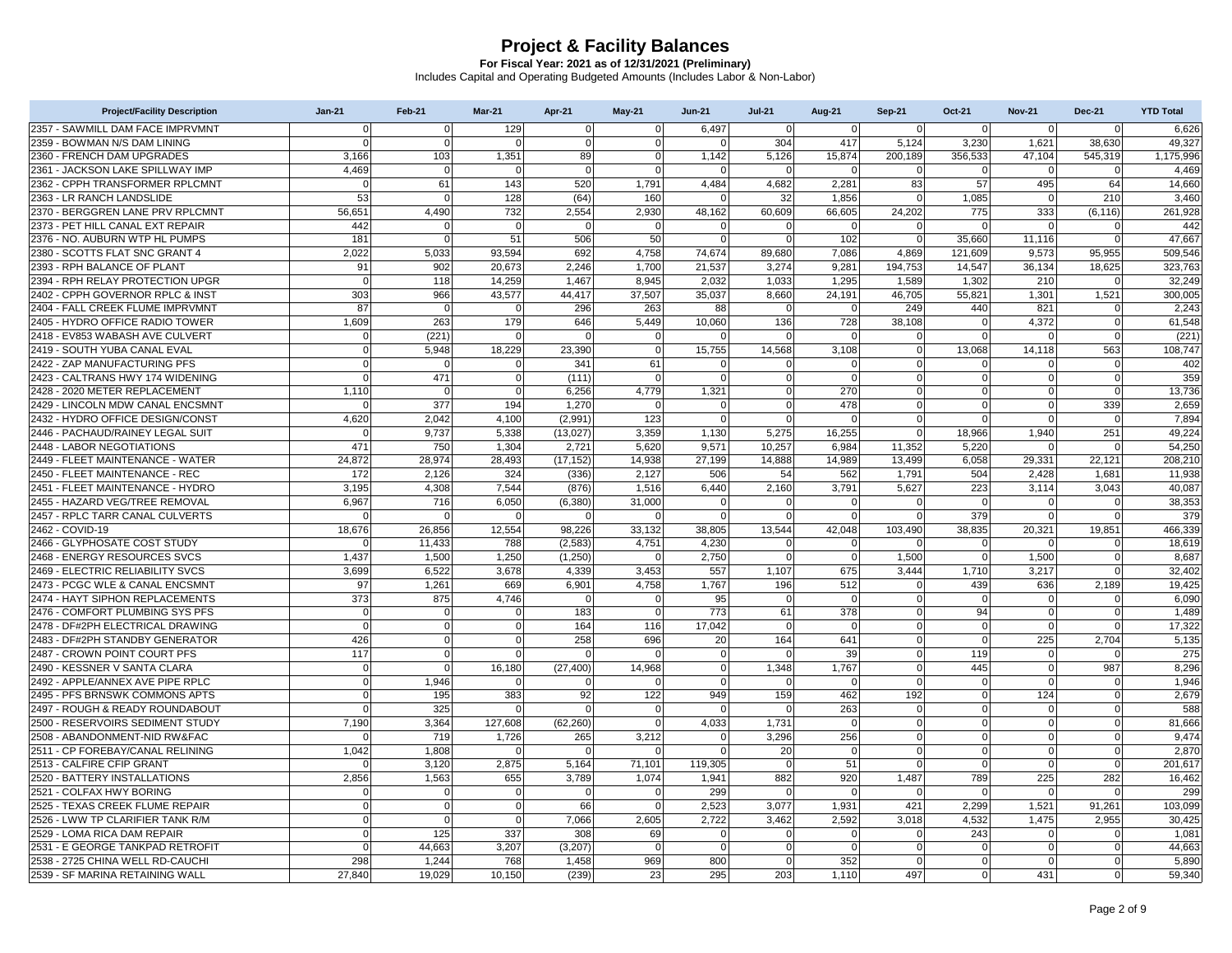# Project & Facility Balances

**For Fiscal Year: 2021 as of 12/31/2021 (Preliminary)**

Includes Capital and Operating Budgeted Amounts (Includes Labor & Non-Labor)

| Project/Facility Description | Jan-21 | Feb-21 | Mar-21 | Apr-21 | May-21 | Jun-21 | Jul-21 | Aug-21 | Sep-21 | Oct-21 | Nov-21 | Dec-21 | YTD Total |
|---|---|---|---|---|---|---|---|---|---|---|---|---|---|
| 2357 - SAWMILL DAM FACE IMPRVMNT | 0 | 0 | 129 | 0 | 0 | 6,497 | 0 | 0 | 0 | 0 | 0 | 0 | 6,626 |
| 2359 - BOWMAN N/S DAM LINING | 0 | 0 | 0 | 0 | 0 | 0 | 304 | 417 | 5,124 | 3,230 | 1,621 | 38,630 | 49,327 |
| 2360 - FRENCH DAM UPGRADES | 3,166 | 103 | 1,351 | 89 | 0 | 1,142 | 5,126 | 15,874 | 200,189 | 356,533 | 47,104 | 545,319 | 1,175,996 |
| 2361 - JACKSON LAKE SPILLWAY IMP | 4,469 | 0 | 0 | 0 | 0 | 0 | 0 | 0 | 0 | 0 | 0 | 0 | 4,469 |
| 2362 - CPPH TRANSFORMER RPLCMNT | 0 | 61 | 143 | 520 | 1,791 | 4,484 | 4,682 | 2,281 | 83 | 57 | 495 | 64 | 14,660 |
| 2363 - LR RANCH LANDSLIDE | 53 | 0 | 128 | (64) | 160 | 0 | 32 | 1,856 | 0 | 1,085 | 0 | 210 | 3,460 |
| 2370 - BERGGREN LANE PRV RPLCMNT | 56,651 | 4,490 | 732 | 2,554 | 2,930 | 48,162 | 60,609 | 66,605 | 24,202 | 775 | 333 | (6,116) | 261,928 |
| 2373 - PET HILL CANAL EXT REPAIR | 442 | 0 | 0 | 0 | 0 | 0 | 0 | 0 | 0 | 0 | 0 | 0 | 442 |
| 2376 - NO. AUBURN WTP HL PUMPS | 181 | 0 | 51 | 506 | 50 | 0 | 0 | 102 | 0 | 35,660 | 11,116 | 0 | 47,667 |
| 2380 - SCOTTS FLAT SNC GRANT 4 | 2,022 | 5,033 | 93,594 | 692 | 4,758 | 74,674 | 89,680 | 7,086 | 4,869 | 121,609 | 9,573 | 95,955 | 509,546 |
| 2393 - RPH BALANCE OF PLANT | 91 | 902 | 20,673 | 2,246 | 1,700 | 21,537 | 3,274 | 9,281 | 194,753 | 14,547 | 36,134 | 18,625 | 323,763 |
| 2394 - RPH RELAY PROTECTION UPGR | 0 | 118 | 14,259 | 1,467 | 8,945 | 2,032 | 1,033 | 1,295 | 1,589 | 1,302 | 210 | 0 | 32,249 |
| 2402 - CPPH GOVERNOR RPLC & INST | 303 | 966 | 43,577 | 44,417 | 37,507 | 35,037 | 8,660 | 24,191 | 46,705 | 55,821 | 1,301 | 1,521 | 300,005 |
| 2404 - FALL CREEK FLUME IMPRVMNT | 87 | 0 | 0 | 296 | 263 | 88 | 0 | 0 | 249 | 440 | 821 | 0 | 2,243 |
| 2405 - HYDRO OFFICE RADIO TOWER | 1,609 | 263 | 179 | 646 | 5,449 | 10,060 | 136 | 728 | 38,108 | 0 | 4,372 | 0 | 61,548 |
| 2418 - EV853 WABASH AVE CULVERT | 0 | (221) | 0 | 0 | 0 | 0 | 0 | 0 | 0 | 0 | 0 | 0 | (221) |
| 2419 - SOUTH YUBA CANAL EVAL | 0 | 5,948 | 18,229 | 23,390 | 0 | 15,755 | 14,568 | 3,108 | 0 | 13,068 | 14,118 | 563 | 108,747 |
| 2422 - ZAP MANUFACTURING PFS | 0 | 0 | 0 | 341 | 61 | 0 | 0 | 0 | 0 | 0 | 0 | 0 | 402 |
| 2423 - CALTRANS HWY 174 WIDENING | 0 | 471 | 0 | (111) | 0 | 0 | 0 | 0 | 0 | 0 | 0 | 0 | 359 |
| 2428 - 2020 METER REPLACEMENT | 1,110 | 0 | 0 | 6,256 | 4,779 | 1,321 | 0 | 270 | 0 | 0 | 0 | 0 | 13,736 |
| 2429 - LINCOLN MDW CANAL ENCSMNT | 0 | 377 | 194 | 1,270 | 0 | 0 | 0 | 478 | 0 | 0 | 0 | 339 | 2,659 |
| 2432 - HYDRO OFFICE DESIGN/CONST | 4,620 | 2,042 | 4,100 | (2,991) | 123 | 0 | 0 | 0 | 0 | 0 | 0 | 0 | 7,894 |
| 2446 - PACHAUD/RAINEY LEGAL SUIT | 0 | 9,737 | 5,338 | (13,027) | 3,359 | 1,130 | 5,275 | 16,255 | 0 | 18,966 | 1,940 | 251 | 49,224 |
| 2448 - LABOR NEGOTIATIONS | 471 | 750 | 1,304 | 2,721 | 5,620 | 9,571 | 10,257 | 6,984 | 11,352 | 5,220 | 0 | 0 | 54,250 |
| 2449 - FLEET MAINTENANCE - WATER | 24,872 | 28,974 | 28,493 | (17,152) | 14,938 | 27,199 | 14,888 | 14,989 | 13,499 | 6,058 | 29,331 | 22,121 | 208,210 |
| 2450 - FLEET MAINTENANCE - REC | 172 | 2,126 | 324 | (336) | 2,127 | 506 | 54 | 562 | 1,791 | 504 | 2,428 | 1,681 | 11,938 |
| 2451 - FLEET MAINTENANCE - HYDRO | 3,195 | 4,308 | 7,544 | (876) | 1,516 | 6,440 | 2,160 | 3,791 | 5,627 | 223 | 3,114 | 3,043 | 40,087 |
| 2455 - HAZARD VEG/TREE REMOVAL | 6,967 | 716 | 6,050 | (6,380) | 31,000 | 0 | 0 | 0 | 0 | 0 | 0 | 0 | 38,353 |
| 2457 - RPLC TARR CANAL CULVERTS | 0 | 0 | 0 | 0 | 0 | 0 | 0 | 0 | 0 | 379 | 0 | 0 | 379 |
| 2462 - COVID-19 | 18,676 | 26,856 | 12,554 | 98,226 | 33,132 | 38,805 | 13,544 | 42,048 | 103,490 | 38,835 | 20,321 | 19,851 | 466,339 |
| 2466 - GLYPHOSATE COST STUDY | 0 | 11,433 | 788 | (2,583) | 4,751 | 4,230 | 0 | 0 | 0 | 0 | 0 | 0 | 18,619 |
| 2468 - ENERGY RESOURCES SVCS | 1,437 | 1,500 | 1,250 | (1,250) | 0 | 2,750 | 0 | 0 | 1,500 | 0 | 1,500 | 0 | 8,687 |
| 2469 - ELECTRIC RELIABILITY SVCS | 3,699 | 6,522 | 3,678 | 4,339 | 3,453 | 557 | 1,107 | 675 | 3,444 | 1,710 | 3,217 | 0 | 32,402 |
| 2473 - PCGC WLE & CANAL ENCSMNT | 97 | 1,261 | 669 | 6,901 | 4,758 | 1,767 | 196 | 512 | 0 | 439 | 636 | 2,189 | 19,425 |
| 2474 - HAYT SIPHON REPLACEMENTS | 373 | 875 | 4,746 | 0 | 0 | 95 | 0 | 0 | 0 | 0 | 0 | 0 | 6,090 |
| 2476 - COMFORT PLUMBING SYS PFS | 0 | 0 | 0 | 183 | 0 | 773 | 61 | 378 | 0 | 94 | 0 | 0 | 1,489 |
| 2478 - DF#2PH ELECTRICAL DRAWING | 0 | 0 | 0 | 164 | 116 | 17,042 | 0 | 0 | 0 | 0 | 0 | 0 | 17,322 |
| 2483 - DF#2PH STANDBY GENERATOR | 426 | 0 | 0 | 258 | 696 | 20 | 164 | 641 | 0 | 0 | 225 | 2,704 | 5,135 |
| 2487 - CROWN POINT COURT PFS | 117 | 0 | 0 | 0 | 0 | 0 | 0 | 39 | 0 | 119 | 0 | 0 | 275 |
| 2490 - KESSNER V SANTA CLARA | 0 | 0 | 16,180 | (27,400) | 14,968 | 0 | 1,348 | 1,767 | 0 | 445 | 0 | 987 | 8,296 |
| 2492 - APPLE/ANNEX AVE PIPE RPLC | 0 | 1,946 | 0 | 0 | 0 | 0 | 0 | 0 | 0 | 0 | 0 | 0 | 1,946 |
| 2495 - PFS BRNSWK COMMONS APTS | 0 | 195 | 383 | 92 | 122 | 949 | 159 | 462 | 192 | 0 | 124 | 0 | 2,679 |
| 2497 - ROUGH & READY ROUNDABOUT | 0 | 325 | 0 | 0 | 0 | 0 | 0 | 263 | 0 | 0 | 0 | 0 | 588 |
| 2500 - RESERVOIRS SEDIMENT STUDY | 7,190 | 3,364 | 127,608 | (62,260) | 0 | 4,033 | 1,731 | 0 | 0 | 0 | 0 | 0 | 81,666 |
| 2508 - ABANDONMENT-NID RW&FAC | 0 | 719 | 1,726 | 265 | 3,212 | 0 | 3,296 | 256 | 0 | 0 | 0 | 0 | 9,474 |
| 2511 - CP FOREBAY/CANAL RELINING | 1,042 | 1,808 | 0 | 0 | 0 | 0 | 20 | 0 | 0 | 0 | 0 | 0 | 2,870 |
| 2513 - CALFIRE CFIP GRANT | 0 | 3,120 | 2,875 | 5,164 | 71,101 | 119,305 | 0 | 51 | 0 | 0 | 0 | 0 | 201,617 |
| 2520 - BATTERY INSTALLATIONS | 2,856 | 1,563 | 655 | 3,789 | 1,074 | 1,941 | 882 | 920 | 1,487 | 789 | 225 | 282 | 16,462 |
| 2521 - COLFAX HWY BORING | 0 | 0 | 0 | 0 | 0 | 299 | 0 | 0 | 0 | 0 | 0 | 0 | 299 |
| 2525 - TEXAS CREEK FLUME REPAIR | 0 | 0 | 0 | 66 | 0 | 2,523 | 3,077 | 1,931 | 421 | 2,299 | 1,521 | 91,261 | 103,099 |
| 2526 - LWW TP CLARIFIER TANK R/M | 0 | 0 | 0 | 7,066 | 2,605 | 2,722 | 3,462 | 2,592 | 3,018 | 4,532 | 1,475 | 2,955 | 30,425 |
| 2529 - LOMA RICA DAM REPAIR | 0 | 125 | 337 | 308 | 69 | 0 | 0 | 0 | 0 | 243 | 0 | 0 | 1,081 |
| 2531 - E GEORGE TANKPAD RETROFIT | 0 | 44,663 | 3,207 | (3,207) | 0 | 0 | 0 | 0 | 0 | 0 | 0 | 0 | 44,663 |
| 2538 - 2725 CHINA WELL RD-CAUCHI | 298 | 1,244 | 768 | 1,458 | 969 | 800 | 0 | 352 | 0 | 0 | 0 | 0 | 5,890 |
| 2539 - SF MARINA RETAINING WALL | 27,840 | 19,029 | 10,150 | (239) | 23 | 295 | 203 | 1,110 | 497 | 0 | 431 | 0 | 59,340 |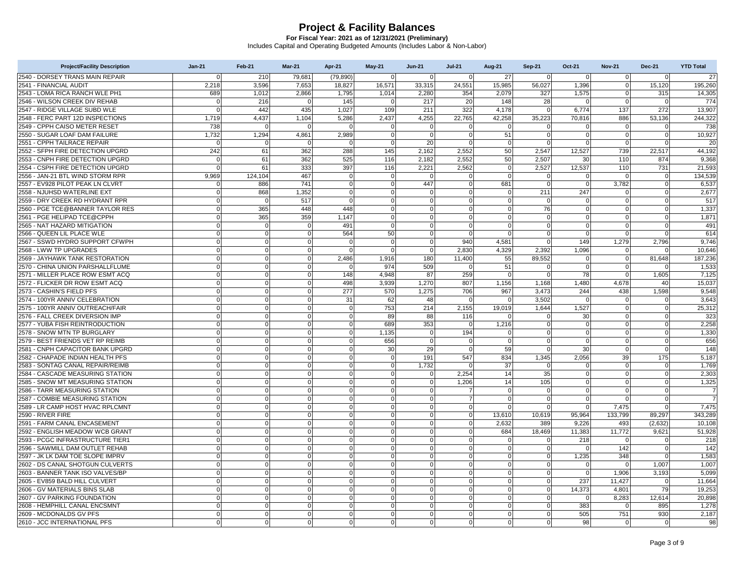# Project & Facility Balances

**For Fiscal Year: 2021 as of 12/31/2021 (Preliminary)**

Includes Capital and Operating Budgeted Amounts (Includes Labor & Non-Labor)

| Project/Facility Description | Jan-21 | Feb-21 | Mar-21 | Apr-21 | May-21 | Jun-21 | Jul-21 | Aug-21 | Sep-21 | Oct-21 | Nov-21 | Dec-21 | YTD Total |
|---|---|---|---|---|---|---|---|---|---|---|---|---|---|
| 2540 - DORSEY TRANS MAIN REPAIR | 0 | 210 | 79,681 | (79,890) | 0 | 0 | 0 | 27 | 0 | 0 | 0 | 0 | 27 |
| 2541 - FINANCIAL AUDIT | 2,218 | 3,596 | 7,653 | 18,827 | 16,571 | 33,315 | 24,551 | 15,985 | 56,027 | 1,396 | 0 | 15,120 | 195,260 |
| 2543 - LOMA RICA RANCH WLE PH1 | 689 | 1,012 | 2,866 | 1,795 | 1,014 | 2,280 | 354 | 2,079 | 327 | 1,575 | 0 | 315 | 14,305 |
| 2546 - WILSON CREEK DIV REHAB | 0 | 216 | 0 | 145 | 0 | 217 | 20 | 148 | 28 | 0 | 0 | 0 | 774 |
| 2547 - RIDGE VILLAGE SUBD WLE | 0 | 442 | 435 | 1,027 | 109 | 211 | 322 | 4,178 | 0 | 6,774 | 137 | 272 | 13,907 |
| 2548 - FERC PART 12D INSPECTIONS | 1,719 | 4,437 | 1,104 | 5,286 | 2,437 | 4,255 | 22,765 | 42,258 | 35,223 | 70,816 | 886 | 53,136 | 244,322 |
| 2549 - CPPH CAISO METER RESET | 738 | 0 | 0 | 0 | 0 | 0 | 0 | 0 | 0 | 0 | 0 | 0 | 738 |
| 2550 - SUGAR LOAF DAM FAILURE | 1,732 | 1,294 | 4,861 | 2,989 | 0 | 0 | 0 | 51 | 0 | 0 | 0 | 0 | 10,927 |
| 2551 - CPPH TAILRACE REPAIR | 0 | 0 | 0 | 0 | 0 | 20 | 0 | 0 | 0 | 0 | 0 | 0 | 20 |
| 2552 - SFPH FIRE DETECTION UPGRD | 242 | 61 | 362 | 288 | 145 | 2,162 | 2,552 | 50 | 2,547 | 12,527 | 739 | 22,517 | 44,192 |
| 2553 - CNPH FIRE DETECTION UPGRD | 0 | 61 | 362 | 525 | 116 | 2,182 | 2,552 | 50 | 2,507 | 30 | 110 | 874 | 9,368 |
| 2554 - CSPH FIRE DETECTION UPGRD | 0 | 61 | 333 | 397 | 116 | 2,221 | 2,562 | 0 | 2,527 | 12,537 | 110 | 731 | 21,593 |
| 2556 - JAN-21 BTL WIND STORM RPR | 9,969 | 124,104 | 467 | 0 | 0 | 0 | 0 | 0 | 0 | 0 | 0 | 0 | 134,539 |
| 2557 - EV928 PILOT PEAK LN CLVRT | 0 | 886 | 741 | 0 | 0 | 447 | 0 | 681 | 0 | 0 | 3,782 | 0 | 6,537 |
| 2558 - NJUHSD WATERLINE EXT | 0 | 868 | 1,352 | 0 | 0 | 0 | 0 | 0 | 211 | 247 | 0 | 0 | 2,677 |
| 2559 - DRY CREEK RD HYDRANT RPR | 0 | 0 | 517 | 0 | 0 | 0 | 0 | 0 | 0 | 0 | 0 | 0 | 517 |
| 2560 - PGE TCE@BANNER TAYLOR RES | 0 | 365 | 448 | 448 | 0 | 0 | 0 | 0 | 76 | 0 | 0 | 0 | 1,337 |
| 2561 - PGE HELIPAD TCE@CPPH | 0 | 365 | 359 | 1,147 | 0 | 0 | 0 | 0 | 0 | 0 | 0 | 0 | 1,871 |
| 2565 - NAT HAZARD MITIGATION | 0 | 0 | 0 | 491 | 0 | 0 | 0 | 0 | 0 | 0 | 0 | 0 | 491 |
| 2566 - QUEEN LIL PLACE WLE | 0 | 0 | 0 | 564 | 50 | 0 | 0 | 0 | 0 | 0 | 0 | 0 | 614 |
| 2567 - SSWD HYDRO SUPPORT CFWPH | 0 | 0 | 0 | 0 | 0 | 0 | 940 | 4,581 | 0 | 149 | 1,279 | 2,796 | 9,746 |
| 2568 - LWW TP UPGRADES | 0 | 0 | 0 | 0 | 0 | 0 | 2,830 | 4,329 | 2,392 | 1,096 | 0 | 0 | 10,646 |
| 2569 - JAYHAWK TANK RESTORATION | 0 | 0 | 0 | 2,486 | 1,916 | 180 | 11,400 | 55 | 89,552 | 0 | 0 | 81,648 | 187,236 |
| 2570 - CHINA UNION PARSHALLFLUME | 0 | 0 | 0 | 0 | 974 | 509 | 0 | 51 | 0 | 0 | 0 | 0 | 1,533 |
| 2571 - MILLER PLACE ROW ESMT ACQ | 0 | 0 | 0 | 148 | 4,948 | 87 | 259 | 0 | 0 | 78 | 0 | 1,605 | 7,125 |
| 2572 - FLICKER DR ROW ESMT ACQ | 0 | 0 | 0 | 498 | 3,939 | 1,270 | 807 | 1,156 | 1,168 | 1,480 | 4,678 | 40 | 15,037 |
| 2573 - CASHIN'S FIELD PFS | 0 | 0 | 0 | 277 | 570 | 1,275 | 706 | 967 | 3,473 | 244 | 438 | 1,598 | 9,548 |
| 2574 - 100YR ANNIV CELEBRATION | 0 | 0 | 0 | 31 | 62 | 48 | 0 | 0 | 3,502 | 0 | 0 | 0 | 3,643 |
| 2575 - 100YR ANNIV OUTREACH/FAIR | 0 | 0 | 0 | 0 | 753 | 214 | 2,155 | 19,019 | 1,644 | 1,527 | 0 | 0 | 25,312 |
| 2576 - FALL CREEK DIVERSION IMP | 0 | 0 | 0 | 0 | 89 | 88 | 116 | 0 | 0 | 30 | 0 | 0 | 323 |
| 2577 - YUBA FISH REINTRODUCTION | 0 | 0 | 0 | 0 | 689 | 353 | 0 | 1,216 | 0 | 0 | 0 | 0 | 2,258 |
| 2578 - SNOW MTN TP BURGLARY | 0 | 0 | 0 | 0 | 1,135 | 0 | 194 | 0 | 0 | 0 | 0 | 0 | 1,330 |
| 2579 - BEST FRIENDS VET RP REIMB | 0 | 0 | 0 | 0 | 656 | 0 | 0 | 0 | 0 | 0 | 0 | 0 | 656 |
| 2581 - CNPH CAPACITOR BANK UPGRD | 0 | 0 | 0 | 0 | 30 | 29 | 0 | 59 | 0 | 30 | 0 | 0 | 148 |
| 2582 - CHAPADE INDIAN HEALTH PFS | 0 | 0 | 0 | 0 | 0 | 191 | 547 | 834 | 1,345 | 2,056 | 39 | 175 | 5,187 |
| 2583 - SONTAG CANAL REPAIR/REIMB | 0 | 0 | 0 | 0 | 0 | 1,732 | 0 | 37 | 0 | 0 | 0 | 0 | 1,769 |
| 2584 - CASCADE MEASURING STATION | 0 | 0 | 0 | 0 | 0 | 0 | 2,254 | 14 | 35 | 0 | 0 | 0 | 2,303 |
| 2585 - SNOW MT MEASURING STATION | 0 | 0 | 0 | 0 | 0 | 0 | 1,206 | 14 | 105 | 0 | 0 | 0 | 1,325 |
| 2586 - TARR MEASURING STATION | 0 | 0 | 0 | 0 | 0 | 0 | 7 | 0 | 0 | 0 | 0 | 0 | 7 |
| 2587 - COMBIE MEASURING STATION | 0 | 0 | 0 | 0 | 0 | 0 | 7 | 0 | 0 | 0 | 0 | 0 | 7 |
| 2589 - LR CAMP HOST HVAC RPLCMNT | 0 | 0 | 0 | 0 | 0 | 0 | 0 | 0 | 0 | 0 | 7,475 | 0 | 7,475 |
| 2590 - RIVER FIRE | 0 | 0 | 0 | 0 | 0 | 0 | 0 | 13,610 | 10,619 | 95,964 | 133,799 | 89,297 | 343,289 |
| 2591 - FARM CANAL ENCASEMENT | 0 | 0 | 0 | 0 | 0 | 0 | 0 | 2,632 | 389 | 9,226 | 493 | (2,632) | 10,108 |
| 2592 - ENGLISH MEADOW WCB GRANT | 0 | 0 | 0 | 0 | 0 | 0 | 0 | 684 | 18,469 | 11,383 | 11,772 | 9,621 | 51,928 |
| 2593 - PCGC INFRASTRUCTURE TIER1 | 0 | 0 | 0 | 0 | 0 | 0 | 0 | 0 | 0 | 218 | 0 | 0 | 218 |
| 2596 - SAWMILL DAM OUTLET REHAB | 0 | 0 | 0 | 0 | 0 | 0 | 0 | 0 | 0 | 0 | 142 | 0 | 142 |
| 2597 - JK LK DAM TOE SLOPE IMPRV | 0 | 0 | 0 | 0 | 0 | 0 | 0 | 0 | 0 | 1,235 | 348 | 0 | 1,583 |
| 2602 - DS CANAL SHOTGUN CULVERTS | 0 | 0 | 0 | 0 | 0 | 0 | 0 | 0 | 0 | 0 | 0 | 1,007 | 1,007 |
| 2603 - BANNER TANK ISO VALVES/BP | 0 | 0 | 0 | 0 | 0 | 0 | 0 | 0 | 0 | 0 | 1,906 | 3,193 | 5,099 |
| 2605 - EV859 BALD HILL CULVERT | 0 | 0 | 0 | 0 | 0 | 0 | 0 | 0 | 0 | 237 | 11,427 | 0 | 11,664 |
| 2606 - GV MATERIALS BINS SLAB | 0 | 0 | 0 | 0 | 0 | 0 | 0 | 0 | 0 | 14,373 | 4,801 | 79 | 19,253 |
| 2607 - GV PARKING FOUNDATION | 0 | 0 | 0 | 0 | 0 | 0 | 0 | 0 | 0 | 0 | 8,283 | 12,614 | 20,898 |
| 2608 - HEMPHILL CANAL ENCSMNT | 0 | 0 | 0 | 0 | 0 | 0 | 0 | 0 | 0 | 383 | 0 | 895 | 1,278 |
| 2609 - MCDONALDS GV PFS | 0 | 0 | 0 | 0 | 0 | 0 | 0 | 0 | 0 | 505 | 751 | 930 | 2,187 |
| 2610 - JCC INTERNATIONAL PFS | 0 | 0 | 0 | 0 | 0 | 0 | 0 | 0 | 0 | 98 | 0 | 0 | 98 |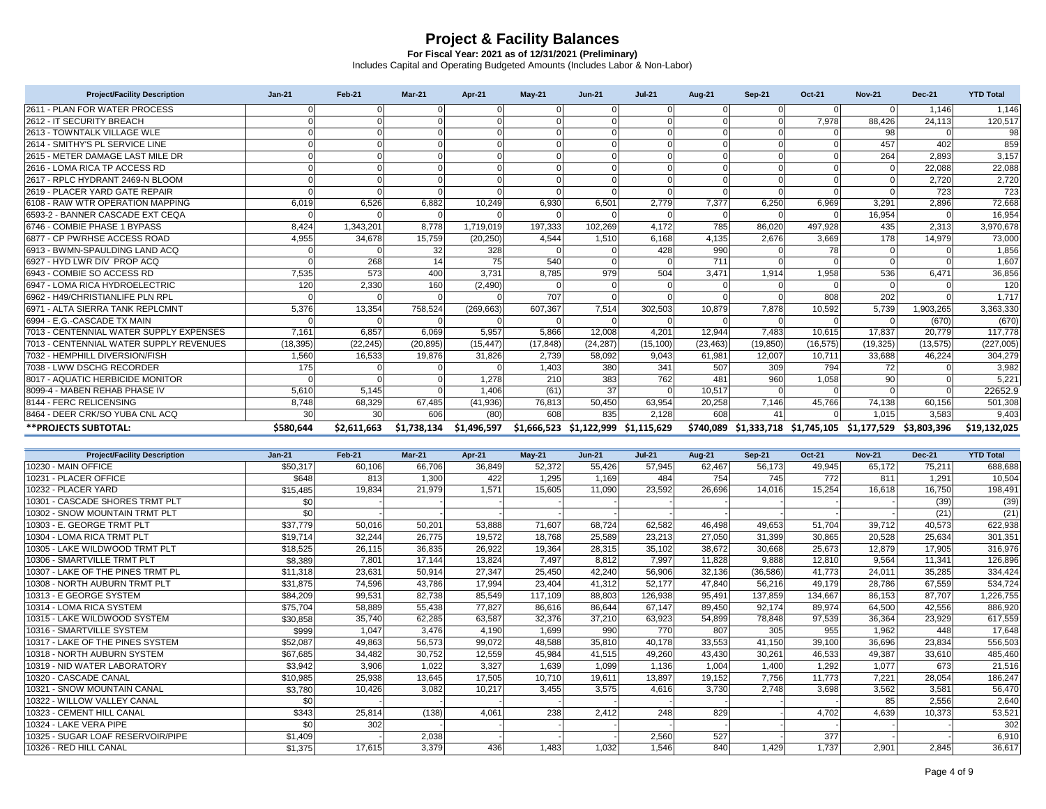# Project & Facility Balances

**For Fiscal Year: 2021 as of 12/31/2021 (Preliminary)**

Includes Capital and Operating Budgeted Amounts (Includes Labor & Non-Labor)

| Project/Facility Description | Jan-21 | Feb-21 | Mar-21 | Apr-21 | May-21 | Jun-21 | Jul-21 | Aug-21 | Sep-21 | Oct-21 | Nov-21 | Dec-21 | YTD Total |
|---|---|---|---|---|---|---|---|---|---|---|---|---|---|
| 2611 - PLAN FOR WATER PROCESS | 0 | 0 | 0 | 0 | 0 | 0 | 0 | 0 | 0 | 0 | 0 | 1,146 | 1,146 |
| 2612 - IT SECURITY BREACH | 0 | 0 | 0 | 0 | 0 | 0 | 0 | 0 | 0 | 7,978 | 88,426 | 24,113 | 120,517 |
| 2613 - TOWNTALK VILLAGE WLE | 0 | 0 | 0 | 0 | 0 | 0 | 0 | 0 | 0 | 0 | 98 | 0 | 98 |
| 2614 - SMITHY'S PL SERVICE LINE | 0 | 0 | 0 | 0 | 0 | 0 | 0 | 0 | 0 | 0 | 457 | 402 | 859 |
| 2615 - METER DAMAGE LAST MILE DR | 0 | 0 | 0 | 0 | 0 | 0 | 0 | 0 | 0 | 0 | 264 | 2,893 | 3,157 |
| 2616 - LOMA RICA TP ACCESS RD | 0 | 0 | 0 | 0 | 0 | 0 | 0 | 0 | 0 | 0 | 0 | 22,088 | 22,088 |
| 2617 - RPLC HYDRANT 2469-N BLOOM | 0 | 0 | 0 | 0 | 0 | 0 | 0 | 0 | 0 | 0 | 0 | 2,720 | 2,720 |
| 2619 - PLACER YARD GATE REPAIR | 0 | 0 | 0 | 0 | 0 | 0 | 0 | 0 | 0 | 0 | 0 | 723 | 723 |
| 6108 - RAW WTR OPERATION MAPPING | 6,019 | 6,526 | 6,882 | 10,249 | 6,930 | 6,501 | 2,779 | 7,377 | 6,250 | 6,969 | 3,291 | 2,896 | 72,668 |
| 6593-2 - BANNER CASCADE EXT CEQA | 0 | 0 | 0 | 0 | 0 | 0 | 0 | 0 | 0 | 0 | 16,954 | 0 | 16,954 |
| 6746 - COMBIE PHASE 1 BYPASS | 8,424 | 1,343,201 | 8,778 | 1,719,019 | 197,333 | 102,269 | 4,172 | 785 | 86,020 | 497,928 | 435 | 2,313 | 3,970,678 |
| 6877 - CP PWRHSE ACCESS ROAD | 4,955 | 34,678 | 15,759 | (20,250) | 4,544 | 1,510 | 6,168 | 4,135 | 2,676 | 3,669 | 178 | 14,979 | 73,000 |
| 6913 - BWMN-SPAULDING LAND ACQ | 0 | 0 | 32 | 328 | 0 | 0 | 428 | 990 | 0 | 78 | 0 | 0 | 1,856 |
| 6927 - HYD LWR DIV PROP ACQ | 0 | 268 | 14 | 75 | 540 | 0 | 0 | 711 | 0 | 0 | 0 | 0 | 1,607 |
| 6943 - COMBIE SO ACCESS RD | 7,535 | 573 | 400 | 3,731 | 8,785 | 979 | 504 | 3,471 | 1,914 | 1,958 | 536 | 6,471 | 36,856 |
| 6947 - LOMA RICA HYDROELECTRIC | 120 | 2,330 | 160 | (2,490) | 0 | 0 | 0 | 0 | 0 | 0 | 0 | 0 | 120 |
| 6962 - H49/CHRISTIANLIFE PLN RPL | 0 | 0 | 0 | 0 | 707 | 0 | 0 | 0 | 0 | 808 | 202 | 0 | 1,717 |
| 6971 - ALTA SIERRA TANK REPLCMNT | 5,376 | 13,354 | 758,524 | (269,663) | 607,367 | 7,514 | 302,503 | 10,879 | 7,878 | 10,592 | 5,739 | 1,903,265 | 3,363,330 |
| 6994 - E.G.-CASCADE TX MAIN | 0 | 0 | 0 | 0 | 0 | 0 | 0 | 0 | 0 | 0 | 0 | (670) | (670) |
| 7013 - CENTENNIAL WATER SUPPLY EXPENSES | 7,161 | 6,857 | 6,069 | 5,957 | 5,866 | 12,008 | 4,201 | 12,944 | 7,483 | 10,615 | 17,837 | 20,779 | 117,778 |
| 7013 - CENTENNIAL WATER SUPPLY REVENUES | (18,395) | (22,245) | (20,895) | (15,447) | (17,848) | (24,287) | (15,100) | (23,463) | (19,850) | (16,575) | (19,325) | (13,575) | (227,005) |
| 7032 - HEMPHILL DIVERSION/FISH | 1,560 | 16,533 | 19,876 | 31,826 | 2,739 | 58,092 | 9,043 | 61,981 | 12,007 | 10,711 | 33,688 | 46,224 | 304,279 |
| 7038 - LWW DSCHG RECORDER | 175 | 0 | 0 | 0 | 1,403 | 380 | 341 | 507 | 309 | 794 | 72 | 0 | 3,982 |
| 8017 - AQUATIC HERBICIDE MONITOR | 0 | 0 | 0 | 1,278 | 210 | 383 | 762 | 481 | 960 | 1,058 | 90 | 0 | 5,221 |
| 8099-4 - MABEN REHAB PHASE IV | 5,610 | 5,145 | 0 | 1,406 | (61) | 37 | 0 | 10,517 | 0 | 0 | 0 | 0 | 22652.9 |
| 8144 - FERC RELICENSING | 8,748 | 68,329 | 67,485 | (41,936) | 76,813 | 50,450 | 63,954 | 20,258 | 7,146 | 45,766 | 74,138 | 60,156 | 501,308 |
| 8464 - DEER CRK/SO YUBA CNL ACQ | 30 | 30 | 0 | (80) | 608 | 835 | 2,128 | 608 | 41 | 0 | 1,015 | 3,583 | 9,403 |
| **PROJECTS SUBTOTAL:** | **$580,644** | **$2,611,663** | **$1,738,134** | **$1,496,597** | **$1,666,523** | **$1,122,999** | **$1,115,629** | **$740,089** | **$1,333,718** | **$1,745,105** | **$1,177,529** | **$3,803,396** | **$19,132,025** |

| Project/Facility Description | Jan-21 | Feb-21 | Mar-21 | Apr-21 | May-21 | Jun-21 | Jul-21 | Aug-21 | Sep-21 | Oct-21 | Nov-21 | Dec-21 | YTD Total |
|---|---|---|---|---|---|---|---|---|---|---|---|---|---|
| 10230 - MAIN OFFICE | $50,317 | 60,106 | 66,706 | 36,849 | 52,372 | 55,426 | 57,945 | 62,467 | 56,173 | 49,945 | 65,172 | 75,211 | 688,688 |
| 10231 - PLACER OFFICE | $648 | 813 | 1,300 | 422 | 1,295 | 1,169 | 484 | 754 | 745 | 772 | 811 | 1,291 | 10,504 |
| 10232 - PLACER YARD | $15,485 | 19,834 | 21,979 | 1,571 | 15,605 | 11,090 | 23,592 | 26,696 | 14,016 | 15,254 | 16,618 | 16,750 | 198,491 |
| 10301 - CASCADE SHORES TRMT PLT | $0 | - | - | - | - | - | - | - | - | - | - | (39) | (39) |
| 10302 - SNOW MOUNTAIN TRMT PLT | $0 | - | - | - | - | - | - | - | - | - | - | (21) | (21) |
| 10303 - E. GEORGE TRMT PLT | $37,779 | 50,016 | 50,201 | 53,888 | 71,607 | 68,724 | 62,582 | 46,498 | 49,653 | 51,704 | 39,712 | 40,573 | 622,938 |
| 10304 - LOMA RICA TRMT PLT | $19,714 | 32,244 | 26,775 | 19,572 | 18,768 | 25,589 | 23,213 | 27,050 | 31,399 | 30,865 | 20,528 | 25,634 | 301,351 |
| 10305 - LAKE WILDWOOD TRMT PLT | $18,525 | 26,115 | 36,835 | 26,922 | 19,364 | 28,315 | 35,102 | 38,672 | 30,668 | 25,673 | 12,879 | 17,905 | 316,976 |
| 10306 - SMARTVILLE TRMT PLT | $8,389 | 7,801 | 17,144 | 13,824 | 7,497 | 8,812 | 7,997 | 11,828 | 9,888 | 12,810 | 9,564 | 11,341 | 126,896 |
| 10307 - LAKE OF THE PINES TRMT PL | $11,318 | 23,631 | 50,914 | 27,347 | 25,450 | 42,240 | 56,906 | 32,136 | (36,586) | 41,773 | 24,011 | 35,285 | 334,424 |
| 10308 - NORTH AUBURN TRMT PLT | $31,875 | 74,596 | 43,786 | 17,994 | 23,404 | 41,312 | 52,177 | 47,840 | 56,216 | 49,179 | 28,786 | 67,559 | 534,724 |
| 10313 - E GEORGE SYSTEM | $84,209 | 99,531 | 82,738 | 85,549 | 117,109 | 88,803 | 126,938 | 95,491 | 137,859 | 134,667 | 86,153 | 87,707 | 1,226,755 |
| 10314 - LOMA RICA SYSTEM | $75,704 | 58,889 | 55,438 | 77,827 | 86,616 | 86,644 | 67,147 | 89,450 | 92,174 | 89,974 | 64,500 | 42,556 | 886,920 |
| 10315 - LAKE WILDWOOD SYSTEM | $30,858 | 35,740 | 62,285 | 63,587 | 32,376 | 37,210 | 63,923 | 54,899 | 78,848 | 97,539 | 36,364 | 23,929 | 617,559 |
| 10316 - SMARTVILLE SYSTEM | $999 | 1,047 | 3,476 | 4,190 | 1,699 | 990 | 770 | 807 | 305 | 955 | 1,962 | 448 | 17,648 |
| 10317 - LAKE OF THE PINES SYSTEM | $52,087 | 49,863 | 56,573 | 99,072 | 48,588 | 35,810 | 40,178 | 33,553 | 41,150 | 39,100 | 36,696 | 23,834 | 556,503 |
| 10318 - NORTH AUBURN SYSTEM | $67,685 | 34,482 | 30,752 | 12,559 | 45,984 | 41,515 | 49,260 | 43,430 | 30,261 | 46,533 | 49,387 | 33,610 | 485,460 |
| 10319 - NID WATER LABORATORY | $3,942 | 3,906 | 1,022 | 3,327 | 1,639 | 1,099 | 1,136 | 1,004 | 1,400 | 1,292 | 1,077 | 673 | 21,516 |
| 10320 - CASCADE CANAL | $10,985 | 25,938 | 13,645 | 17,505 | 10,710 | 19,611 | 13,897 | 19,152 | 7,756 | 11,773 | 7,221 | 28,054 | 186,247 |
| 10321 - SNOW MOUNTAIN CANAL | $3,780 | 10,426 | 3,082 | 10,217 | 3,455 | 3,575 | 4,616 | 3,730 | 2,748 | 3,698 | 3,562 | 3,581 | 56,470 |
| 10322 - WILLOW VALLEY CANAL | $0 | - | - | - | - | - | - | - | - | - | 85 | 2,556 | 2,640 |
| 10323 - CEMENT HILL CANAL | $343 | 25,814 | (138) | 4,061 | 238 | 2,412 | 248 | 829 | - | 4,702 | 4,639 | 10,373 | 53,521 |
| 10324 - LAKE VERA PIPE | $0 | 302 | - | - | - | - | - | - | - | - | - | - | 302 |
| 10325 - SUGAR LOAF RESERVOIR/PIPE | $1,409 | - | 2,038 | - | - | - | 2,560 | 527 | - | 377 | - | - | 6,910 |
| 10326 - RED HILL CANAL | $1,375 | 17,615 | 3,379 | 436 | 1,483 | 1,032 | 1,546 | 840 | 1,429 | 1,737 | 2,901 | 2,845 | 36,617 |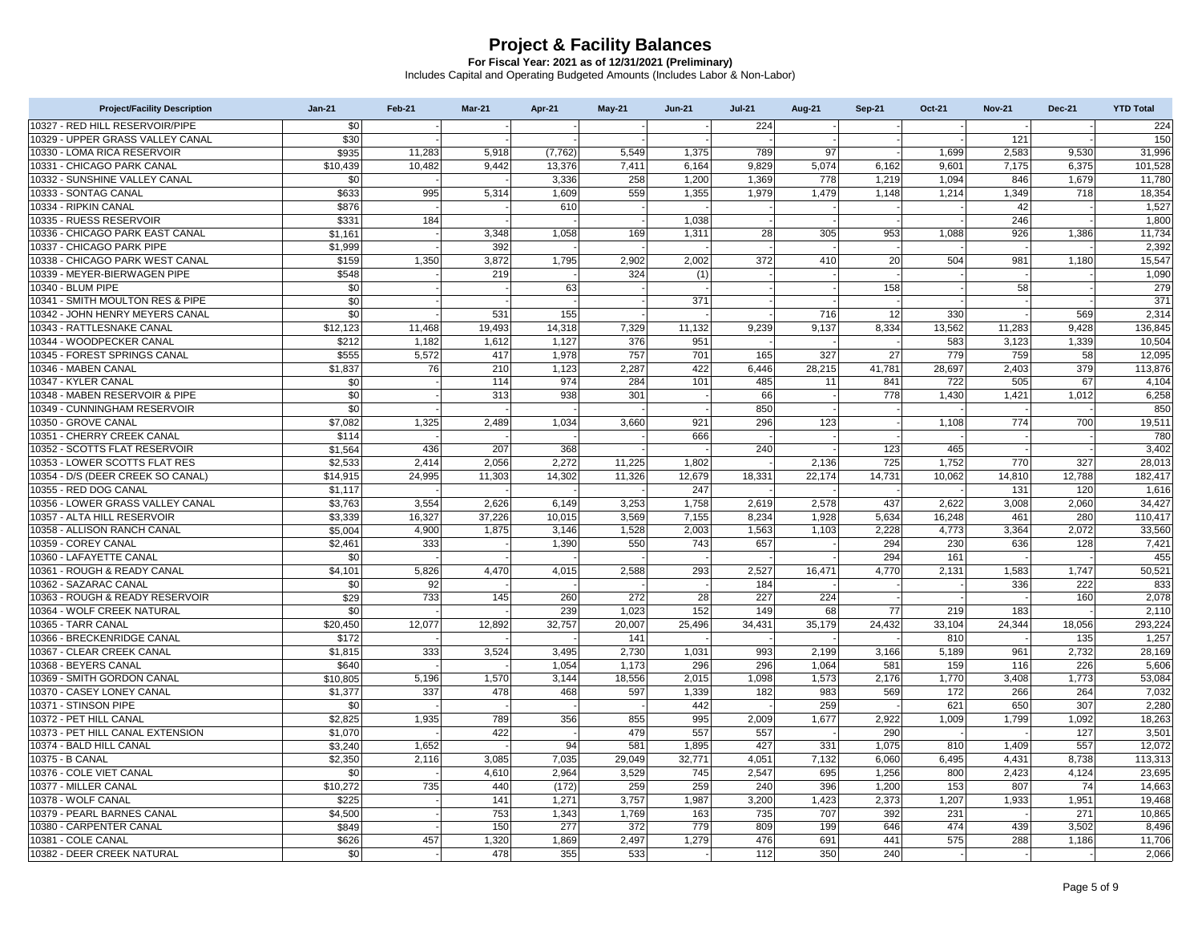# Project & Facility Balances

**For Fiscal Year: 2021 as of 12/31/2021 (Preliminary)**

Includes Capital and Operating Budgeted Amounts (Includes Labor & Non-Labor)

| Project/Facility Description | Jan-21 | Feb-21 | Mar-21 | Apr-21 | May-21 | Jun-21 | Jul-21 | Aug-21 | Sep-21 | Oct-21 | Nov-21 | Dec-21 | YTD Total |
|---|---|---|---|---|---|---|---|---|---|---|---|---|---|
| 10327 - RED HILL RESERVOIR/PIPE | $0 | - | - | - | - | - | 224 | - | - | - | - | - | 224 |
| 10329 - UPPER GRASS VALLEY CANAL | $30 | - | - | - | - | - | - | - | - | - | 121 | - | 150 |
| 10330 - LOMA RICA RESERVOIR | $935 | 11,283 | 5,918 | (7,762) | 5,549 | 1,375 | 789 | 97 | - | 1,699 | 2,583 | 9,530 | 31,996 |
| 10331 - CHICAGO PARK CANAL | $10,439 | 10,482 | 9,442 | 13,376 | 7,411 | 6,164 | 9,829 | 5,074 | 6,162 | 9,601 | 7,175 | 6,375 | 101,528 |
| 10332 - SUNSHINE VALLEY CANAL | $0 | - | - | 3,336 | 258 | 1,200 | 1,369 | 778 | 1,219 | 1,094 | 846 | 1,679 | 11,780 |
| 10333 - SONTAG CANAL | $633 | 995 | 5,314 | 1,609 | 559 | 1,355 | 1,979 | 1,479 | 1,148 | 1,214 | 1,349 | 718 | 18,354 |
| 10334 - RIPKIN CANAL | $876 | - | - | 610 | - | - | - | - | - | - | 42 | - | 1,527 |
| 10335 - RUESS RESERVOIR | $331 | 184 | - | - | - | 1,038 | - | - | - | - | 246 | - | 1,800 |
| 10336 - CHICAGO PARK EAST CANAL | $1,161 | - | 3,348 | 1,058 | 169 | 1,311 | 28 | 305 | 953 | 1,088 | 926 | 1,386 | 11,734 |
| 10337 - CHICAGO PARK PIPE | $1,999 | - | 392 | - | - | - | - | - | - | - | - | - | 2,392 |
| 10338 - CHICAGO PARK WEST CANAL | $159 | 1,350 | 3,872 | 1,795 | 2,902 | 2,002 | 372 | 410 | 20 | 504 | 981 | 1,180 | 15,547 |
| 10339 - MEYER-BIERWAGEN PIPE | $548 | - | 219 | - | 324 | (1) | - | - | - | - | - | - | 1,090 |
| 10340 - BLUM PIPE | $0 | - | - | 63 | - | - | - | - | 158 | - | 58 | - | 279 |
| 10341 - SMITH MOULTON RES & PIPE | $0 | - | - | - | - | 371 | - | - | - | - | - | - | 371 |
| 10342 - JOHN HENRY MEYERS CANAL | $0 | - | 531 | 155 | - | - | - | 716 | 12 | 330 | - | 569 | 2,314 |
| 10343 - RATTLESNAKE CANAL | $12,123 | 11,468 | 19,493 | 14,318 | 7,329 | 11,132 | 9,239 | 9,137 | 8,334 | 13,562 | 11,283 | 9,428 | 136,845 |
| 10344 - WOODPECKER CANAL | $212 | 1,182 | 1,612 | 1,127 | 376 | 951 | - | - | - | 583 | 3,123 | 1,339 | 10,504 |
| 10345 - FOREST SPRINGS CANAL | $555 | 5,572 | 417 | 1,978 | 757 | 701 | 165 | 327 | 27 | 779 | 759 | 58 | 12,095 |
| 10346 - MABEN CANAL | $1,837 | 76 | 210 | 1,123 | 2,287 | 422 | 6,446 | 28,215 | 41,781 | 28,697 | 2,403 | 379 | 113,876 |
| 10347 - KYLER CANAL | $0 | - | 114 | 974 | 284 | 101 | 485 | 11 | 841 | 722 | 505 | 67 | 4,104 |
| 10348 - MABEN RESERVOIR & PIPE | $0 | - | 313 | 938 | 301 | - | 66 | - | 778 | 1,430 | 1,421 | 1,012 | 6,258 |
| 10349 - CUNNINGHAM RESERVOIR | $0 | - | - | - | - | - | 850 | - | - | - | - | - | 850 |
| 10350 - GROVE CANAL | $7,082 | 1,325 | 2,489 | 1,034 | 3,660 | 921 | 296 | 123 | - | 1,108 | 774 | 700 | 19,511 |
| 10351 - CHERRY CREEK CANAL | $114 | - | - | - | - | 666 | - | - | - | - | - | - | 780 |
| 10352 - SCOTTS FLAT RESERVOIR | $1,564 | 436 | 207 | 368 | - | - | 240 | - | 123 | 465 | - | - | 3,402 |
| 10353 - LOWER SCOTTS FLAT RES | $2,533 | 2,414 | 2,056 | 2,272 | 11,225 | 1,802 | - | 2,136 | 725 | 1,752 | 770 | 327 | 28,013 |
| 10354 - D/S (DEER CREEK SO CANAL) | $14,915 | 24,995 | 11,303 | 14,302 | 11,326 | 12,679 | 18,331 | 22,174 | 14,731 | 10,062 | 14,810 | 12,788 | 182,417 |
| 10355 - RED DOG CANAL | $1,117 | - | - | - | - | 247 | - | - | - | - | 131 | 120 | 1,616 |
| 10356 - LOWER GRASS VALLEY CANAL | $3,763 | 3,554 | 2,626 | 6,149 | 3,253 | 1,758 | 2,619 | 2,578 | 437 | 2,622 | 3,008 | 2,060 | 34,427 |
| 10357 - ALTA HILL RESERVOIR | $3,339 | 16,327 | 37,226 | 10,015 | 3,569 | 7,155 | 8,234 | 1,928 | 5,634 | 16,248 | 461 | 280 | 110,417 |
| 10358 - ALLISON RANCH CANAL | $5,004 | 4,900 | 1,875 | 3,146 | 1,528 | 2,003 | 1,563 | 1,103 | 2,228 | 4,773 | 3,364 | 2,072 | 33,560 |
| 10359 - COREY CANAL | $2,461 | 333 | - | 1,390 | 550 | 743 | 657 | - | 294 | 230 | 636 | 128 | 7,421 |
| 10360 - LAFAYETTE CANAL | $0 | - | - | - | - | - | - | - | 294 | 161 | - | - | 455 |
| 10361 - ROUGH & READY CANAL | $4,101 | 5,826 | 4,470 | 4,015 | 2,588 | 293 | 2,527 | 16,471 | 4,770 | 2,131 | 1,583 | 1,747 | 50,521 |
| 10362 - SAZARAC CANAL | $0 | 92 | - | - | - | - | 184 | - | - | - | 336 | 222 | 833 |
| 10363 - ROUGH & READY RESERVOIR | $29 | 733 | 145 | 260 | 272 | 28 | 227 | 224 | - | - | - | 160 | 2,078 |
| 10364 - WOLF CREEK NATURAL | $0 | - | - | 239 | 1,023 | 152 | 149 | 68 | 77 | 219 | 183 | - | 2,110 |
| 10365 - TARR CANAL | $20,450 | 12,077 | 12,892 | 32,757 | 20,007 | 25,496 | 34,431 | 35,179 | 24,432 | 33,104 | 24,344 | 18,056 | 293,224 |
| 10366 - BRECKENRIDGE CANAL | $172 | - | - | - | 141 | - | - | - | - | 810 | - | 135 | 1,257 |
| 10367 - CLEAR CREEK CANAL | $1,815 | 333 | 3,524 | 3,495 | 2,730 | 1,031 | 993 | 2,199 | 3,166 | 5,189 | 961 | 2,732 | 28,169 |
| 10368 - BEYERS CANAL | $640 | - | - | 1,054 | 1,173 | 296 | 296 | 1,064 | 581 | 159 | 116 | 226 | 5,606 |
| 10369 - SMITH GORDON CANAL | $10,805 | 5,196 | 1,570 | 3,144 | 18,556 | 2,015 | 1,098 | 1,573 | 2,176 | 1,770 | 3,408 | 1,773 | 53,084 |
| 10370 - CASEY LONEY CANAL | $1,377 | 337 | 478 | 468 | 597 | 1,339 | 182 | 983 | 569 | 172 | 266 | 264 | 7,032 |
| 10371 - STINSON PIPE | $0 | - | - | - | - | 442 | - | 259 | - | 621 | 650 | 307 | 2,280 |
| 10372 - PET HILL CANAL | $2,825 | 1,935 | 789 | 356 | 855 | 995 | 2,009 | 1,677 | 2,922 | 1,009 | 1,799 | 1,092 | 18,263 |
| 10373 - PET HILL CANAL EXTENSION | $1,070 | - | 422 | - | 479 | 557 | 557 | - | 290 | - | - | 127 | 3,501 |
| 10374 - BALD HILL CANAL | $3,240 | 1,652 | - | 94 | 581 | 1,895 | 427 | 331 | 1,075 | 810 | 1,409 | 557 | 12,072 |
| 10375 - B CANAL | $2,350 | 2,116 | 3,085 | 7,035 | 29,049 | 32,771 | 4,051 | 7,132 | 6,060 | 6,495 | 4,431 | 8,738 | 113,313 |
| 10376 - COLE VIET CANAL | $0 | - | 4,610 | 2,964 | 3,529 | 745 | 2,547 | 695 | 1,256 | 800 | 2,423 | 4,124 | 23,695 |
| 10377 - MILLER CANAL | $10,272 | 735 | 440 | (172) | 259 | 259 | 240 | 396 | 1,200 | 153 | 807 | 74 | 14,663 |
| 10378 - WOLF CANAL | $225 | - | 141 | 1,271 | 3,757 | 1,987 | 3,200 | 1,423 | 2,373 | 1,207 | 1,933 | 1,951 | 19,468 |
| 10379 - PEARL BARNES CANAL | $4,500 | - | 753 | 1,343 | 1,769 | 163 | 735 | 707 | 392 | 231 | - | 271 | 10,865 |
| 10380 - CARPENTER CANAL | $849 | - | 150 | 277 | 372 | 779 | 809 | 199 | 646 | 474 | 439 | 3,502 | 8,496 |
| 10381 - COLE CANAL | $626 | 457 | 1,320 | 1,869 | 2,497 | 1,279 | 476 | 691 | 441 | 575 | 288 | 1,186 | 11,706 |
| 10382 - DEER CREEK NATURAL | $0 | - | 478 | 355 | 533 | - | 112 | 350 | 240 | - | - | - | 2,066 |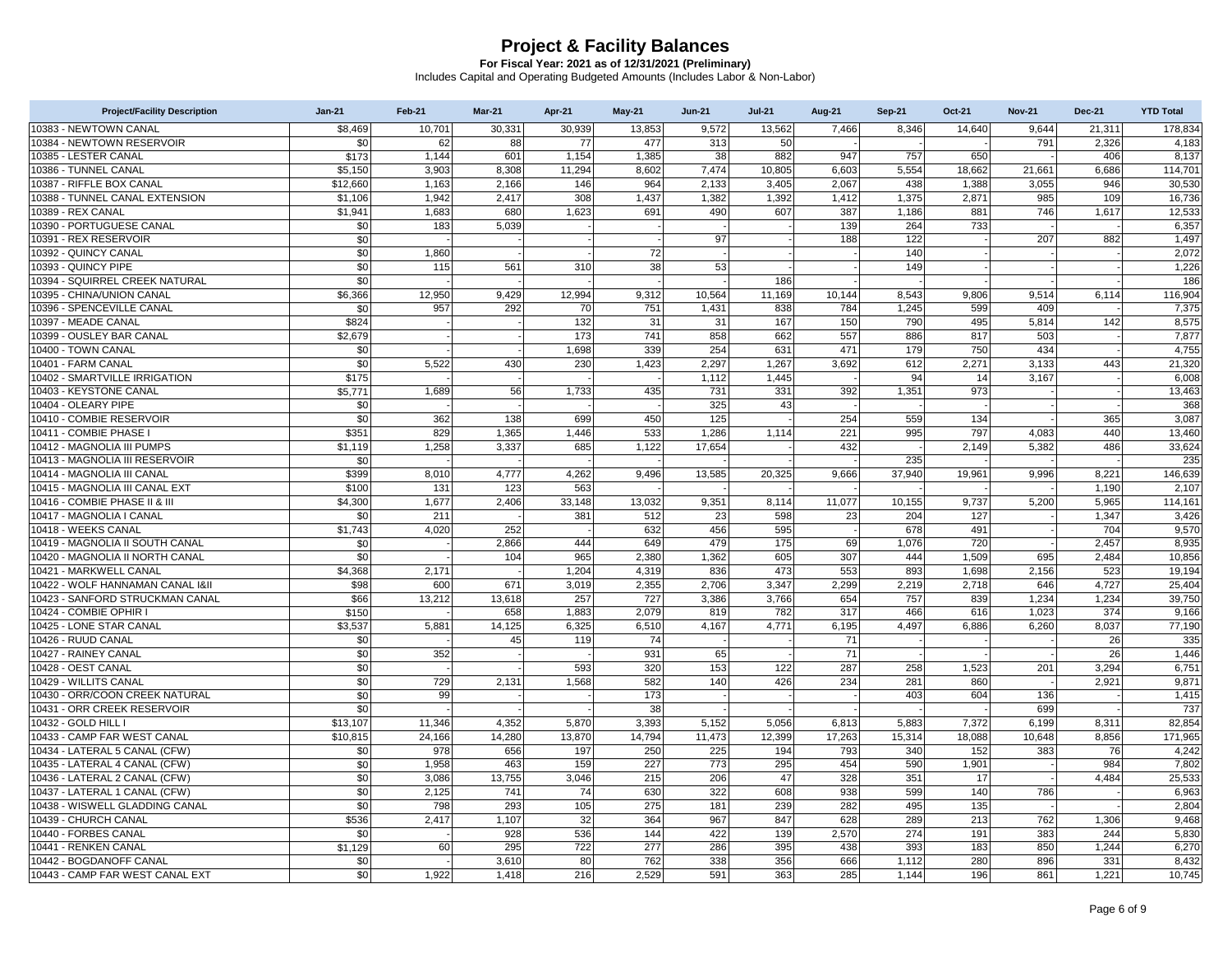# Project & Facility Balances

**For Fiscal Year: 2021 as of 12/31/2021 (Preliminary)**

Includes Capital and Operating Budgeted Amounts (Includes Labor & Non-Labor)

| Project/Facility Description | Jan-21 | Feb-21 | Mar-21 | Apr-21 | May-21 | Jun-21 | Jul-21 | Aug-21 | Sep-21 | Oct-21 | Nov-21 | Dec-21 | YTD Total |
|---|---|---|---|---|---|---|---|---|---|---|---|---|---|
| 10383 - NEWTOWN CANAL | $8,469 | 10,701 | 30,331 | 30,939 | 13,853 | 9,572 | 13,562 | 7,466 | 8,346 | 14,640 | 9,644 | 21,311 | 178,834 |
| 10384 - NEWTOWN RESERVOIR | $0 | 62 | 88 | 77 | 477 | 313 | 50 | - | - | - | 791 | 2,326 | 4,183 |
| 10385 - LESTER CANAL | $173 | 1,144 | 601 | 1,154 | 1,385 | 38 | 882 | 947 | 757 | 650 | - | 406 | 8,137 |
| 10386 - TUNNEL CANAL | $5,150 | 3,903 | 8,308 | 11,294 | 8,602 | 7,474 | 10,805 | 6,603 | 5,554 | 18,662 | 21,661 | 6,686 | 114,701 |
| 10387 - RIFFLE BOX CANAL | $12,660 | 1,163 | 2,166 | 146 | 964 | 2,133 | 3,405 | 2,067 | 438 | 1,388 | 3,055 | 946 | 30,530 |
| 10388 - TUNNEL CANAL EXTENSION | $1,106 | 1,942 | 2,417 | 308 | 1,437 | 1,382 | 1,392 | 1,412 | 1,375 | 2,871 | 985 | 109 | 16,736 |
| 10389 - REX CANAL | $1,941 | 1,683 | 680 | 1,623 | 691 | 490 | 607 | 387 | 1,186 | 881 | 746 | 1,617 | 12,533 |
| 10390 - PORTUGUESE CANAL | $0 | 183 | 5,039 | - | - | - | - | 139 | 264 | 733 | - | - | 6,357 |
| 10391 - REX RESERVOIR | $0 | - | - | - | - | 97 | - | 188 | 122 | - | 207 | 882 | 1,497 |
| 10392 - QUINCY CANAL | $0 | 1,860 | - | - | 72 | - | - | - | 140 | - | - | - | 2,072 |
| 10393 - QUINCY PIPE | $0 | 115 | 561 | 310 | 38 | 53 | - | - | 149 | - | - | - | 1,226 |
| 10394 - SQUIRREL CREEK NATURAL | $0 | - | - | - | - | - | 186 | - | - | - | - | - | 186 |
| 10395 - CHINA/UNION CANAL | $6,366 | 12,950 | 9,429 | 12,994 | 9,312 | 10,564 | 11,169 | 10,144 | 8,543 | 9,806 | 9,514 | 6,114 | 116,904 |
| 10396 - SPENCEVILLE CANAL | $0 | 957 | 292 | 70 | 751 | 1,431 | 838 | 784 | 1,245 | 599 | 409 | - | 7,375 |
| 10397 - MEADE CANAL | $824 | - | - | 132 | 31 | 31 | 167 | 150 | 790 | 495 | 5,814 | 142 | 8,575 |
| 10399 - OUSLEY BAR CANAL | $2,679 | - | - | 173 | 741 | 858 | 662 | 557 | 886 | 817 | 503 | - | 7,877 |
| 10400 - TOWN CANAL | $0 | - | - | 1,698 | 339 | 254 | 631 | 471 | 179 | 750 | 434 | - | 4,755 |
| 10401 - FARM CANAL | $0 | 5,522 | 430 | 230 | 1,423 | 2,297 | 1,267 | 3,692 | 612 | 2,271 | 3,133 | 443 | 21,320 |
| 10402 - SMARTVILLE IRRIGATION | $175 | - | - | - | - | 1,112 | 1,445 | - | 94 | 14 | 3,167 | - | 6,008 |
| 10403 - KEYSTONE CANAL | $5,771 | 1,689 | 56 | 1,733 | 435 | 731 | 331 | 392 | 1,351 | 973 | - | - | 13,463 |
| 10404 - OLEARY PIPE | $0 | - | - | - | - | 325 | 43 | - | - | - | - | - | 368 |
| 10410 - COMBIE RESERVOIR | $0 | 362 | 138 | 699 | 450 | 125 | - | 254 | 559 | 134 | - | 365 | 3,087 |
| 10411 - COMBIE PHASE I | $351 | 829 | 1,365 | 1,446 | 533 | 1,286 | 1,114 | 221 | 995 | 797 | 4,083 | 440 | 13,460 |
| 10412 - MAGNOLIA III PUMPS | $1,119 | 1,258 | 3,337 | 685 | 1,122 | 17,654 | - | 432 | - | 2,149 | 5,382 | 486 | 33,624 |
| 10413 - MAGNOLIA III RESERVOIR | $0 | - | - | - | - | - | - | - | 235 | - | - | - | 235 |
| 10414 - MAGNOLIA III CANAL | $399 | 8,010 | 4,777 | 4,262 | 9,496 | 13,585 | 20,325 | 9,666 | 37,940 | 19,961 | 9,996 | 8,221 | 146,639 |
| 10415 - MAGNOLIA III CANAL EXT | $100 | 131 | 123 | 563 | - | - | - | - | - | - | - | 1,190 | 2,107 |
| 10416 - COMBIE PHASE II & III | $4,300 | 1,677 | 2,406 | 33,148 | 13,032 | 9,351 | 8,114 | 11,077 | 10,155 | 9,737 | 5,200 | 5,965 | 114,161 |
| 10417 - MAGNOLIA I CANAL | $0 | 211 | - | 381 | 512 | 23 | 598 | 23 | 204 | 127 | - | 1,347 | 3,426 |
| 10418 - WEEKS CANAL | $1,743 | 4,020 | 252 | - | 632 | 456 | 595 | - | 678 | 491 | - | 704 | 9,570 |
| 10419 - MAGNOLIA II SOUTH CANAL | $0 | - | 2,866 | 444 | 649 | 479 | 175 | 69 | 1,076 | 720 | - | 2,457 | 8,935 |
| 10420 - MAGNOLIA II NORTH CANAL | $0 | - | 104 | 965 | 2,380 | 1,362 | 605 | 307 | 444 | 1,509 | 695 | 2,484 | 10,856 |
| 10421 - MARKWELL CANAL | $4,368 | 2,171 | - | 1,204 | 4,319 | 836 | 473 | 553 | 893 | 1,698 | 2,156 | 523 | 19,194 |
| 10422 - WOLF HANNAMAN CANAL I&II | $98 | 600 | 671 | 3,019 | 2,355 | 2,706 | 3,347 | 2,299 | 2,219 | 2,718 | 646 | 4,727 | 25,404 |
| 10423 - SANFORD STRUCKMAN CANAL | $66 | 13,212 | 13,618 | 257 | 727 | 3,386 | 3,766 | 654 | 757 | 839 | 1,234 | 1,234 | 39,750 |
| 10424 - COMBIE OPHIR I | $150 | - | 658 | 1,883 | 2,079 | 819 | 782 | 317 | 466 | 616 | 1,023 | 374 | 9,166 |
| 10425 - LONE STAR CANAL | $3,537 | 5,881 | 14,125 | 6,325 | 6,510 | 4,167 | 4,771 | 6,195 | 4,497 | 6,886 | 6,260 | 8,037 | 77,190 |
| 10426 - RUUD CANAL | $0 | - | 45 | 119 | 74 | - | - | 71 | - | - | - | 26 | 335 |
| 10427 - RAINEY CANAL | $0 | 352 | - | - | 931 | 65 | - | 71 | - | - | - | 26 | 1,446 |
| 10428 - OEST CANAL | $0 | - | - | 593 | 320 | 153 | 122 | 287 | 258 | 1,523 | 201 | 3,294 | 6,751 |
| 10429 - WILLITS CANAL | $0 | 729 | 2,131 | 1,568 | 582 | 140 | 426 | 234 | 281 | 860 | - | 2,921 | 9,871 |
| 10430 - ORR/COON CREEK NATURAL | $0 | 99 | - | - | 173 | - | - | - | 403 | 604 | 136 | - | 1,415 |
| 10431 - ORR CREEK RESERVOIR | $0 | - | - | - | 38 | - | - | - | - | - | 699 | - | 737 |
| 10432 - GOLD HILL I | $13,107 | 11,346 | 4,352 | 5,870 | 3,393 | 5,152 | 5,056 | 6,813 | 5,883 | 7,372 | 6,199 | 8,311 | 82,854 |
| 10433 - CAMP FAR WEST CANAL | $10,815 | 24,166 | 14,280 | 13,870 | 14,794 | 11,473 | 12,399 | 17,263 | 15,314 | 18,088 | 10,648 | 8,856 | 171,965 |
| 10434 - LATERAL 5 CANAL (CFW) | $0 | 978 | 656 | 197 | 250 | 225 | 194 | 793 | 340 | 152 | 383 | 76 | 4,242 |
| 10435 - LATERAL 4 CANAL (CFW) | $0 | 1,958 | 463 | 159 | 227 | 773 | 295 | 454 | 590 | 1,901 | - | 984 | 7,802 |
| 10436 - LATERAL 2 CANAL (CFW) | $0 | 3,086 | 13,755 | 3,046 | 215 | 206 | 47 | 328 | 351 | 17 | - | 4,484 | 25,533 |
| 10437 - LATERAL 1 CANAL (CFW) | $0 | 2,125 | 741 | 74 | 630 | 322 | 608 | 938 | 599 | 140 | 786 | - | 6,963 |
| 10438 - WISWELL GLADDING CANAL | $0 | 798 | 293 | 105 | 275 | 181 | 239 | 282 | 495 | 135 | - | - | 2,804 |
| 10439 - CHURCH CANAL | $536 | 2,417 | 1,107 | 32 | 364 | 967 | 847 | 628 | 289 | 213 | 762 | 1,306 | 9,468 |
| 10440 - FORBES CANAL | $0 | - | 928 | 536 | 144 | 422 | 139 | 2,570 | 274 | 191 | 383 | 244 | 5,830 |
| 10441 - RENKEN CANAL | $1,129 | 60 | 295 | 722 | 277 | 286 | 395 | 438 | 393 | 183 | 850 | 1,244 | 6,270 |
| 10442 - BOGDANOFF CANAL | $0 | - | 3,610 | 80 | 762 | 338 | 356 | 666 | 1,112 | 280 | 896 | 331 | 8,432 |
| 10443 - CAMP FAR WEST CANAL EXT | $0 | 1,922 | 1,418 | 216 | 2,529 | 591 | 363 | 285 | 1,144 | 196 | 861 | 1,221 | 10,745 |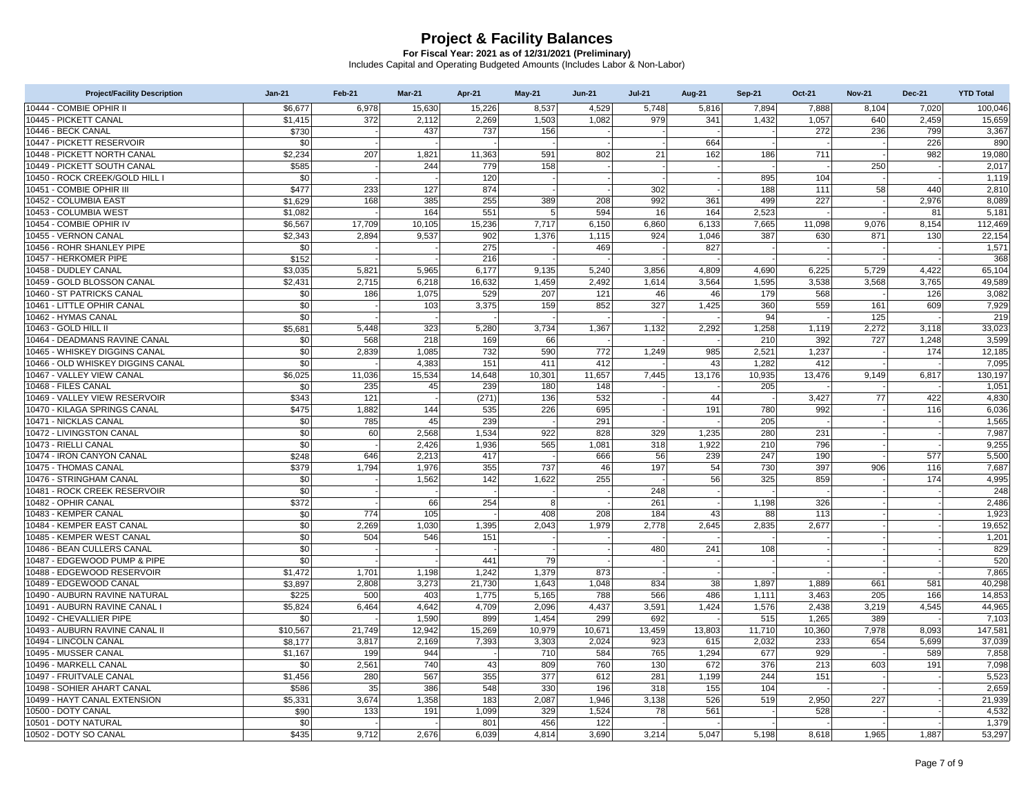# Project & Facility Balances

**For Fiscal Year: 2021 as of 12/31/2021 (Preliminary)**

Includes Capital and Operating Budgeted Amounts (Includes Labor & Non-Labor)

| Project/Facility Description | Jan-21 | Feb-21 | Mar-21 | Apr-21 | May-21 | Jun-21 | Jul-21 | Aug-21 | Sep-21 | Oct-21 | Nov-21 | Dec-21 | YTD Total |
|---|---|---|---|---|---|---|---|---|---|---|---|---|---|
| 10444 - COMBIE OPHIR II | $6,677 | 6,978 | 15,630 | 15,226 | 8,537 | 4,529 | 5,748 | 5,816 | 7,894 | 7,888 | 8,104 | 7,020 | 100,046 |
| 10445 - PICKETT CANAL | $1,415 | 372 | 2,112 | 2,269 | 1,503 | 1,082 | 979 | 341 | 1,432 | 1,057 | 640 | 2,459 | 15,659 |
| 10446 - BECK CANAL | $730 | - | 437 | 737 | 156 | - | - | - | - | 272 | 236 | 799 | 3,367 |
| 10447 - PICKETT RESERVOIR | $0 | - | - | - | - | - | - | 664 | - | - | - | 226 | 890 |
| 10448 - PICKETT NORTH CANAL | $2,234 | 207 | 1,821 | 11,363 | 591 | 802 | 21 | 162 | 186 | 711 | - | 982 | 19,080 |
| 10449 - PICKETT SOUTH CANAL | $585 | - | 244 | 779 | 158 | - | - | - | - | - | 250 | - | 2,017 |
| 10450 - ROCK CREEK/GOLD HILL I | $0 | - | - | 120 | - | - | - | - | 895 | 104 | - | - | 1,119 |
| 10451 - COMBIE OPHIR III | $477 | 233 | 127 | 874 | - | - | 302 | - | 188 | 111 | 58 | 440 | 2,810 |
| 10452 - COLUMBIA EAST | $1,629 | 168 | 385 | 255 | 389 | 208 | 992 | 361 | 499 | 227 | - | 2,976 | 8,089 |
| 10453 - COLUMBIA WEST | $1,082 | - | 164 | 551 | 5 | 594 | 16 | 164 | 2,523 | - | - | 81 | 5,181 |
| 10454 - COMBIE OPHIR IV | $6,567 | 17,709 | 10,105 | 15,236 | 7,717 | 6,150 | 6,860 | 6,133 | 7,665 | 11,098 | 9,076 | 8,154 | 112,469 |
| 10455 - VERNON CANAL | $2,343 | 2,894 | 9,537 | 902 | 1,376 | 1,115 | 924 | 1,046 | 387 | 630 | 871 | 130 | 22,154 |
| 10456 - ROHR SHANLEY PIPE | $0 | - | - | 275 | - | 469 | - | 827 | - | - | - | - | 1,571 |
| 10457 - HERKOMER PIPE | $152 | - | - | 216 | - | - | - | - | - | - | - | - | 368 |
| 10458 - DUDLEY CANAL | $3,035 | 5,821 | 5,965 | 6,177 | 9,135 | 5,240 | 3,856 | 4,809 | 4,690 | 6,225 | 5,729 | 4,422 | 65,104 |
| 10459 - GOLD BLOSSON CANAL | $2,431 | 2,715 | 6,218 | 16,632 | 1,459 | 2,492 | 1,614 | 3,564 | 1,595 | 3,538 | 3,568 | 3,765 | 49,589 |
| 10460 - ST PATRICKS CANAL | $0 | 186 | 1,075 | 529 | 207 | 121 | 46 | 46 | 179 | 568 | - | 126 | 3,082 |
| 10461 - LITTLE OPHIR CANAL | $0 | - | 103 | 3,375 | 159 | 852 | 327 | 1,425 | 360 | 559 | 161 | 609 | 7,929 |
| 10462 - HYMAS CANAL | $0 | - | - | - | - | - | - | - | 94 | - | 125 | - | 219 |
| 10463 - GOLD HILL II | $5,681 | 5,448 | 323 | 5,280 | 3,734 | 1,367 | 1,132 | 2,292 | 1,258 | 1,119 | 2,272 | 3,118 | 33,023 |
| 10464 - DEADMANS RAVINE CANAL | $0 | 568 | 218 | 169 | 66 | - | - | - | 210 | 392 | 727 | 1,248 | 3,599 |
| 10465 - WHISKEY DIGGINS CANAL | $0 | 2,839 | 1,085 | 732 | 590 | 772 | 1,249 | 985 | 2,521 | 1,237 | - | 174 | 12,185 |
| 10466 - OLD WHISKEY DIGGINS CANAL | $0 | - | 4,383 | 151 | 411 | 412 | - | 43 | 1,282 | 412 | - | - | 7,095 |
| 10467 - VALLEY VIEW CANAL | $6,025 | 11,036 | 15,534 | 14,648 | 10,301 | 11,657 | 7,445 | 13,176 | 10,935 | 13,476 | 9,149 | 6,817 | 130,197 |
| 10468 - FILES CANAL | $0 | 235 | 45 | 239 | 180 | 148 | - | - | 205 | - | - | - | 1,051 |
| 10469 - VALLEY VIEW RESERVOIR | $343 | 121 | - | (271) | 136 | 532 | - | 44 | - | 3,427 | 77 | 422 | 4,830 |
| 10470 - KILAGA SPRINGS CANAL | $475 | 1,882 | 144 | 535 | 226 | 695 | - | 191 | 780 | 992 | - | 116 | 6,036 |
| 10471 - NICKLAS CANAL | $0 | 785 | 45 | 239 | - | 291 | - | - | 205 | - | - | - | 1,565 |
| 10472 - LIVINGSTON CANAL | $0 | 60 | 2,568 | 1,534 | 922 | 828 | 329 | 1,235 | 280 | 231 | - | - | 7,987 |
| 10473 - RIELLI CANAL | $0 | - | 2,426 | 1,936 | 565 | 1,081 | 318 | 1,922 | 210 | 796 | - | - | 9,255 |
| 10474 - IRON CANYON CANAL | $248 | 646 | 2,213 | 417 | - | 666 | 56 | 239 | 247 | 190 | - | 577 | 5,500 |
| 10475 - THOMAS CANAL | $379 | 1,794 | 1,976 | 355 | 737 | 46 | 197 | 54 | 730 | 397 | 906 | 116 | 7,687 |
| 10476 - STRINGHAM CANAL | $0 | - | 1,562 | 142 | 1,622 | 255 | - | 56 | 325 | 859 | - | 174 | 4,995 |
| 10481 - ROCK CREEK RESERVOIR | $0 | - | - | - | - | - | 248 | - | - | - | - | - | 248 |
| 10482 - OPHIR CANAL | $372 | - | 66 | 254 | 8 | - | 261 | - | 1,198 | 326 | - | - | 2,486 |
| 10483 - KEMPER CANAL | $0 | 774 | 105 | - | 408 | 208 | 184 | 43 | 88 | 113 | - | - | 1,923 |
| 10484 - KEMPER EAST CANAL | $0 | 2,269 | 1,030 | 1,395 | 2,043 | 1,979 | 2,778 | 2,645 | 2,835 | 2,677 | - | - | 19,652 |
| 10485 - KEMPER WEST CANAL | $0 | 504 | 546 | 151 | - | - | - | - | - | - | - | - | 1,201 |
| 10486 - BEAN CULLERS CANAL | $0 | - | - | - | - | - | 480 | 241 | 108 | - | - | - | 829 |
| 10487 - EDGEWOOD PUMP & PIPE | $0 | - | - | 441 | 79 | - | - | - | - | - | - | - | 520 |
| 10488 - EDGEWOOD RESERVOIR | $1,472 | 1,701 | 1,198 | 1,242 | 1,379 | 873 | - | - | - | - | - | - | 7,865 |
| 10489 - EDGEWOOD CANAL | $3,897 | 2,808 | 3,273 | 21,730 | 1,643 | 1,048 | 834 | 38 | 1,897 | 1,889 | 661 | 581 | 40,298 |
| 10490 - AUBURN RAVINE NATURAL | $225 | 500 | 403 | 1,775 | 5,165 | 788 | 566 | 486 | 1,111 | 3,463 | 205 | 166 | 14,853 |
| 10491 - AUBURN RAVINE CANAL I | $5,824 | 6,464 | 4,642 | 4,709 | 2,096 | 4,437 | 3,591 | 1,424 | 1,576 | 2,438 | 3,219 | 4,545 | 44,965 |
| 10492 - CHEVALLIER PIPE | $0 | - | 1,590 | 899 | 1,454 | 299 | 692 | - | 515 | 1,265 | 389 | - | 7,103 |
| 10493 - AUBURN RAVINE CANAL II | $10,567 | 21,749 | 12,942 | 15,269 | 10,979 | 10,671 | 13,459 | 13,803 | 11,710 | 10,360 | 7,978 | 8,093 | 147,581 |
| 10494 - LINCOLN CANAL | $8,177 | 3,817 | 2,169 | 7,393 | 3,303 | 2,024 | 923 | 615 | 2,032 | 233 | 654 | 5,699 | 37,039 |
| 10495 - MUSSER CANAL | $1,167 | 199 | 944 | - | 710 | 584 | 765 | 1,294 | 677 | 929 | - | 589 | 7,858 |
| 10496 - MARKELL CANAL | $0 | 2,561 | 740 | 43 | 809 | 760 | 130 | 672 | 376 | 213 | 603 | 191 | 7,098 |
| 10497 - FRUITVALE CANAL | $1,456 | 280 | 567 | 355 | 377 | 612 | 281 | 1,199 | 244 | 151 | - | - | 5,523 |
| 10498 - SOHIER AHART CANAL | $586 | 35 | 386 | 548 | 330 | 196 | 318 | 155 | 104 | - | - | - | 2,659 |
| 10499 - HAYT CANAL EXTENSION | $5,331 | 3,674 | 1,358 | 183 | 2,087 | 1,946 | 3,138 | 526 | 519 | 2,950 | 227 | - | 21,939 |
| 10500 - DOTY CANAL | $90 | 133 | 191 | 1,099 | 329 | 1,524 | 78 | 561 | - | 528 | - | - | 4,532 |
| 10501 - DOTY NATURAL | $0 | - | - | 801 | 456 | 122 | - | - | - | - | - | - | 1,379 |
| 10502 - DOTY SO CANAL | $435 | 9,712 | 2,676 | 6,039 | 4,814 | 3,690 | 3,214 | 5,047 | 5,198 | 8,618 | 1,965 | 1,887 | 53,297 |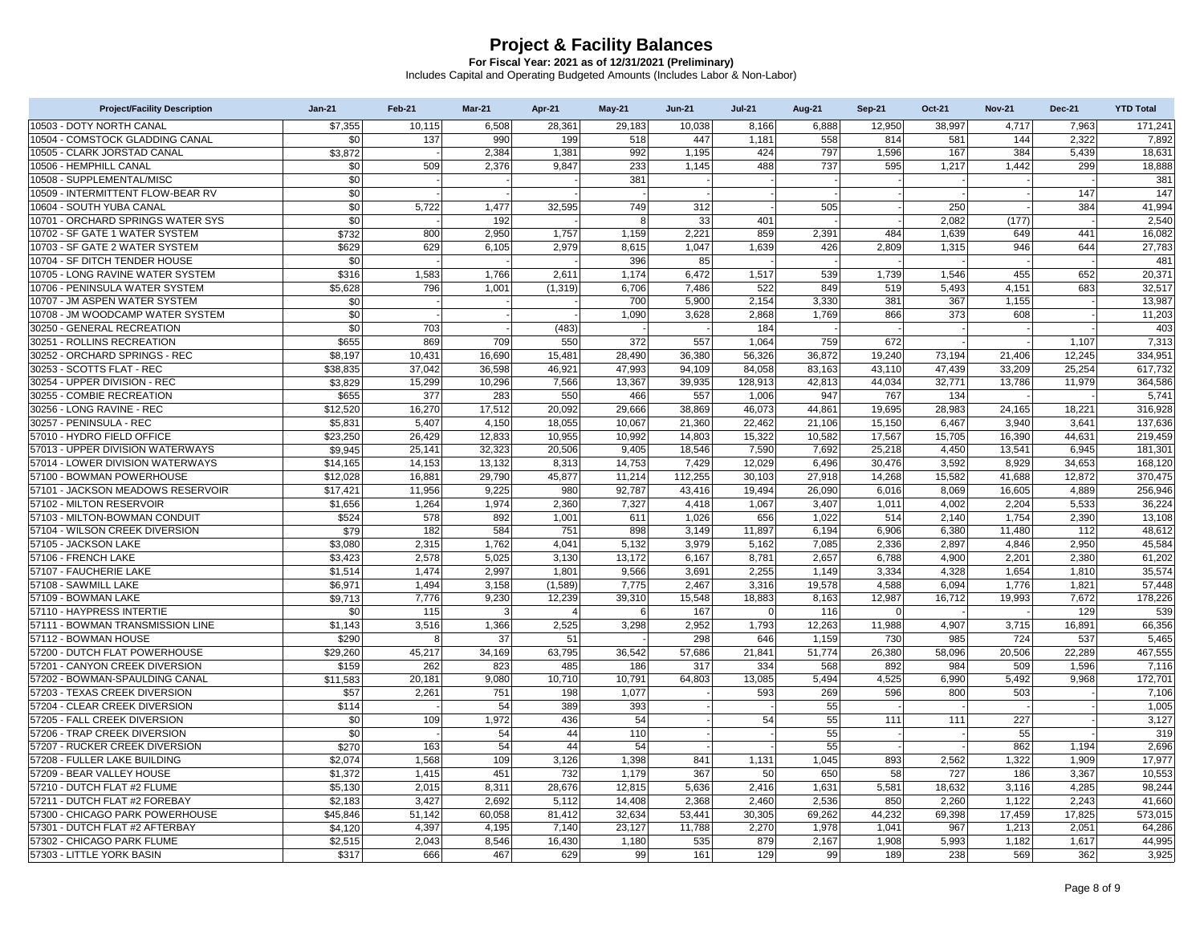# Project & Facility Balances

**For Fiscal Year: 2021 as of 12/31/2021 (Preliminary)**

Includes Capital and Operating Budgeted Amounts (Includes Labor & Non-Labor)

| Project/Facility Description | Jan-21 | Feb-21 | Mar-21 | Apr-21 | May-21 | Jun-21 | Jul-21 | Aug-21 | Sep-21 | Oct-21 | Nov-21 | Dec-21 | YTD Total |
|---|---|---|---|---|---|---|---|---|---|---|---|---|---|
| 10503 - DOTY NORTH CANAL | $7,355 | 10,115 | 6,508 | 28,361 | 29,183 | 10,038 | 8,166 | 6,888 | 12,950 | 38,997 | 4,717 | 7,963 | 171,241 |
| 10504 - COMSTOCK GLADDING CANAL | $0 | 137 | 990 | 199 | 518 | 447 | 1,181 | 558 | 814 | 581 | 144 | 2,322 | 7,892 |
| 10505 - CLARK JORSTAD CANAL | $3,872 | - | 2,384 | 1,381 | 992 | 1,195 | 424 | 797 | 1,596 | 167 | 384 | 5,439 | 18,631 |
| 10506 - HEMPHILL CANAL | $0 | 509 | 2,376 | 9,847 | 233 | 1,145 | 488 | 737 | 595 | 1,217 | 1,442 | 299 | 18,888 |
| 10508 - SUPPLEMENTAL/MISC | $0 | - | - | - | 381 | - | - | - | - | - | - | - | 381 |
| 10509 - INTERMITTENT FLOW-BEAR RV | $0 | - | - | - | - | - | - | - | - | - | - | 147 | 147 |
| 10604 - SOUTH YUBA CANAL | $0 | 5,722 | 1,477 | 32,595 | 749 | 312 | - | 505 | - | 250 | - | 384 | 41,994 |
| 10701 - ORCHARD SPRINGS WATER SYS | $0 | - | 192 | - | 8 | 33 | 401 | - | - | 2,082 | (177) | - | 2,540 |
| 10702 - SF GATE 1 WATER SYSTEM | $732 | 800 | 2,950 | 1,757 | 1,159 | 2,221 | 859 | 2,391 | 484 | 1,639 | 649 | 441 | 16,082 |
| 10703 - SF GATE 2 WATER SYSTEM | $629 | 629 | 6,105 | 2,979 | 8,615 | 1,047 | 1,639 | 426 | 2,809 | 1,315 | 946 | 644 | 27,783 |
| 10704 - SF DITCH TENDER HOUSE | $0 | - | - | - | 396 | 85 | - | - | - | - | - | - | 481 |
| 10705 - LONG RAVINE WATER SYSTEM | $316 | 1,583 | 1,766 | 2,611 | 1,174 | 6,472 | 1,517 | 539 | 1,739 | 1,546 | 455 | 652 | 20,371 |
| 10706 - PENINSULA WATER SYSTEM | $5,628 | 796 | 1,001 | (1,319) | 6,706 | 7,486 | 522 | 849 | 519 | 5,493 | 4,151 | 683 | 32,517 |
| 10707 - JM ASPEN WATER SYSTEM | $0 | - | - | - | 700 | 5,900 | 2,154 | 3,330 | 381 | 367 | 1,155 | - | 13,987 |
| 10708 - JM WOODCAMP WATER SYSTEM | $0 | - | - | - | 1,090 | 3,628 | 2,868 | 1,769 | 866 | 373 | 608 | - | 11,203 |
| 30250 - GENERAL RECREATION | $0 | 703 | - | (483) | - | - | 184 | - | - | - | - | - | 403 |
| 30251 - ROLLINS RECREATION | $655 | 869 | 709 | 550 | 372 | 557 | 1,064 | 759 | 672 | - | - | 1,107 | 7,313 |
| 30252 - ORCHARD SPRINGS - REC | $8,197 | 10,431 | 16,690 | 15,481 | 28,490 | 36,380 | 56,326 | 36,872 | 19,240 | 73,194 | 21,406 | 12,245 | 334,951 |
| 30253 - SCOTTS FLAT - REC | $38,835 | 37,042 | 36,598 | 46,921 | 47,993 | 94,109 | 84,058 | 83,163 | 43,110 | 47,439 | 33,209 | 25,254 | 617,732 |
| 30254 - UPPER DIVISION - REC | $3,829 | 15,299 | 10,296 | 7,566 | 13,367 | 39,935 | 128,913 | 42,813 | 44,034 | 32,771 | 13,786 | 11,979 | 364,586 |
| 30255 - COMBIE RECREATION | $655 | 377 | 283 | 550 | 466 | 557 | 1,006 | 947 | 767 | 134 | - | - | 5,741 |
| 30256 - LONG RAVINE - REC | $12,520 | 16,270 | 17,512 | 20,092 | 29,666 | 38,869 | 46,073 | 44,861 | 19,695 | 28,983 | 24,165 | 18,221 | 316,928 |
| 30257 - PENINSULA - REC | $5,831 | 5,407 | 4,150 | 18,055 | 10,067 | 21,360 | 22,462 | 21,106 | 15,150 | 6,467 | 3,940 | 3,641 | 137,636 |
| 57010 - HYDRO FIELD OFFICE | $23,250 | 26,429 | 12,833 | 10,955 | 10,992 | 14,803 | 15,322 | 10,582 | 17,567 | 15,705 | 16,390 | 44,631 | 219,459 |
| 57013 - UPPER DIVISION WATERWAYS | $9,945 | 25,141 | 32,323 | 20,506 | 9,405 | 18,546 | 7,590 | 7,692 | 25,218 | 4,450 | 13,541 | 6,945 | 181,301 |
| 57014 - LOWER DIVISION WATERWAYS | $14,165 | 14,153 | 13,132 | 8,313 | 14,753 | 7,429 | 12,029 | 6,496 | 30,476 | 3,592 | 8,929 | 34,653 | 168,120 |
| 57100 - BOWMAN POWERHOUSE | $12,028 | 16,881 | 29,790 | 45,877 | 11,214 | 112,255 | 30,103 | 27,918 | 14,268 | 15,582 | 41,688 | 12,872 | 370,475 |
| 57101 - JACKSON MEADOWS RESERVOIR | $17,421 | 11,956 | 9,225 | 980 | 92,787 | 43,416 | 19,494 | 26,090 | 6,016 | 8,069 | 16,605 | 4,889 | 256,946 |
| 57102 - MILTON RESERVOIR | $1,656 | 1,264 | 1,974 | 2,360 | 7,327 | 4,418 | 1,067 | 3,407 | 1,011 | 4,002 | 2,204 | 5,533 | 36,224 |
| 57103 - MILTON-BOWMAN CONDUIT | $524 | 578 | 892 | 1,001 | 611 | 1,026 | 656 | 1,022 | 514 | 2,140 | 1,754 | 2,390 | 13,108 |
| 57104 - WILSON CREEK DIVERSION | $79 | 182 | 584 | 751 | 898 | 3,149 | 11,897 | 6,194 | 6,906 | 6,380 | 11,480 | 112 | 48,612 |
| 57105 - JACKSON LAKE | $3,080 | 2,315 | 1,762 | 4,041 | 5,132 | 3,979 | 5,162 | 7,085 | 2,336 | 2,897 | 4,846 | 2,950 | 45,584 |
| 57106 - FRENCH LAKE | $3,423 | 2,578 | 5,025 | 3,130 | 13,172 | 6,167 | 8,781 | 2,657 | 6,788 | 4,900 | 2,201 | 2,380 | 61,202 |
| 57107 - FAUCHERIE LAKE | $1,514 | 1,474 | 2,997 | 1,801 | 9,566 | 3,691 | 2,255 | 1,149 | 3,334 | 4,328 | 1,654 | 1,810 | 35,574 |
| 57108 - SAWMILL LAKE | $6,971 | 1,494 | 3,158 | (1,589) | 7,775 | 2,467 | 3,316 | 19,578 | 4,588 | 6,094 | 1,776 | 1,821 | 57,448 |
| 57109 - BOWMAN LAKE | $9,713 | 7,776 | 9,230 | 12,239 | 39,310 | 15,548 | 18,883 | 8,163 | 12,987 | 16,712 | 19,993 | 7,672 | 178,226 |
| 57110 - HAYPRESS INTERTIE | $0 | 115 | 3 | 4 | 6 | 167 | 0 | 116 | 0 | - | - | 129 | 539 |
| 57111 - BOWMAN TRANSMISSION LINE | $1,143 | 3,516 | 1,366 | 2,525 | 3,298 | 2,952 | 1,793 | 12,263 | 11,988 | 4,907 | 3,715 | 16,891 | 66,356 |
| 57112 - BOWMAN HOUSE | $290 | 8 | 37 | 51 | - | 298 | 646 | 1,159 | 730 | 985 | 724 | 537 | 5,465 |
| 57200 - DUTCH FLAT POWERHOUSE | $29,260 | 45,217 | 34,169 | 63,795 | 36,542 | 57,686 | 21,841 | 51,774 | 26,380 | 58,096 | 20,506 | 22,289 | 467,555 |
| 57201 - CANYON CREEK DIVERSION | $159 | 262 | 823 | 485 | 186 | 317 | 334 | 568 | 892 | 984 | 509 | 1,596 | 7,116 |
| 57202 - BOWMAN-SPAULDING CANAL | $11,583 | 20,181 | 9,080 | 10,710 | 10,791 | 64,803 | 13,085 | 5,494 | 4,525 | 6,990 | 5,492 | 9,968 | 172,701 |
| 57203 - TEXAS CREEK DIVERSION | $57 | 2,261 | 751 | 198 | 1,077 | - | 593 | 269 | 596 | 800 | 503 | - | 7,106 |
| 57204 - CLEAR CREEK DIVERSION | $114 | - | 54 | 389 | 393 | - | - | 55 | - | - | - | - | 1,005 |
| 57205 - FALL CREEK DIVERSION | $0 | 109 | 1,972 | 436 | 54 | - | 54 | 55 | 111 | 111 | 227 | - | 3,127 |
| 57206 - TRAP CREEK DIVERSION | $0 | - | 54 | 44 | 110 | - | - | 55 | - | - | 55 | - | 319 |
| 57207 - RUCKER CREEK DIVERSION | $270 | 163 | 54 | 44 | 54 | - | - | 55 | - | - | 862 | 1,194 | 2,696 |
| 57208 - FULLER LAKE BUILDING | $2,074 | 1,568 | 109 | 3,126 | 1,398 | 841 | 1,131 | 1,045 | 893 | 2,562 | 1,322 | 1,909 | 17,977 |
| 57209 - BEAR VALLEY HOUSE | $1,372 | 1,415 | 451 | 732 | 1,179 | 367 | 50 | 650 | 58 | 727 | 186 | 3,367 | 10,553 |
| 57210 - DUTCH FLAT #2 FLUME | $5,130 | 2,015 | 8,311 | 28,676 | 12,815 | 5,636 | 2,416 | 1,631 | 5,581 | 18,632 | 3,116 | 4,285 | 98,244 |
| 57211 - DUTCH FLAT #2 FOREBAY | $2,183 | 3,427 | 2,692 | 5,112 | 14,408 | 2,368 | 2,460 | 2,536 | 850 | 2,260 | 1,122 | 2,243 | 41,660 |
| 57300 - CHICAGO PARK POWERHOUSE | $45,846 | 51,142 | 60,058 | 81,412 | 32,634 | 53,441 | 30,305 | 69,262 | 44,232 | 69,398 | 17,459 | 17,825 | 573,015 |
| 57301 - DUTCH FLAT #2 AFTERBAY | $4,120 | 4,397 | 4,195 | 7,140 | 23,127 | 11,788 | 2,270 | 1,978 | 1,041 | 967 | 1,213 | 2,051 | 64,286 |
| 57302 - CHICAGO PARK FLUME | $2,515 | 2,043 | 8,546 | 16,430 | 1,180 | 535 | 879 | 2,167 | 1,908 | 5,993 | 1,182 | 1,617 | 44,995 |
| 57303 - LITTLE YORK BASIN | $317 | 666 | 467 | 629 | 99 | 161 | 129 | 99 | 189 | 238 | 569 | 362 | 3,925 |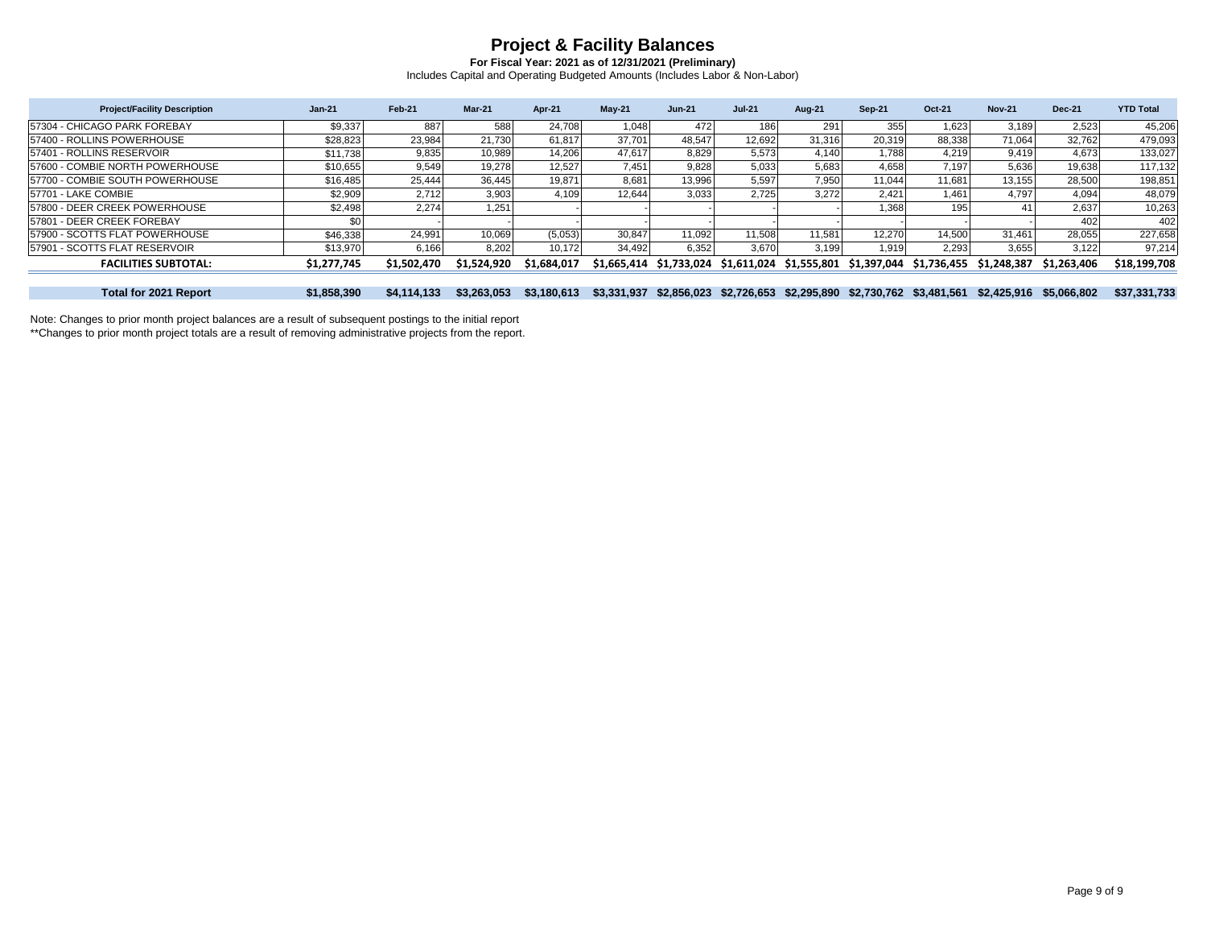# Project & Facility Balances

**For Fiscal Year: 2021 as of 12/31/2021 (Preliminary)**

Includes Capital and Operating Budgeted Amounts (Includes Labor & Non-Labor)

| Project/Facility Description | Jan-21 | Feb-21 | Mar-21 | Apr-21 | May-21 | Jun-21 | Jul-21 | Aug-21 | Sep-21 | Oct-21 | Nov-21 | Dec-21 | YTD Total |
|---|---|---|---|---|---|---|---|---|---|---|---|---|---|
| 57304 - CHICAGO PARK FOREBAY | $9,337 | 887 | 588 | 24,708 | 1,048 | 472 | 186 | 291 | 355 | 1,623 | 3,189 | 2,523 | 45,206 |
| 57400 - ROLLINS POWERHOUSE | $28,823 | 23,984 | 21,730 | 61,817 | 37,701 | 48,547 | 12,692 | 31,316 | 20,319 | 88,338 | 71,064 | 32,762 | 479,093 |
| 57401 - ROLLINS RESERVOIR | $11,738 | 9,835 | 10,989 | 14,206 | 47,617 | 8,829 | 5,573 | 4,140 | 1,788 | 4,219 | 9,419 | 4,673 | 133,027 |
| 57600 - COMBIE NORTH POWERHOUSE | $10,655 | 9,549 | 19,278 | 12,527 | 7,451 | 9,828 | 5,033 | 5,683 | 4,658 | 7,197 | 5,636 | 19,638 | 117,132 |
| 57700 - COMBIE SOUTH POWERHOUSE | $16,485 | 25,444 | 36,445 | 19,871 | 8,681 | 13,996 | 5,597 | 7,950 | 11,044 | 11,681 | 13,155 | 28,500 | 198,851 |
| 57701 - LAKE COMBIE | $2,909 | 2,712 | 3,903 | 4,109 | 12,644 | 3,033 | 2,725 | 3,272 | 2,421 | 1,461 | 4,797 | 4,094 | 48,079 |
| 57800 - DEER CREEK POWERHOUSE | $2,498 | 2,274 | 1,251 | - | - | - | - | - | 1,368 | 195 | 41 | 2,637 | 10,263 |
| 57801 - DEER CREEK FOREBAY | $0 | - | - | - | - | - | - | - | - | - | - | 402 | 402 |
| 57900 - SCOTTS FLAT POWERHOUSE | $46,338 | 24,991 | 10,069 | (5,053) | 30,847 | 11,092 | 11,508 | 11,581 | 12,270 | 14,500 | 31,461 | 28,055 | 227,658 |
| 57901 - SCOTTS FLAT RESERVOIR | $13,970 | 6,166 | 8,202 | 10,172 | 34,492 | 6,352 | 3,670 | 3,199 | 1,919 | 2,293 | 3,655 | 3,122 | 97,214 |
| **FACILITIES SUBTOTAL:** | **$1,277,745** | **$1,502,470** | **$1,524,920** | **$1,684,017** | **$1,665,414** | **$1,733,024** | **$1,611,024** | **$1,555,801** | **$1,397,044** | **$1,736,455** | **$1,248,387** | **$1,263,406** | **$18,199,708** |
| **Total for 2021 Report** | **$1,858,390** | **$4,114,133** | **$3,263,053** | **$3,180,613** | **$3,331,937** | **$2,856,023** | **$2,726,653** | **$2,295,890** | **$2,730,762** | **$3,481,561** | **$2,425,916** | **$5,066,802** | **$37,331,733** |

Note: Changes to prior month project balances are a result of subsequent postings to the initial report

**Changes to prior month project totals are a result of removing administrative projects from the report.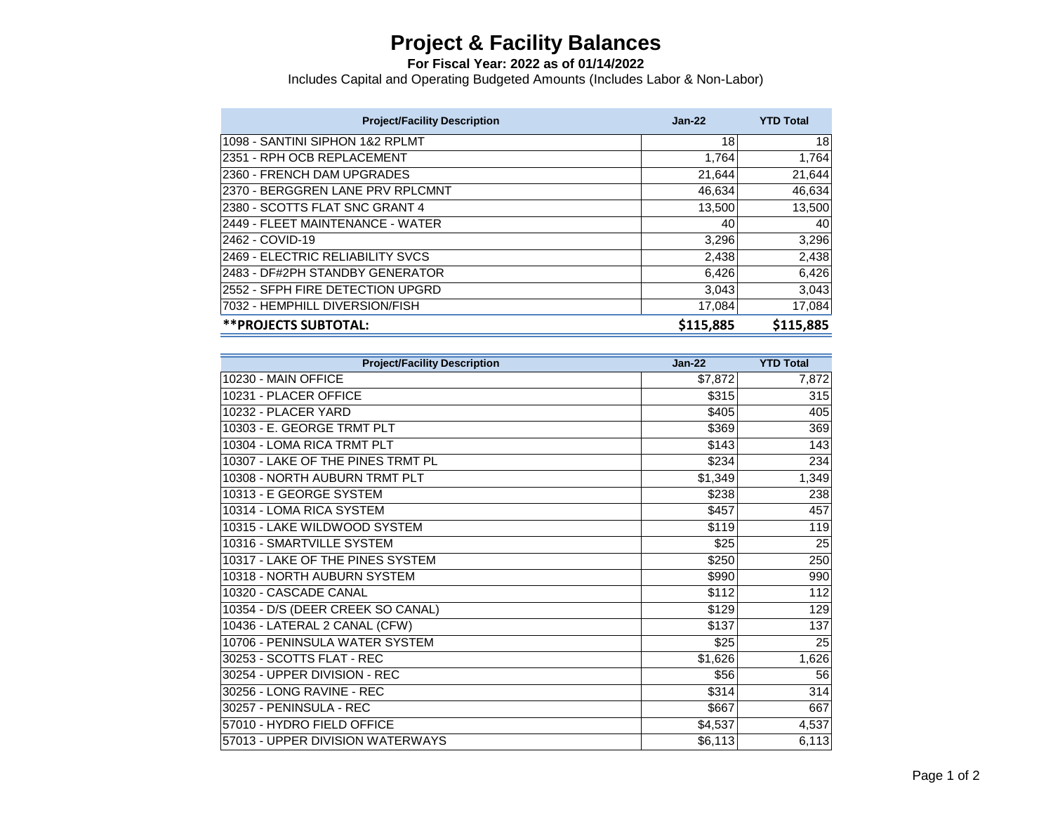# Project & Facility Balances

**For Fiscal Year: 2022 as of 01/14/2022**

Includes Capital and Operating Budgeted Amounts (Includes Labor & Non-Labor)

| Project/Facility Description | Jan-22 | YTD Total |
|---|---|---|
| 1098 - SANTINI SIPHON 1&2 RPLMT | 18 | 18 |
| 2351 - RPH OCB REPLACEMENT | 1,764 | 1,764 |
| 2360 - FRENCH DAM UPGRADES | 21,644 | 21,644 |
| 2370 - BERGGREN LANE PRV RPLCMNT | 46,634 | 46,634 |
| 2380 - SCOTTS FLAT SNC GRANT 4 | 13,500 | 13,500 |
| 2449 - FLEET MAINTENANCE - WATER | 40 | 40 |
| 2462 - COVID-19 | 3,296 | 3,296 |
| 2469 - ELECTRIC RELIABILITY SVCS | 2,438 | 2,438 |
| 2483 - DF#2PH STANDBY GENERATOR | 6,426 | 6,426 |
| 2552 - SFPH FIRE DETECTION UPGRD | 3,043 | 3,043 |
| 7032 - HEMPHILL DIVERSION/FISH | 17,084 | 17,084 |
| **\*\*PROJECTS SUBTOTAL:** | **$115,885** | **$115,885** |

| Project/Facility Description | Jan-22 | YTD Total |
|---|---|---|
| 10230 - MAIN OFFICE | $7,872 | 7,872 |
| 10231 - PLACER OFFICE | $315 | 315 |
| 10232 - PLACER YARD | $405 | 405 |
| 10303 - E. GEORGE TRMT PLT | $369 | 369 |
| 10304 - LOMA RICA TRMT PLT | $143 | 143 |
| 10307 - LAKE OF THE PINES TRMT PL | $234 | 234 |
| 10308 - NORTH AUBURN TRMT PLT | $1,349 | 1,349 |
| 10313 - E GEORGE SYSTEM | $238 | 238 |
| 10314 - LOMA RICA SYSTEM | $457 | 457 |
| 10315 - LAKE WILDWOOD SYSTEM | $119 | 119 |
| 10316 - SMARTVILLE SYSTEM | $25 | 25 |
| 10317 - LAKE OF THE PINES SYSTEM | $250 | 250 |
| 10318 - NORTH AUBURN SYSTEM | $990 | 990 |
| 10320 - CASCADE CANAL | $112 | 112 |
| 10354 - D/S (DEER CREEK SO CANAL) | $129 | 129 |
| 10436 - LATERAL 2 CANAL (CFW) | $137 | 137 |
| 10706 - PENINSULA WATER SYSTEM | $25 | 25 |
| 30253 - SCOTTS FLAT - REC | $1,626 | 1,626 |
| 30254 - UPPER DIVISION - REC | $56 | 56 |
| 30256 - LONG RAVINE - REC | $314 | 314 |
| 30257 - PENINSULA - REC | $667 | 667 |
| 57010 - HYDRO FIELD OFFICE | $4,537 | 4,537 |
| 57013 - UPPER DIVISION WATERWAYS | $6,113 | 6,113 |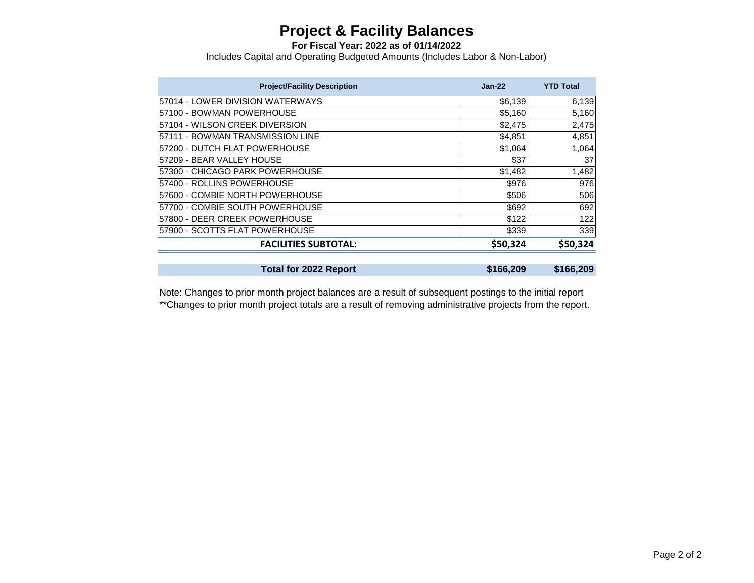# Project & Facility Balances

**For Fiscal Year: 2022 as of 01/14/2022**

Includes Capital and Operating Budgeted Amounts (Includes Labor & Non-Labor)

| Project/Facility Description | Jan-22 | YTD Total |
|---|---|---|
| 57014 - LOWER DIVISION WATERWAYS | $6,139 | 6,139 |
| 57100 - BOWMAN POWERHOUSE | $5,160 | 5,160 |
| 57104 - WILSON CREEK DIVERSION | $2,475 | 2,475 |
| 57111 - BOWMAN TRANSMISSION LINE | $4,851 | 4,851 |
| 57200 - DUTCH FLAT POWERHOUSE | $1,064 | 1,064 |
| 57209 - BEAR VALLEY HOUSE | $37 | 37 |
| 57300 - CHICAGO PARK POWERHOUSE | $1,482 | 1,482 |
| 57400 - ROLLINS POWERHOUSE | $976 | 976 |
| 57600 - COMBIE NORTH POWERHOUSE | $506 | 506 |
| 57700 - COMBIE SOUTH POWERHOUSE | $692 | 692 |
| 57800 - DEER CREEK POWERHOUSE | $122 | 122 |
| 57900 - SCOTTS FLAT POWERHOUSE | $339 | 339 |
| **FACILITIES SUBTOTAL:** | **$50,324** | **$50,324** |
| **Total for 2022 Report** | **$166,209** | **$166,209** |

Note: Changes to prior month project balances are a result of subsequent postings to the initial report

**Changes to prior month project totals are a result of removing administrative projects from the report.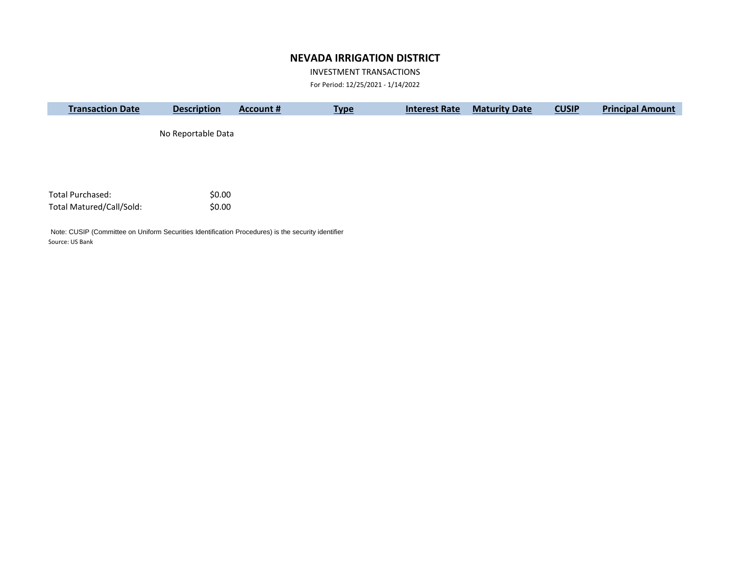# NEVADA IRRIGATION DISTRICT

INVESTMENT TRANSACTIONS

For Period: 12/25/2021 - 1/14/2022

| Transaction Date | Description | Account # | Type | Interest Rate | Maturity Date | CUSIP | Principal Amount |
|---|---|---|---|---|---|---|---|
| | No Reportable Data | | | | | | |

| | |
|---|---|
| Total Purchased: | $0.00 |
| Total Matured/Call/Sold: | $0.00 |

Note: CUSIP (Committee on Uniform Securities Identification Procedures) is the security identifier

Source: US Bank